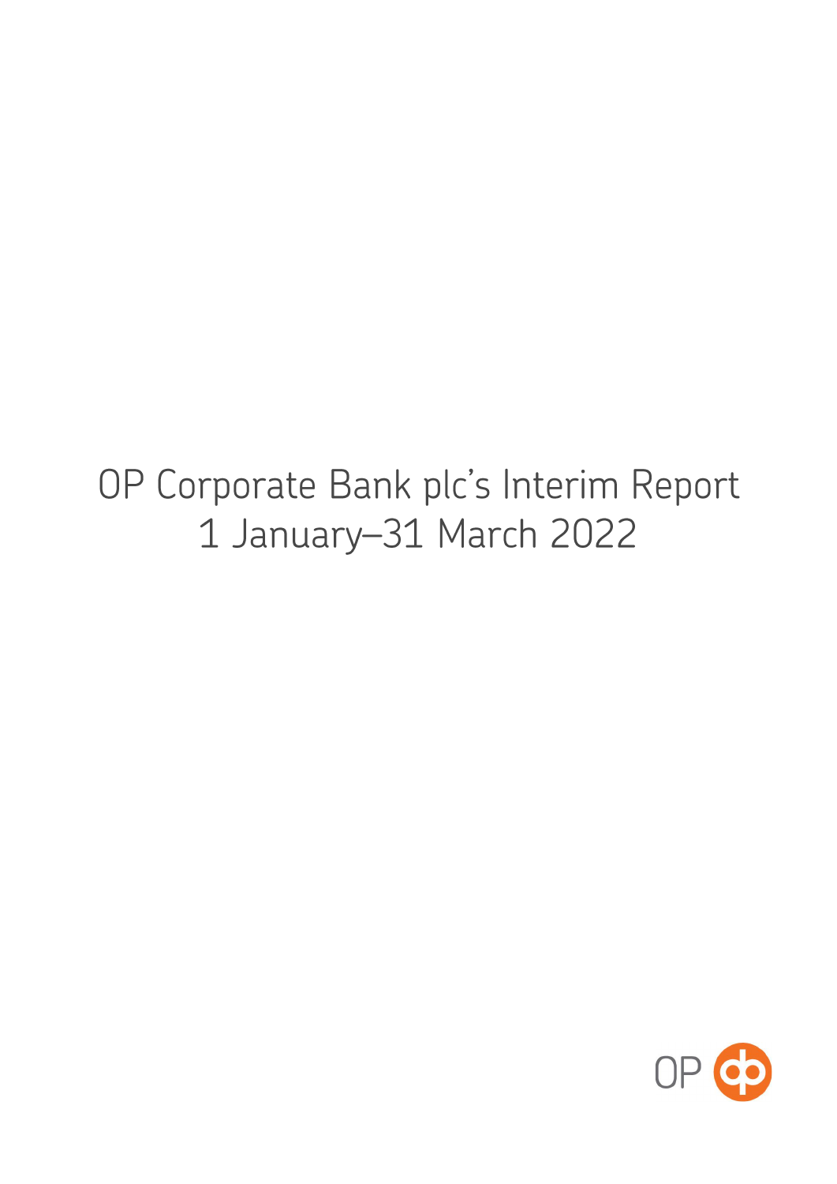# OP Corporate Bank plc's Interim Report 1 January–31 March 2022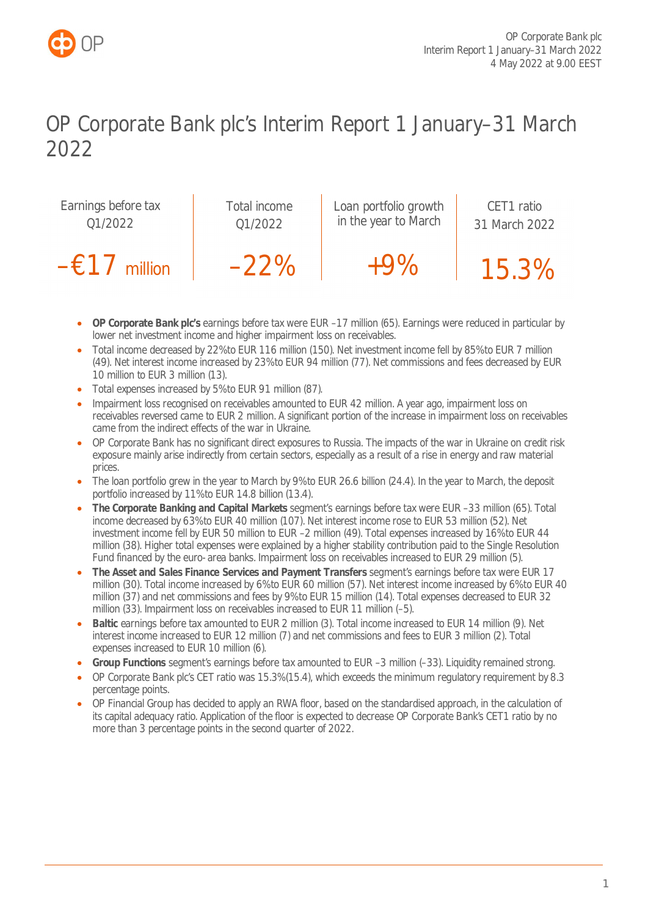# OP Corporate Bank plc's Interim Report 1 January–31 March 2022

| Earnings before tax Q1/2022 | Total income Q1/2022 | Loan portfolio growth in the year to March | CET1 ratio 31 March 2022 |
|---|---|---|---|
| –€17 million | –22% | +9% | 15.3% |

- **OP Corporate Bank plc's** earnings before tax were EUR –17 million (65). Earnings were reduced in particular by lower net investment income and higher impairment loss on receivables.
- Total income decreased by 22% to EUR 116 million (150). Net investment income fell by 85% to EUR 7 million (49). Net interest income increased by 23% to EUR 94 million (77). Net commissions and fees decreased by EUR 10 million to EUR 3 million (13).
- Total expenses increased by 5% to EUR 91 million (87).
- Impairment loss recognised on receivables amounted to EUR 42 million. A year ago, impairment loss on receivables reversed came to EUR 2 million. A significant portion of the increase in impairment loss on receivables came from the indirect effects of the war in Ukraine.
- OP Corporate Bank has no significant direct exposures to Russia. The impacts of the war in Ukraine on credit risk exposure mainly arise indirectly from certain sectors, especially as a result of a rise in energy and raw material prices.
- The loan portfolio grew in the year to March by 9% to EUR 26.6 billion (24.4). In the year to March, the deposit portfolio increased by 11% to EUR 14.8 billion (13.4).
- **The Corporate Banking and Capital Markets** segment's earnings before tax were EUR –33 million (65). Total income decreased by 63% to EUR 40 million (107). Net interest income rose to EUR 53 million (52). Net investment income fell by EUR 50 million to EUR –2 million (49). Total expenses increased by 16% to EUR 44 million (38). Higher total expenses were explained by a higher stability contribution paid to the Single Resolution Fund financed by the euro- area banks. Impairment loss on receivables increased to EUR 29 million (5).
- **The Asset and Sales Finance Services and Payment Transfers** segment's earnings before tax were EUR 17 million (30). Total income increased by 6% to EUR 60 million (57). Net interest income increased by 6% to EUR 40 million (37) and net commissions and fees by 9% to EUR 15 million (14). Total expenses decreased to EUR 32 million (33). Impairment loss on receivables increased to EUR 11 million (–5).
- **Baltic** earnings before tax amounted to EUR 2 million (3). Total income increased to EUR 14 million (9). Net interest income increased to EUR 12 million (7) and net commissions and fees to EUR 3 million (2). Total expenses increased to EUR 10 million (6).
- **Group Functions** segment's earnings before tax amounted to EUR –3 million (–33). Liquidity remained strong.
- OP Corporate Bank plc's CET ratio was 15.3% (15.4), which exceeds the minimum regulatory requirement by 8.3 percentage points.
- OP Financial Group has decided to apply an RWA floor, based on the standardised approach, in the calculation of its capital adequacy ratio. Application of the floor is expected to decrease OP Corporate Bank's CET1 ratio by no more than 3 percentage points in the second quarter of 2022.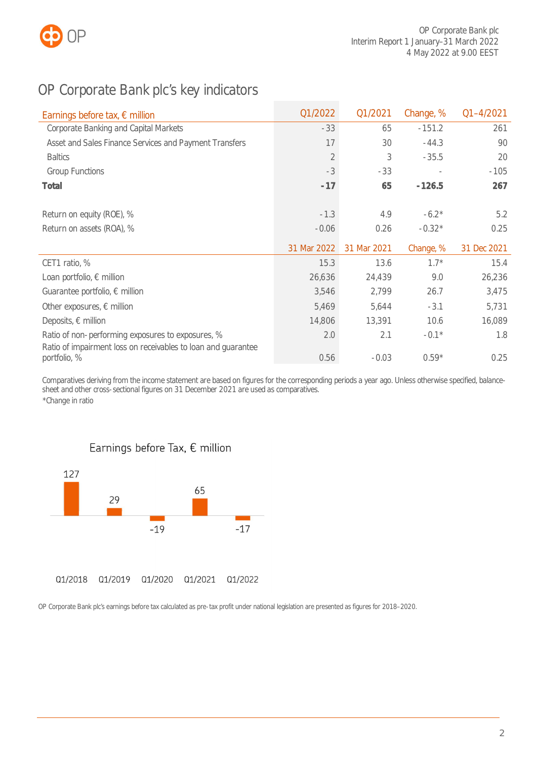# OP Corporate Bank plc's key indicators

| Earnings before tax, € million | Q1/2022 | Q1/2021 | Change, % | Q1–4/2021 |
|---|---|---|---|---|
| Corporate Banking and Capital Markets | -33 | 65 | -151.2 | 261 |
| Asset and Sales Finance Services and Payment Transfers | 17 | 30 | -44.3 | 90 |
| Baltics | 2 | 3 | -35.5 | 20 |
| Group Functions | -3 | -33 | - | -105 |
| **Total** | **-17** | **65** | **-126.5** | **267** |
| | | | | |
| Return on equity (ROE), % | -1.3 | 4.9 | -6.2* | 5.2 |
| Return on assets (ROA), % | -0.06 | 0.26 | -0.32* | 0.25 |
| | **31 Mar 2022** | **31 Mar 2021** | **Change, %** | **31 Dec 2021** |
| CET1 ratio, % | 15.3 | 13.6 | 1.7* | 15.4 |
| Loan portfolio, € million | 26,636 | 24,439 | 9.0 | 26,236 |
| Guarantee portfolio, € million | 3,546 | 2,799 | 26.7 | 3,475 |
| Other exposures, € million | 5,469 | 5,644 | -3.1 | 5,731 |
| Deposits, € million | 14,806 | 13,391 | 10.6 | 16,089 |
| Ratio of non-performing exposures to exposures, % | 2.0 | 2.1 | -0.1* | 1.8 |
| Ratio of impairment loss on receivables to loan and guarantee portfolio, % | 0.56 | -0.03 | 0.59* | 0.25 |

Comparatives deriving from the income statement are based on figures for the corresponding periods a year ago. Unless otherwise specified, balance-sheet and other cross-sectional figures on 31 December 2021 are used as comparatives.
*Change in ratio

Earnings before Tax, € million

| Q1/2018 | Q1/2019 | Q1/2020 | Q1/2021 | Q1/2022 |
|---|---|---|---|---|
| 127 | 29 | -19 | 65 | -17 |

OP Corporate Bank plc's earnings before tax calculated as pre-tax profit under national legislation are presented as figures for 2018–2020.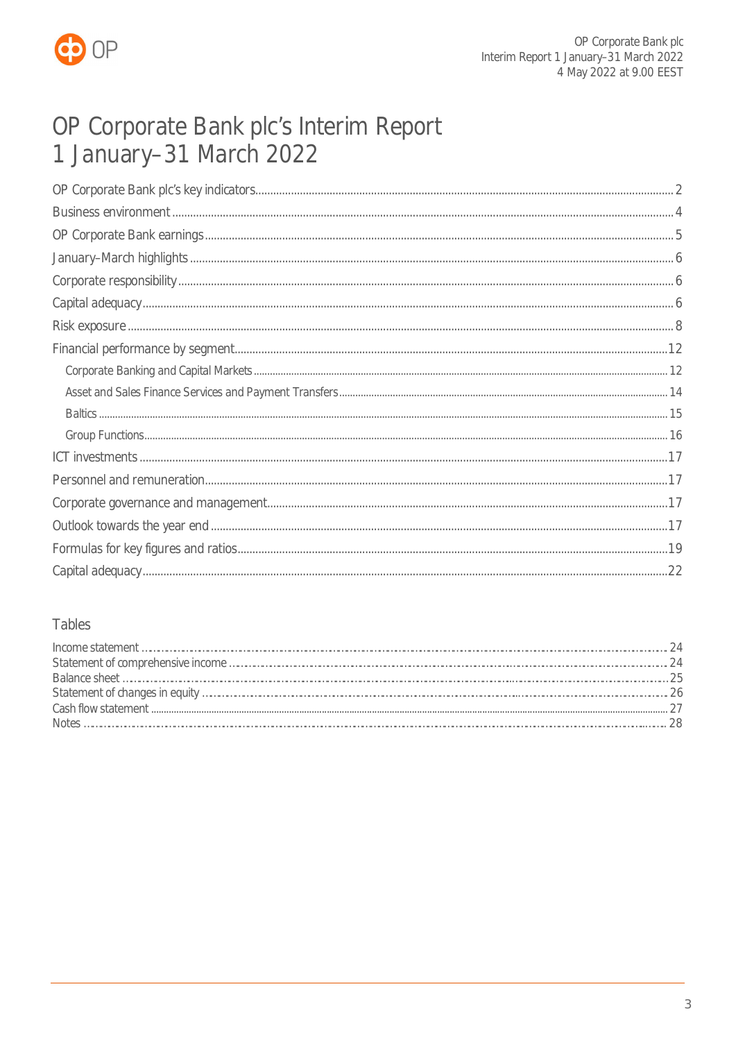# OP Corporate Bank plc's Interim Report 1 January–31 March 2022

| | |
|---|---|
| OP Corporate Bank plc's key indicators | 2 |
| Business environment | 4 |
| OP Corporate Bank earnings | 5 |
| January–March highlights | 6 |
| Corporate responsibility | 6 |
| Capital adequacy | 6 |
| Risk exposure | 8 |
| Financial performance by segment | 12 |
| Corporate Banking and Capital Markets | 12 |
| Asset and Sales Finance Services and Payment Transfers | 14 |
| Baltics | 15 |
| Group Functions | 16 |
| ICT investments | 17 |
| Personnel and remuneration | 17 |
| Corporate governance and management | 17 |
| Outlook towards the year end | 17 |
| Formulas for key figures and ratios | 19 |
| Capital adequacy | 22 |

## Tables

| | |
|---|---|
| Income statement | 24 |
| Statement of comprehensive income | 24 |
| Balance sheet | 25 |
| Statement of changes in equity | 26 |
| Cash flow statement | 27 |
| Notes | 28 |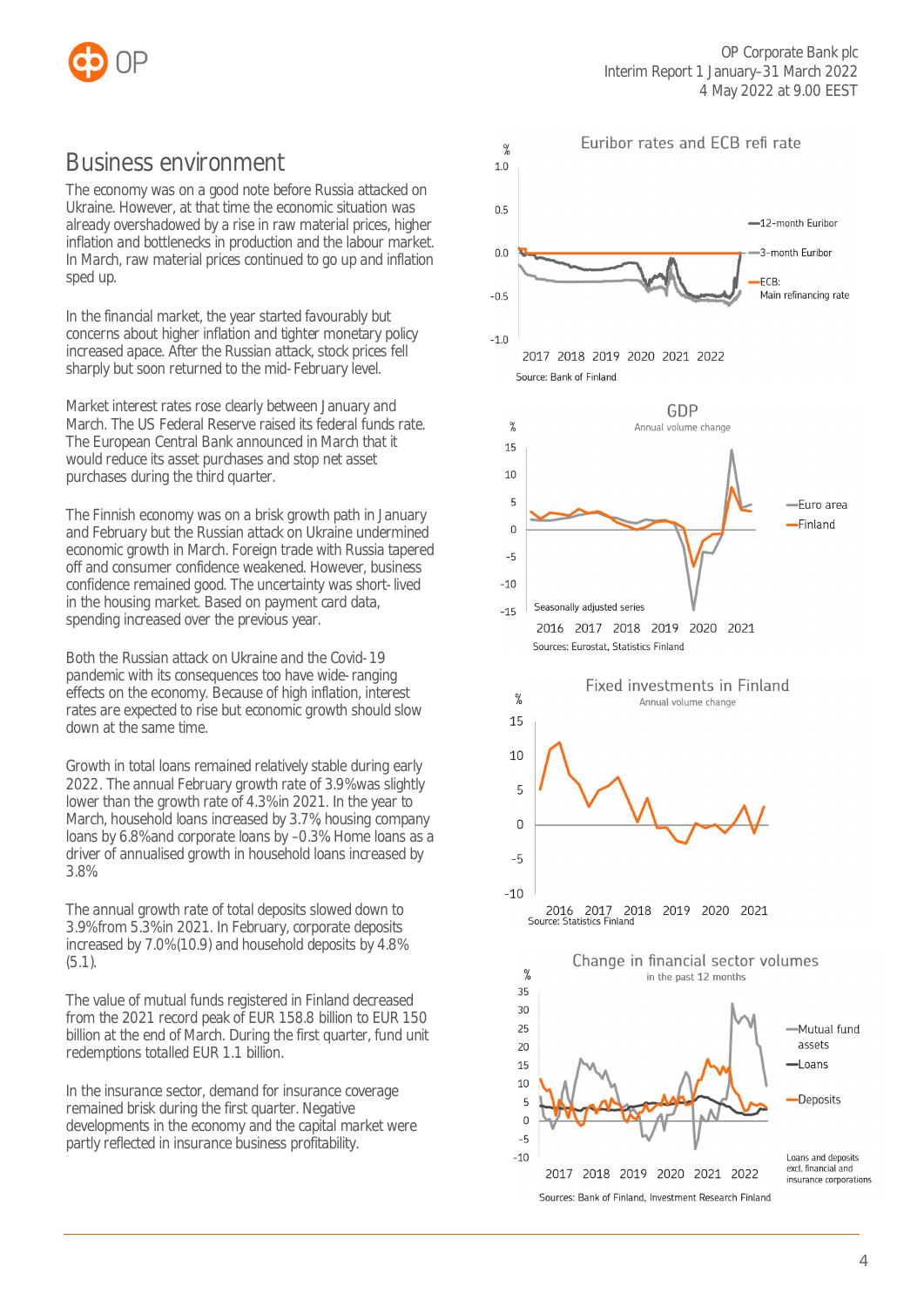## Business environment

The economy was on a good note before Russia attacked on Ukraine. However, at that time the economic situation was already overshadowed by a rise in raw material prices, higher inflation and bottlenecks in production and the labour market. In March, raw material prices continued to go up and inflation sped up.

In the financial market, the year started favourably but concerns about higher inflation and tighter monetary policy increased apace. After the Russian attack, stock prices fell sharply but soon returned to the mid-February level.

Market interest rates rose clearly between January and March. The US Federal Reserve raised its federal funds rate. The European Central Bank announced in March that it would reduce its asset purchases and stop net asset purchases during the third quarter.

The Finnish economy was on a brisk growth path in January and February but the Russian attack on Ukraine undermined economic growth in March. Foreign trade with Russia tapered off and consumer confidence weakened. However, business confidence remained good. The uncertainty was short-lived in the housing market. Based on payment card data, spending increased over the previous year.

Both the Russian attack on Ukraine and the Covid-19 pandemic with its consequences too have wide-ranging effects on the economy. Because of high inflation, interest rates are expected to rise but economic growth should slow down at the same time.

Growth in total loans remained relatively stable during early 2022. The annual February growth rate of 3.9% was slightly lower than the growth rate of 4.3% in 2021. In the year to March, household loans increased by 3.7% housing company loans by 6.8% and corporate loans by –0.3% Home loans as a driver of annualised growth in household loans increased by 3.8%

The annual growth rate of total deposits slowed down to 3.9% from 5.3% in 2021. In February, corporate deposits increased by 7.0% (10.9) and household deposits by 4.8% (5.1).

The value of mutual funds registered in Finland decreased from the 2021 record peak of EUR 158.8 billion to EUR 150 billion at the end of March. During the first quarter, fund unit redemptions totalled EUR 1.1 billion.

In the insurance sector, demand for insurance coverage remained brisk during the first quarter. Negative developments in the economy and the capital market were partly reflected in insurance business profitability.

Euribor rates and ECB refi rate

Source: Bank of Finland

GDP
Annual volume change

Sources: Eurostat, Statistics Finland

Fixed investments in Finland
Annual volume change

Source: Statistics Finland

Change in financial sector volumes
in the past 12 months

Sources: Bank of Finland, Investment Research Finland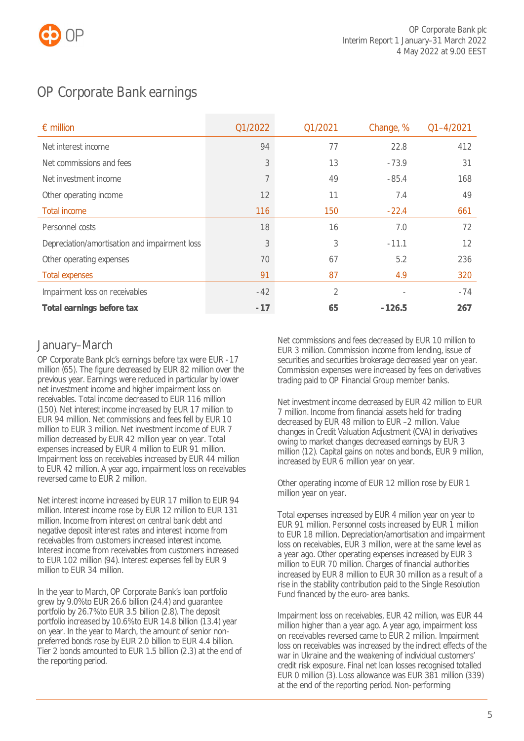# OP Corporate Bank earnings

| € million | Q1/2022 | Q1/2021 | Change, % | Q1–4/2021 |
|---|---|---|---|---|
| Net interest income | 94 | 77 | 22.8 | 412 |
| Net commissions and fees | 3 | 13 | -73.9 | 31 |
| Net investment income | 7 | 49 | -85.4 | 168 |
| Other operating income | 12 | 11 | 7.4 | 49 |
| Total income | 116 | 150 | -22.4 | 661 |
| Personnel costs | 18 | 16 | 7.0 | 72 |
| Depreciation/amortisation and impairment loss | 3 | 3 | -11.1 | 12 |
| Other operating expenses | 70 | 67 | 5.2 | 236 |
| Total expenses | 91 | 87 | 4.9 | 320 |
| Impairment loss on receivables | -42 | 2 | - | -74 |
| **Total earnings before tax** | **-17** | **65** | **-126.5** | **267** |

## January–March

OP Corporate Bank plc's earnings before tax were EUR -17 million (65). The figure decreased by EUR 82 million over the previous year. Earnings were reduced in particular by lower net investment income and higher impairment loss on receivables. Total income decreased to EUR 116 million (150). Net interest income increased by EUR 17 million to EUR 94 million. Net commissions and fees fell by EUR 10 million to EUR 3 million. Net investment income of EUR 7 million decreased by EUR 42 million year on year. Total expenses increased by EUR 4 million to EUR 91 million. Impairment loss on receivables increased by EUR 44 million to EUR 42 million. A year ago, impairment loss on receivables reversed came to EUR 2 million.

Net interest income increased by EUR 17 million to EUR 94 million. Interest income rose by EUR 12 million to EUR 131 million. Income from interest on central bank debt and negative deposit interest rates and interest income from receivables from customers increased interest income. Interest income from receivables from customers increased to EUR 102 million (94). Interest expenses fell by EUR 9 million to EUR 34 million.

In the year to March, OP Corporate Bank's loan portfolio grew by 9.0% to EUR 26.6 billion (24.4) and guarantee portfolio by 26.7% to EUR 3.5 billion (2.8). The deposit portfolio increased by 10.6% to EUR 14.8 billion (13.4) year on year. In the year to March, the amount of senior non-preferred bonds rose by EUR 2.0 billion to EUR 4.4 billion. Tier 2 bonds amounted to EUR 1.5 billion (2.3) at the end of the reporting period.

Net commissions and fees decreased by EUR 10 million to EUR 3 million. Commission income from lending, issue of securities and securities brokerage decreased year on year. Commission expenses were increased by fees on derivatives trading paid to OP Financial Group member banks.

Net investment income decreased by EUR 42 million to EUR 7 million. Income from financial assets held for trading decreased by EUR 48 million to EUR –2 million. Value changes in Credit Valuation Adjustment (CVA) in derivatives owing to market changes decreased earnings by EUR 3 million (12). Capital gains on notes and bonds, EUR 9 million, increased by EUR 6 million year on year.

Other operating income of EUR 12 million rose by EUR 1 million year on year.

Total expenses increased by EUR 4 million year on year to EUR 91 million. Personnel costs increased by EUR 1 million to EUR 18 million. Depreciation/amortisation and impairment loss on receivables, EUR 3 million, were at the same level as a year ago. Other operating expenses increased by EUR 3 million to EUR 70 million. Charges of financial authorities increased by EUR 8 million to EUR 30 million as a result of a rise in the stability contribution paid to the Single Resolution Fund financed by the euro-area banks.

Impairment loss on receivables, EUR 42 million, was EUR 44 million higher than a year ago. A year ago, impairment loss on receivables reversed came to EUR 2 million. Impairment loss on receivables was increased by the indirect effects of the war in Ukraine and the weakening of individual customers' credit risk exposure. Final net loan losses recognised totalled EUR 0 million (3). Loss allowance was EUR 381 million (339) at the end of the reporting period. Non-performing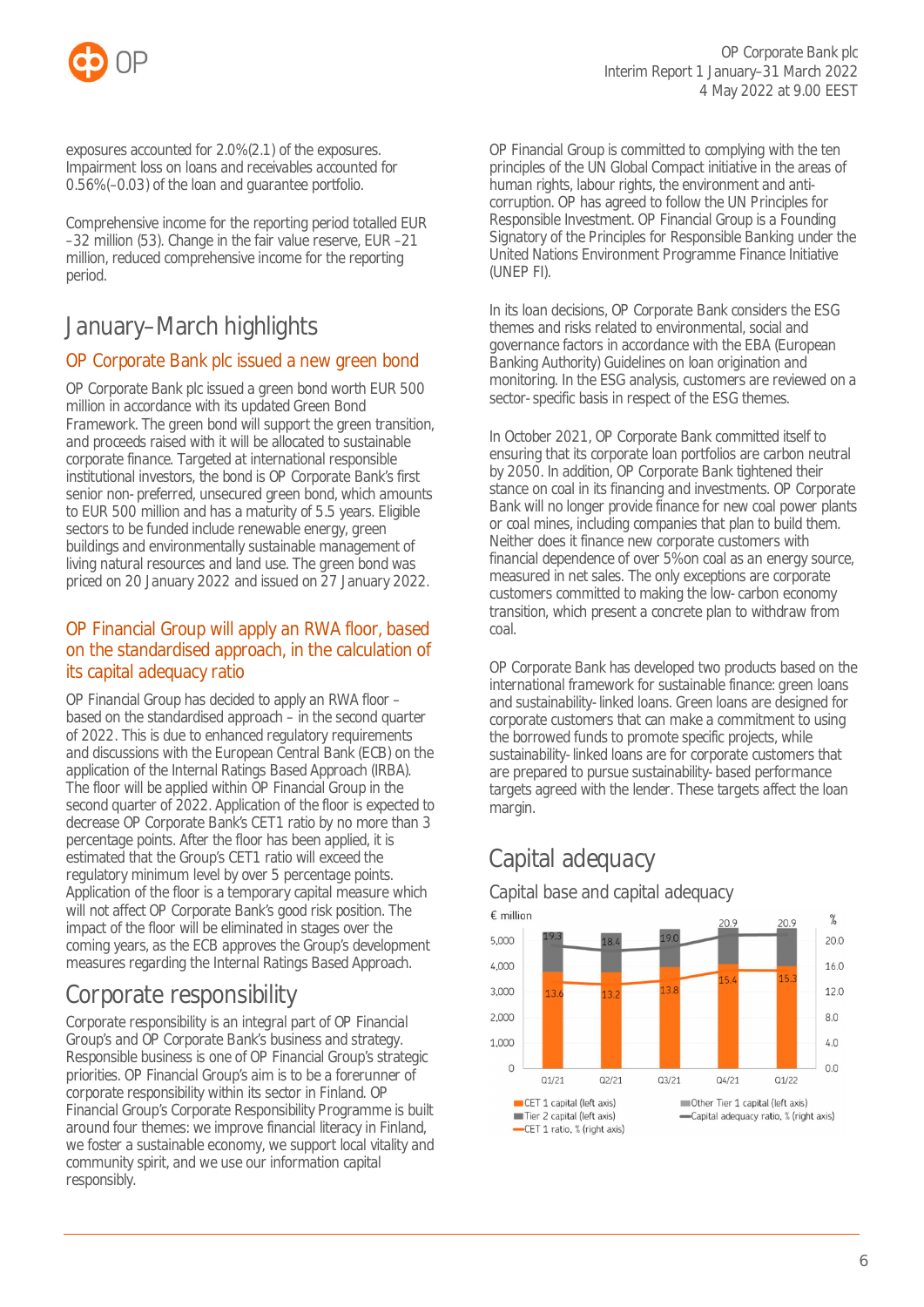exposures accounted for 2.0%(2.1) of the exposures. Impairment loss on loans and receivables accounted for 0.56%(–0.03) of the loan and guarantee portfolio.

Comprehensive income for the reporting period totalled EUR –32 million (53). Change in the fair value reserve, EUR –21 million, reduced comprehensive income for the reporting period.

# January–March highlights

## OP Corporate Bank plc issued a new green bond

OP Corporate Bank plc issued a green bond worth EUR 500 million in accordance with its updated Green Bond Framework. The green bond will support the green transition, and proceeds raised with it will be allocated to sustainable corporate finance. Targeted at international responsible institutional investors, the bond is OP Corporate Bank's first senior non-preferred, unsecured green bond, which amounts to EUR 500 million and has a maturity of 5.5 years. Eligible sectors to be funded include renewable energy, green buildings and environmentally sustainable management of living natural resources and land use. The green bond was priced on 20 January 2022 and issued on 27 January 2022.

## OP Financial Group will apply an RWA floor, based on the standardised approach, in the calculation of its capital adequacy ratio

OP Financial Group has decided to apply an RWA floor – based on the standardised approach – in the second quarter of 2022. This is due to enhanced regulatory requirements and discussions with the European Central Bank (ECB) on the application of the Internal Ratings Based Approach (IRBA). The floor will be applied within OP Financial Group in the second quarter of 2022. Application of the floor is expected to decrease OP Corporate Bank's CET1 ratio by no more than 3 percentage points. After the floor has been applied, it is estimated that the Group's CET1 ratio will exceed the regulatory minimum level by over 5 percentage points. Application of the floor is a temporary capital measure which will not affect OP Corporate Bank's good risk position. The impact of the floor will be eliminated in stages over the coming years, as the ECB approves the Group's development measures regarding the Internal Ratings Based Approach.

# Corporate responsibility

Corporate responsibility is an integral part of OP Financial Group's and OP Corporate Bank's business and strategy. Responsible business is one of OP Financial Group's strategic priorities. OP Financial Group's aim is to be a forerunner of corporate responsibility within its sector in Finland. OP Financial Group's Corporate Responsibility Programme is built around four themes: we improve financial literacy in Finland, we foster a sustainable economy, we support local vitality and community spirit, and we use our information capital responsibly.

OP Financial Group is committed to complying with the ten principles of the UN Global Compact initiative in the areas of human rights, labour rights, the environment and anti-corruption. OP has agreed to follow the UN Principles for Responsible Investment. OP Financial Group is a Founding Signatory of the Principles for Responsible Banking under the United Nations Environment Programme Finance Initiative (UNEP FI).

In its loan decisions, OP Corporate Bank considers the ESG themes and risks related to environmental, social and governance factors in accordance with the EBA (European Banking Authority) Guidelines on loan origination and monitoring. In the ESG analysis, customers are reviewed on a sector-specific basis in respect of the ESG themes.

In October 2021, OP Corporate Bank committed itself to ensuring that its corporate loan portfolios are carbon neutral by 2050. In addition, OP Corporate Bank tightened their stance on coal in its financing and investments. OP Corporate Bank will no longer provide finance for new coal power plants or coal mines, including companies that plan to build them. Neither does it finance new corporate customers with financial dependence of over 5%on coal as an energy source, measured in net sales. The only exceptions are corporate customers committed to making the low-carbon economy transition, which present a concrete plan to withdraw from coal.

OP Corporate Bank has developed two products based on the international framework for sustainable finance: green loans and sustainability-linked loans. Green loans are designed for corporate customers that can make a commitment to using the borrowed funds to promote specific projects, while sustainability-linked loans are for corporate customers that are prepared to pursue sustainability-based performance targets agreed with the lender. These targets affect the loan margin.

# Capital adequacy

## Capital base and capital adequacy

| | Q1/21 | Q2/21 | Q3/21 | Q4/21 | Q1/22 |
|---|---|---|---|---|---|
| Capital adequacy ratio, % | 19.3 | 18.4 | 19.0 | 20.9 | 20.9 |
| CET 1 ratio, % | 13.6 | 13.2 | 13.8 | 15.4 | 15.3 |

Legend: CET 1 capital (left axis, € million); Other Tier 1 capital (left axis); Tier 2 capital (left axis); Capital adequacy ratio, % (right axis); CET 1 ratio, % (right axis)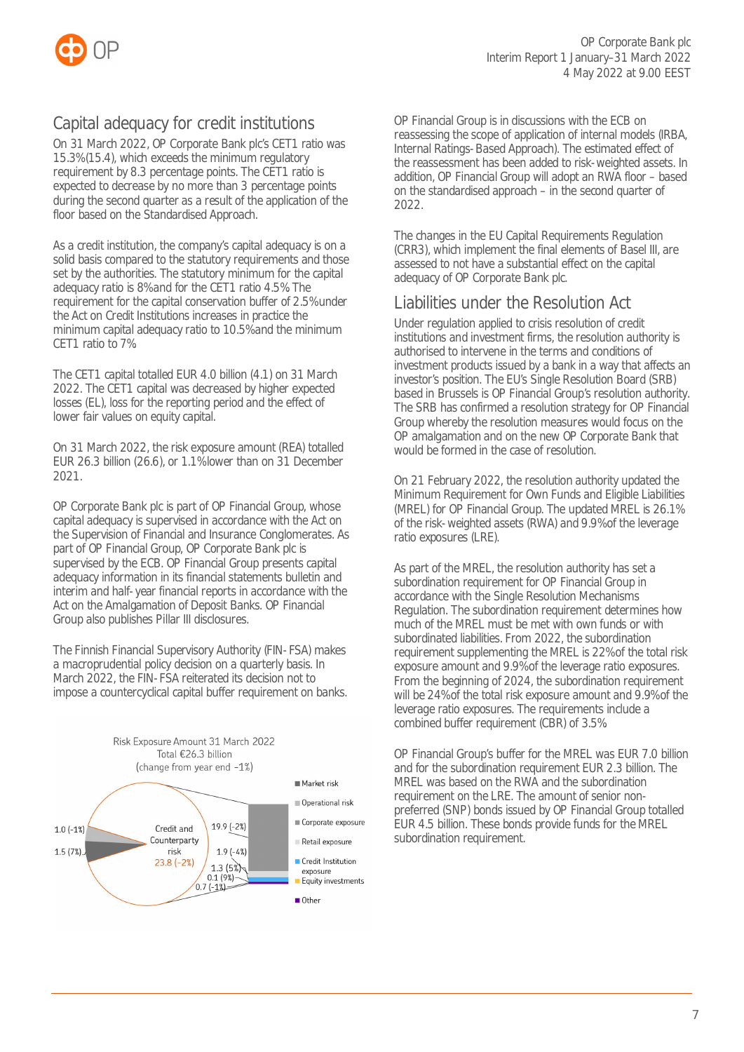## Capital adequacy for credit institutions

On 31 March 2022, OP Corporate Bank plc's CET1 ratio was 15.3%(15.4), which exceeds the minimum regulatory requirement by 8.3 percentage points. The CET1 ratio is expected to decrease by no more than 3 percentage points during the second quarter as a result of the application of the floor based on the Standardised Approach.

As a credit institution, the company's capital adequacy is on a solid basis compared to the statutory requirements and those set by the authorities. The statutory minimum for the capital adequacy ratio is 8%and for the CET1 ratio 4.5% The requirement for the capital conservation buffer of 2.5%under the Act on Credit Institutions increases in practice the minimum capital adequacy ratio to 10.5%and the minimum CET1 ratio to 7%

The CET1 capital totalled EUR 4.0 billion (4.1) on 31 March 2022. The CET1 capital was decreased by higher expected losses (EL), loss for the reporting period and the effect of lower fair values on equity capital.

On 31 March 2022, the risk exposure amount (REA) totalled EUR 26.3 billion (26.6), or 1.1%lower than on 31 December 2021.

OP Corporate Bank plc is part of OP Financial Group, whose capital adequacy is supervised in accordance with the Act on the Supervision of Financial and Insurance Conglomerates. As part of OP Financial Group, OP Corporate Bank plc is supervised by the ECB. OP Financial Group presents capital adequacy information in its financial statements bulletin and interim and half- year financial reports in accordance with the Act on the Amalgamation of Deposit Banks. OP Financial Group also publishes Pillar III disclosures.

The Finnish Financial Supervisory Authority (FIN- FSA) makes a macroprudential policy decision on a quarterly basis. In March 2022, the FIN- FSA reiterated its decision not to impose a countercyclical capital buffer requirement on banks.

Risk Exposure Amount 31 March 2022
Total €26.3 billion
(change from year end –1%)

- Market risk: 1.0 (-1%)
- Operational risk: 1.5 (7%)
- Credit and Counterparty risk: 23.8 (-2%)
  - Corporate exposure: 19.9 (-2%)
  - Retail exposure: 1.9 (-4%)
  - Credit Institution exposure: 1.3 (5%)
  - Equity investments: 0.1 (9%)
  - Other: 0.7 (-1%)

OP Financial Group is in discussions with the ECB on reassessing the scope of application of internal models (IRBA, Internal Ratings- Based Approach). The estimated effect of the reassessment has been added to risk- weighted assets. In addition, OP Financial Group will adopt an RWA floor – based on the standardised approach – in the second quarter of 2022.

The changes in the EU Capital Requirements Regulation (CRR3), which implement the final elements of Basel III, are assessed to not have a substantial effect on the capital adequacy of OP Corporate Bank plc.

## Liabilities under the Resolution Act

Under regulation applied to crisis resolution of credit institutions and investment firms, the resolution authority is authorised to intervene in the terms and conditions of investment products issued by a bank in a way that affects an investor's position. The EU's Single Resolution Board (SRB) based in Brussels is OP Financial Group's resolution authority. The SRB has confirmed a resolution strategy for OP Financial Group whereby the resolution measures would focus on the OP amalgamation and on the new OP Corporate Bank that would be formed in the case of resolution.

On 21 February 2022, the resolution authority updated the Minimum Requirement for Own Funds and Eligible Liabilities (MREL) for OP Financial Group. The updated MREL is 26.1% of the risk- weighted assets (RWA) and 9.9%of the leverage ratio exposures (LRE).

As part of the MREL, the resolution authority has set a subordination requirement for OP Financial Group in accordance with the Single Resolution Mechanisms Regulation. The subordination requirement determines how much of the MREL must be met with own funds or with subordinated liabilities. From 2022, the subordination requirement supplementing the MREL is 22%of the total risk exposure amount and 9.9%of the leverage ratio exposures. From the beginning of 2024, the subordination requirement will be 24%of the total risk exposure amount and 9.9%of the leverage ratio exposures. The requirements include a combined buffer requirement (CBR) of 3.5%

OP Financial Group's buffer for the MREL was EUR 7.0 billion and for the subordination requirement EUR 2.3 billion. The MREL was based on the RWA and the subordination requirement on the LRE. The amount of senior non-preferred (SNP) bonds issued by OP Financial Group totalled EUR 4.5 billion. These bonds provide funds for the MREL subordination requirement.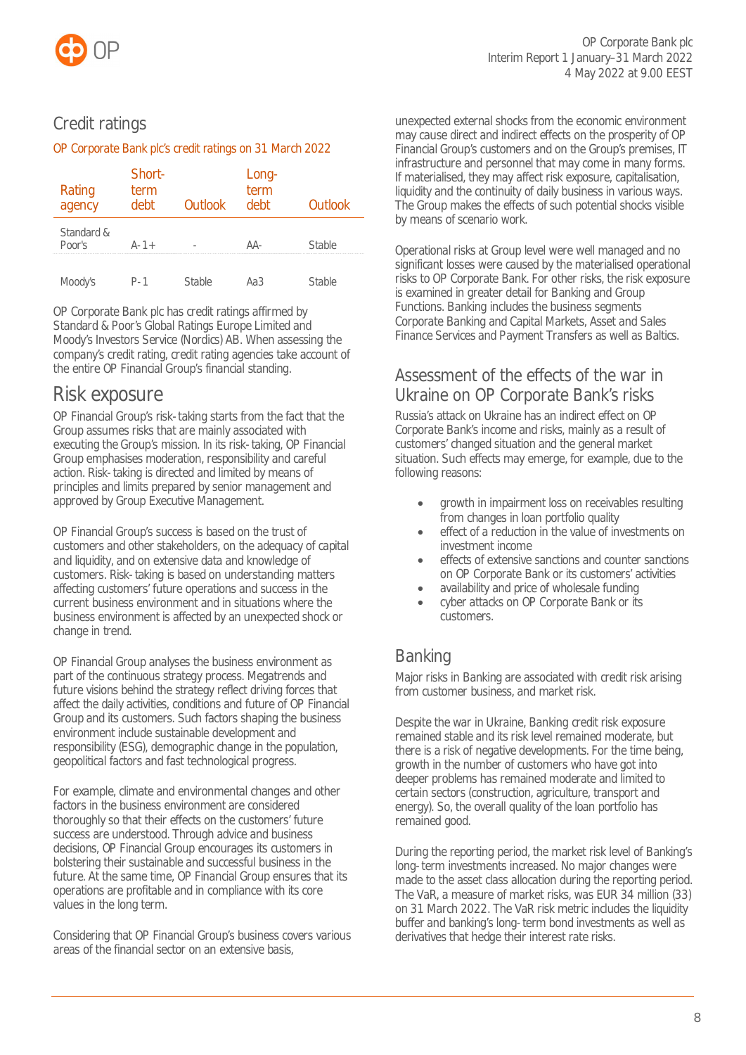## Credit ratings

OP Corporate Bank plc's credit ratings on 31 March 2022

| Rating agency | Short-term debt | Outlook | Long-term debt | Outlook |
|---|---|---|---|---|
| Standard & Poor's | A-1+ | - | AA- | Stable |
| Moody's | P-1 | Stable | Aa3 | Stable |

OP Corporate Bank plc has credit ratings affirmed by Standard & Poor's Global Ratings Europe Limited and Moody's Investors Service (Nordics) AB. When assessing the company's credit rating, credit rating agencies take account of the entire OP Financial Group's financial standing.

# Risk exposure

OP Financial Group's risk-taking starts from the fact that the Group assumes risks that are mainly associated with executing the Group's mission. In its risk-taking, OP Financial Group emphasises moderation, responsibility and careful action. Risk-taking is directed and limited by means of principles and limits prepared by senior management and approved by Group Executive Management.

OP Financial Group's success is based on the trust of customers and other stakeholders, on the adequacy of capital and liquidity, and on extensive data and knowledge of customers. Risk-taking is based on understanding matters affecting customers' future operations and success in the current business environment and in situations where the business environment is affected by an unexpected shock or change in trend.

OP Financial Group analyses the business environment as part of the continuous strategy process. Megatrends and future visions behind the strategy reflect driving forces that affect the daily activities, conditions and future of OP Financial Group and its customers. Such factors shaping the business environment include sustainable development and responsibility (ESG), demographic change in the population, geopolitical factors and fast technological progress.

For example, climate and environmental changes and other factors in the business environment are considered thoroughly so that their effects on the customers' future success are understood. Through advice and business decisions, OP Financial Group encourages its customers in bolstering their sustainable and successful business in the future. At the same time, OP Financial Group ensures that its operations are profitable and in compliance with its core values in the long term.

Considering that OP Financial Group's business covers various areas of the financial sector on an extensive basis, unexpected external shocks from the economic environment may cause direct and indirect effects on the prosperity of OP Financial Group's customers and on the Group's premises, IT infrastructure and personnel that may come in many forms. If materialised, they may affect risk exposure, capitalisation, liquidity and the continuity of daily business in various ways. The Group makes the effects of such potential shocks visible by means of scenario work.

Operational risks at Group level were well managed and no significant losses were caused by the materialised operational risks to OP Corporate Bank. For other risks, the risk exposure is examined in greater detail for Banking and Group Functions. Banking includes the business segments Corporate Banking and Capital Markets, Asset and Sales Finance Services and Payment Transfers as well as Baltics.

## Assessment of the effects of the war in Ukraine on OP Corporate Bank's risks

Russia's attack on Ukraine has an indirect effect on OP Corporate Bank's income and risks, mainly as a result of customers' changed situation and the general market situation. Such effects may emerge, for example, due to the following reasons:

- growth in impairment loss on receivables resulting from changes in loan portfolio quality
- effect of a reduction in the value of investments on investment income
- effects of extensive sanctions and counter sanctions on OP Corporate Bank or its customers' activities
- availability and price of wholesale funding
- cyber attacks on OP Corporate Bank or its customers.

## Banking

Major risks in Banking are associated with credit risk arising from customer business, and market risk.

Despite the war in Ukraine, Banking credit risk exposure remained stable and its risk level remained moderate, but there is a risk of negative developments. For the time being, growth in the number of customers who have got into deeper problems has remained moderate and limited to certain sectors (construction, agriculture, transport and energy). So, the overall quality of the loan portfolio has remained good.

During the reporting period, the market risk level of Banking's long-term investments increased. No major changes were made to the asset class allocation during the reporting period. The VaR, a measure of market risks, was EUR 34 million (33) on 31 March 2022. The VaR risk metric includes the liquidity buffer and banking's long-term bond investments as well as derivatives that hedge their interest rate risks.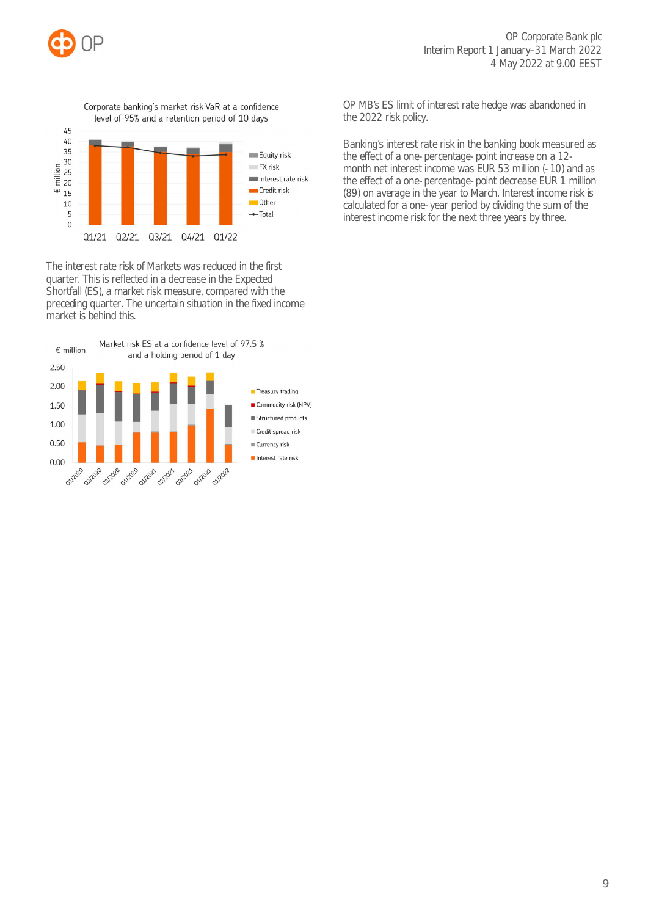Corporate banking's market risk VaR at a confidence level of 95% and a retention period of 10 days

The interest rate risk of Markets was reduced in the first quarter. This is reflected in a decrease in the Expected Shortfall (ES), a market risk measure, compared with the preceding quarter. The uncertain situation in the fixed income market is behind this.

Market risk ES at a confidence level of 97.5 % and a holding period of 1 day

OP MB's ES limit of interest rate hedge was abandoned in the 2022 risk policy.

Banking's interest rate risk in the banking book measured as the effect of a one-percentage-point increase on a 12-month net interest income was EUR 53 million (-10) and as the effect of a one-percentage-point decrease EUR 1 million (89) on average in the year to March. Interest income risk is calculated for a one-year period by dividing the sum of the interest income risk for the next three years by three.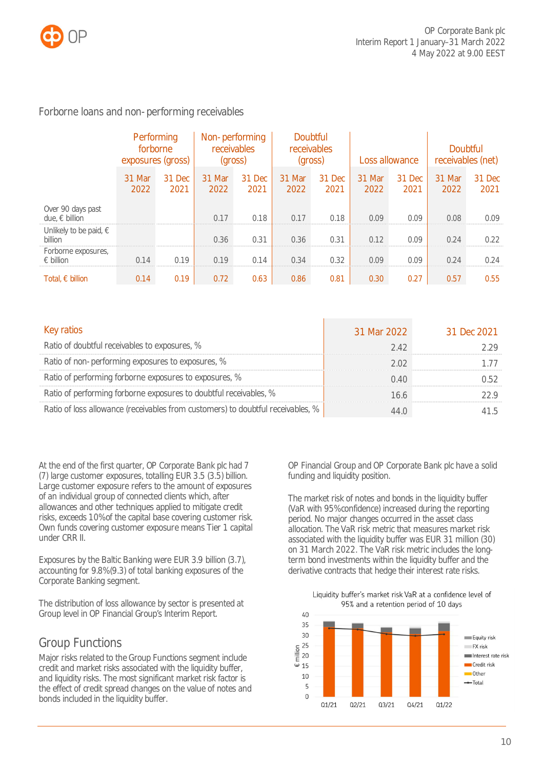## Forborne loans and non-performing receivables

| | Performing forborne exposures (gross) | | Non-performing receivables (gross) | | Doubtful receivables (gross) | | Loss allowance | | Doubtful receivables (net) | |
|---|---|---|---|---|---|---|---|---|---|---|
| | 31 Mar 2022 | 31 Dec 2021 | 31 Mar 2022 | 31 Dec 2021 | 31 Mar 2022 | 31 Dec 2021 | 31 Mar 2022 | 31 Dec 2021 | 31 Mar 2022 | 31 Dec 2021 |
| Over 90 days past due, € billion | | | 0.17 | 0.18 | 0.17 | 0.18 | 0.09 | 0.09 | 0.08 | 0.09 |
| Unlikely to be paid, € billion | | | 0.36 | 0.31 | 0.36 | 0.31 | 0.12 | 0.09 | 0.24 | 0.22 |
| Forborne exposures, € billion | 0.14 | 0.19 | 0.19 | 0.14 | 0.34 | 0.32 | 0.09 | 0.09 | 0.24 | 0.24 |
| Total, € billion | 0.14 | 0.19 | 0.72 | 0.63 | 0.86 | 0.81 | 0.30 | 0.27 | 0.57 | 0.55 |

| Key ratios | 31 Mar 2022 | 31 Dec 2021 |
|---|---|---|
| Ratio of doubtful receivables to exposures, % | 2.42 | 2.29 |
| Ratio of non-performing exposures to exposures, % | 2.02 | 1.77 |
| Ratio of performing forborne exposures to exposures, % | 0.40 | 0.52 |
| Ratio of performing forborne exposures to doubtful receivables, % | 16.6 | 22.9 |
| Ratio of loss allowance (receivables from customers) to doubtful receivables, % | 44.0 | 41.5 |

At the end of the first quarter, OP Corporate Bank plc had 7 (7) large customer exposures, totalling EUR 3.5 (3.5) billion. Large customer exposure refers to the amount of exposures of an individual group of connected clients which, after allowances and other techniques applied to mitigate credit risks, exceeds 10% of the capital base covering customer risk. Own funds covering customer exposure means Tier 1 capital under CRR II.

Exposures by the Baltic Banking were EUR 3.9 billion (3.7), accounting for 9.8% (9.3) of total banking exposures of the Corporate Banking segment.

The distribution of loss allowance by sector is presented at Group level in OP Financial Group's Interim Report.

## Group Functions

Major risks related to the Group Functions segment include credit and market risks associated with the liquidity buffer, and liquidity risks. The most significant market risk factor is the effect of credit spread changes on the value of notes and bonds included in the liquidity buffer.

OP Financial Group and OP Corporate Bank plc have a solid funding and liquidity position.

The market risk of notes and bonds in the liquidity buffer (VaR with 95% confidence) increased during the reporting period. No major changes occurred in the asset class allocation. The VaR risk metric that measures market risk associated with the liquidity buffer was EUR 31 million (30) on 31 March 2022. The VaR risk metric includes the long-term bond investments within the liquidity buffer and the derivative contracts that hedge their interest rate risks.

Liquidity buffer's market risk VaR at a confidence level of 95% and a retention period of 10 days

| € million | Q1/21 | Q2/21 | Q3/21 | Q4/21 | Q1/22 |
|---|---|---|---|---|---|

Legend: Equity risk, FX risk, Interest rate risk, Credit risk, Other, Total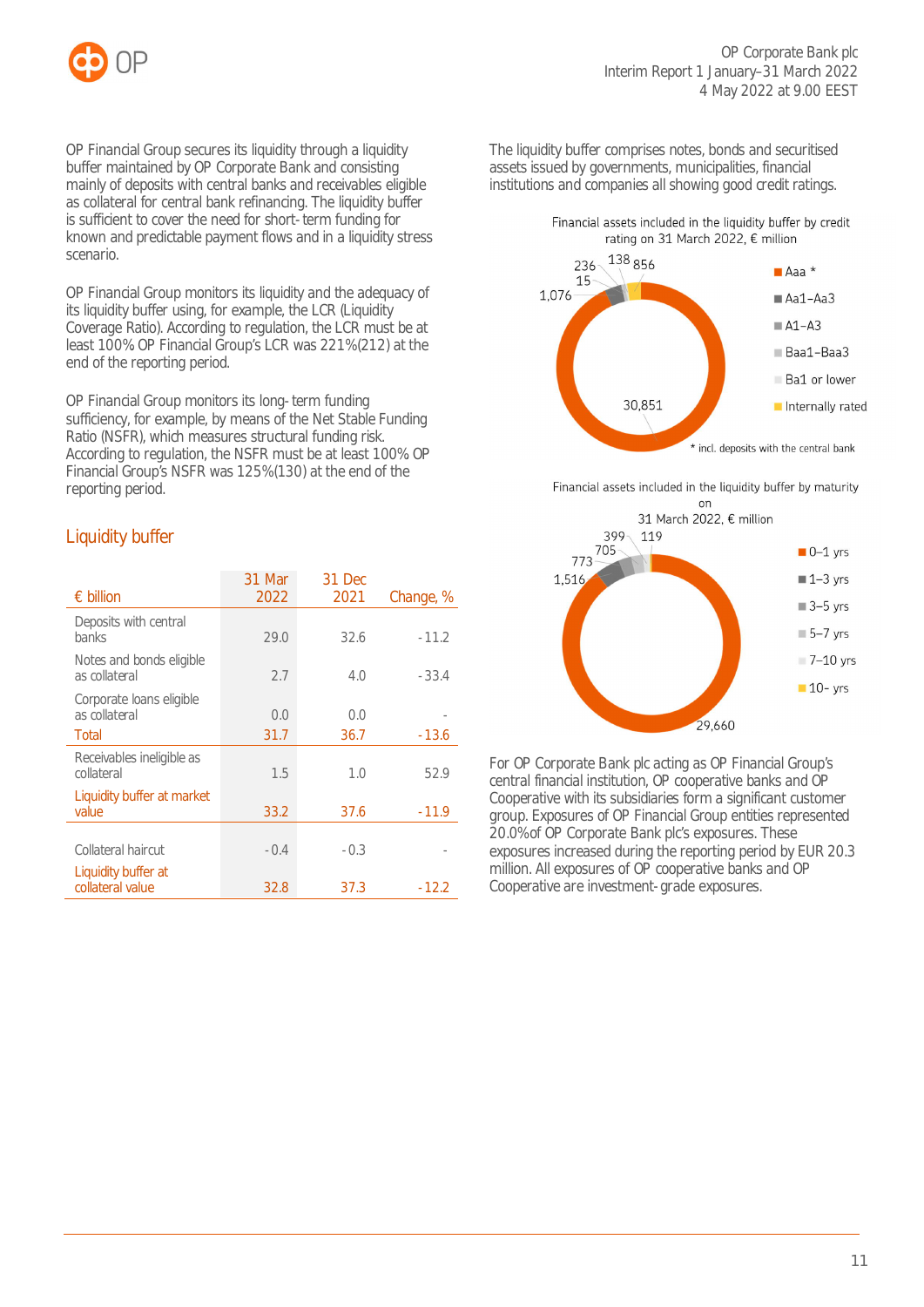OP Financial Group secures its liquidity through a liquidity buffer maintained by OP Corporate Bank and consisting mainly of deposits with central banks and receivables eligible as collateral for central bank refinancing. The liquidity buffer is sufficient to cover the need for short-term funding for known and predictable payment flows and in a liquidity stress scenario.

OP Financial Group monitors its liquidity and the adequacy of its liquidity buffer using, for example, the LCR (Liquidity Coverage Ratio). According to regulation, the LCR must be at least 100% OP Financial Group's LCR was 221%(212) at the end of the reporting period.

OP Financial Group monitors its long-term funding sufficiency, for example, by means of the Net Stable Funding Ratio (NSFR), which measures structural funding risk. According to regulation, the NSFR must be at least 100% OP Financial Group's NSFR was 125%(130) at the end of the reporting period.

## Liquidity buffer

| € billion | 31 Mar 2022 | 31 Dec 2021 | Change, % |
|---|---|---|---|
| Deposits with central banks | 29.0 | 32.6 | -11.2 |
| Notes and bonds eligible as collateral | 2.7 | 4.0 | -33.4 |
| Corporate loans eligible as collateral | 0.0 | 0.0 | - |
| Total | 31.7 | 36.7 | -13.6 |
| Receivables ineligible as collateral | 1.5 | 1.0 | 52.9 |
| Liquidity buffer at market value | 33.2 | 37.6 | -11.9 |
| Collateral haircut | -0.4 | -0.3 | - |
| Liquidity buffer at collateral value | 32.8 | 37.3 | -12.2 |

The liquidity buffer comprises notes, bonds and securitised assets issued by governments, municipalities, financial institutions and companies all showing good credit ratings.

Financial assets included in the liquidity buffer by credit rating on 31 March 2022, € million

| Rating | € million |
|---|---|
| Aaa * | 30,851 |
| Aa1–Aa3 | 1,076 |
| A1–A3 | 15 |
| Baa1–Baa3 | 236 |
| Ba1 or lower | 138 |
| Internally rated | 856 |

\* incl. deposits with the central bank

Financial assets included in the liquidity buffer by maturity on 31 March 2022, € million

| Maturity | € million |
|---|---|
| 0–1 yrs | 29,660 |
| 1–3 yrs | 1,516 |
| 3–5 yrs | 773 |
| 5–7 yrs | 705 |
| 7–10 yrs | 399 |
| 10- yrs | 119 |

For OP Corporate Bank plc acting as OP Financial Group's central financial institution, OP cooperative banks and OP Cooperative with its subsidiaries form a significant customer group. Exposures of OP Financial Group entities represented 20.0%of OP Corporate Bank plc's exposures. These exposures increased during the reporting period by EUR 20.3 million. All exposures of OP cooperative banks and OP Cooperative are investment-grade exposures.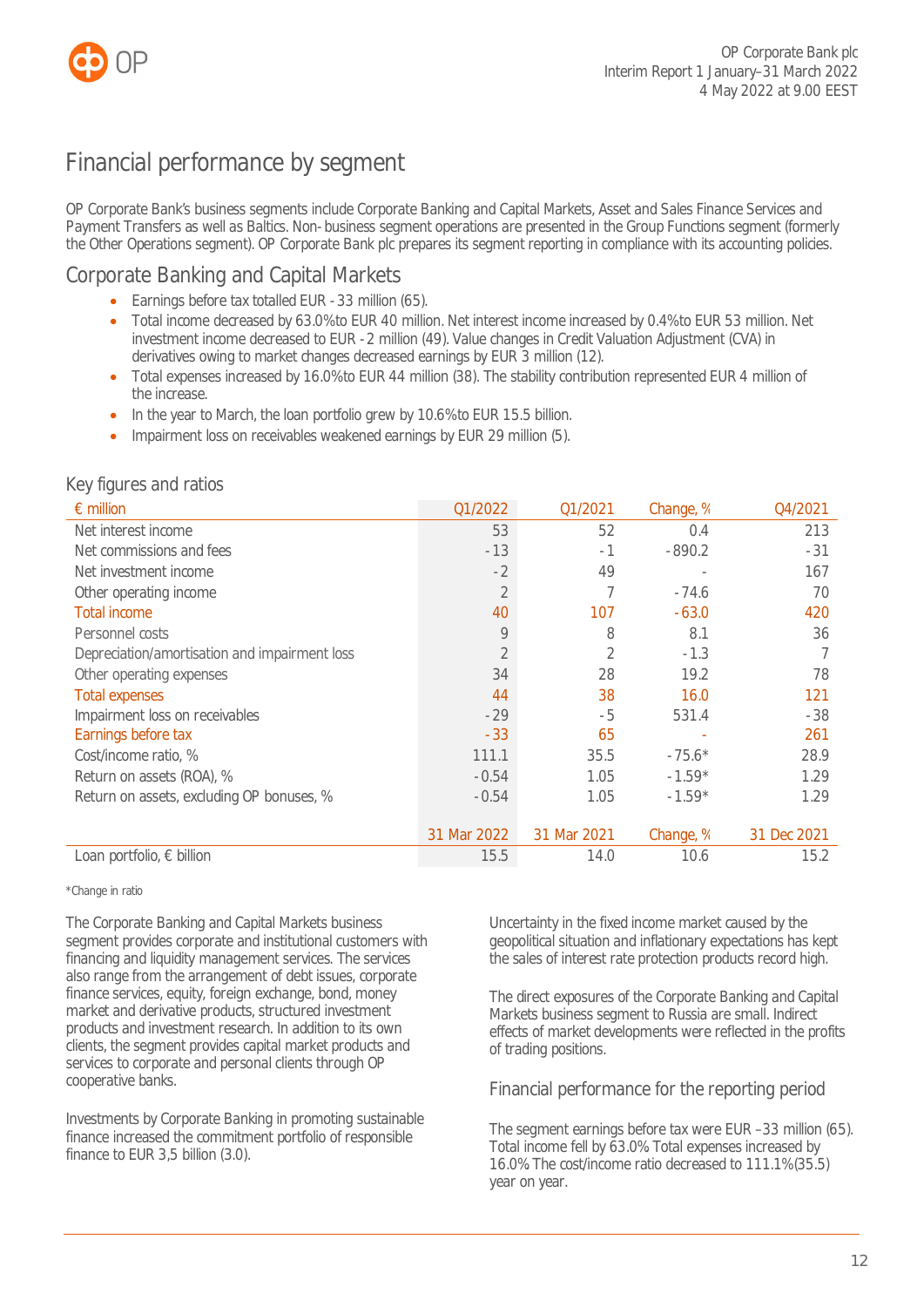# Financial performance by segment

OP Corporate Bank's business segments include Corporate Banking and Capital Markets, Asset and Sales Finance Services and Payment Transfers as well as Baltics. Non-business segment operations are presented in the Group Functions segment (formerly the Other Operations segment). OP Corporate Bank plc prepares its segment reporting in compliance with its accounting policies.

## Corporate Banking and Capital Markets

- Earnings before tax totalled EUR -33 million (65).
- Total income decreased by 63.0% to EUR 40 million. Net interest income increased by 0.4% to EUR 53 million. Net investment income decreased to EUR -2 million (49). Value changes in Credit Valuation Adjustment (CVA) in derivatives owing to market changes decreased earnings by EUR 3 million (12).
- Total expenses increased by 16.0% to EUR 44 million (38). The stability contribution represented EUR 4 million of the increase.
- In the year to March, the loan portfolio grew by 10.6% to EUR 15.5 billion.
- Impairment loss on receivables weakened earnings by EUR 29 million (5).

### Key figures and ratios

| € million | Q1/2022 | Q1/2021 | Change, % | Q4/2021 |
|---|---|---|---|---|
| Net interest income | 53 | 52 | 0.4 | 213 |
| Net commissions and fees | -13 | -1 | -890.2 | -31 |
| Net investment income | -2 | 49 | - | 167 |
| Other operating income | 2 | 7 | -74.6 | 70 |
| Total income | 40 | 107 | -63.0 | 420 |
| Personnel costs | 9 | 8 | 8.1 | 36 |
| Depreciation/amortisation and impairment loss | 2 | 2 | -1.3 | 7 |
| Other operating expenses | 34 | 28 | 19.2 | 78 |
| Total expenses | 44 | 38 | 16.0 | 121 |
| Impairment loss on receivables | -29 | -5 | 531.4 | -38 |
| Earnings before tax | -33 | 65 | - | 261 |
| Cost/income ratio, % | 111.1 | 35.5 | -75.6* | 28.9 |
| Return on assets (ROA), % | -0.54 | 1.05 | -1.59* | 1.29 |
| Return on assets, excluding OP bonuses, % | -0.54 | 1.05 | -1.59* | 1.29 |
| | 31 Mar 2022 | 31 Mar 2021 | Change, % | 31 Dec 2021 |
| Loan portfolio, € billion | 15.5 | 14.0 | 10.6 | 15.2 |

*Change in ratio

The Corporate Banking and Capital Markets business segment provides corporate and institutional customers with financing and liquidity management services. The services also range from the arrangement of debt issues, corporate finance services, equity, foreign exchange, bond, money market and derivative products, structured investment products and investment research. In addition to its own clients, the segment provides capital market products and services to corporate and personal clients through OP cooperative banks.

Investments by Corporate Banking in promoting sustainable finance increased the commitment portfolio of responsible finance to EUR 3,5 billion (3.0).

Uncertainty in the fixed income market caused by the geopolitical situation and inflationary expectations has kept the sales of interest rate protection products record high.

The direct exposures of the Corporate Banking and Capital Markets business segment to Russia are small. Indirect effects of market developments were reflected in the profits of trading positions.

### Financial performance for the reporting period

The segment earnings before tax were EUR –33 million (65). Total income fell by 63.0% Total expenses increased by 16.0% The cost/income ratio decreased to 111.1% (35.5) year on year.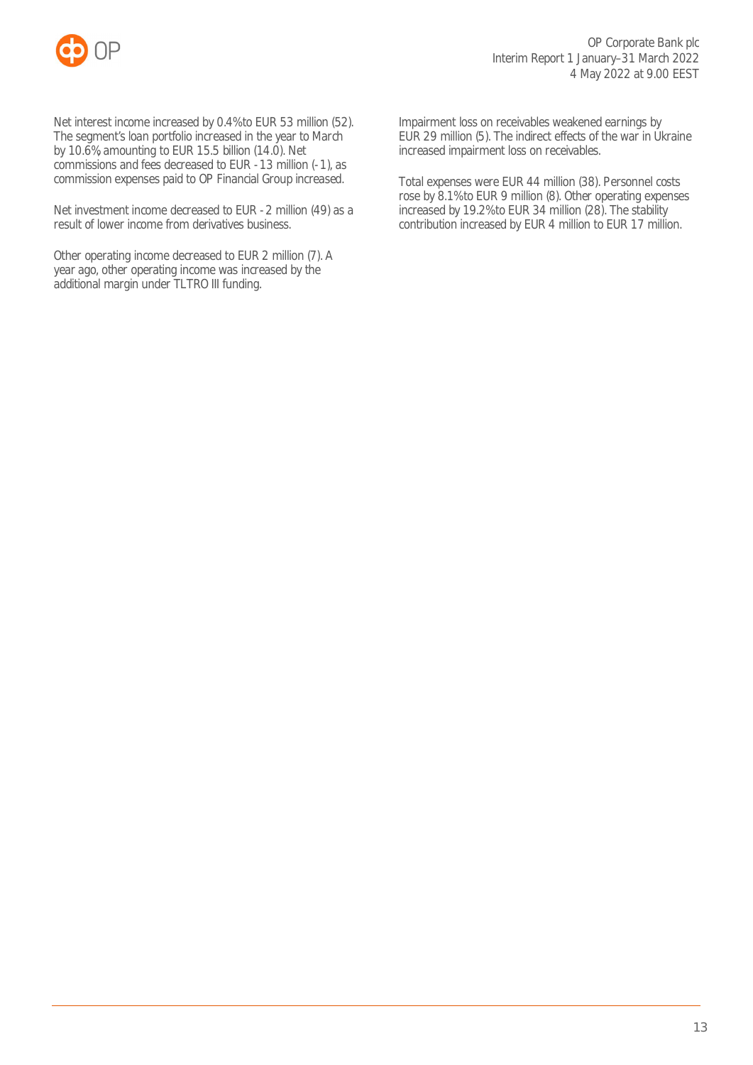Net interest income increased by 0.4% to EUR 53 million (52). The segment's loan portfolio increased in the year to March by 10.6%, amounting to EUR 15.5 billion (14.0). Net commissions and fees decreased to EUR -13 million (-1), as commission expenses paid to OP Financial Group increased.

Net investment income decreased to EUR -2 million (49) as a result of lower income from derivatives business.

Other operating income decreased to EUR 2 million (7). A year ago, other operating income was increased by the additional margin under TLTRO III funding.

Impairment loss on receivables weakened earnings by EUR 29 million (5). The indirect effects of the war in Ukraine increased impairment loss on receivables.

Total expenses were EUR 44 million (38). Personnel costs rose by 8.1% to EUR 9 million (8). Other operating expenses increased by 19.2% to EUR 34 million (28). The stability contribution increased by EUR 4 million to EUR 17 million.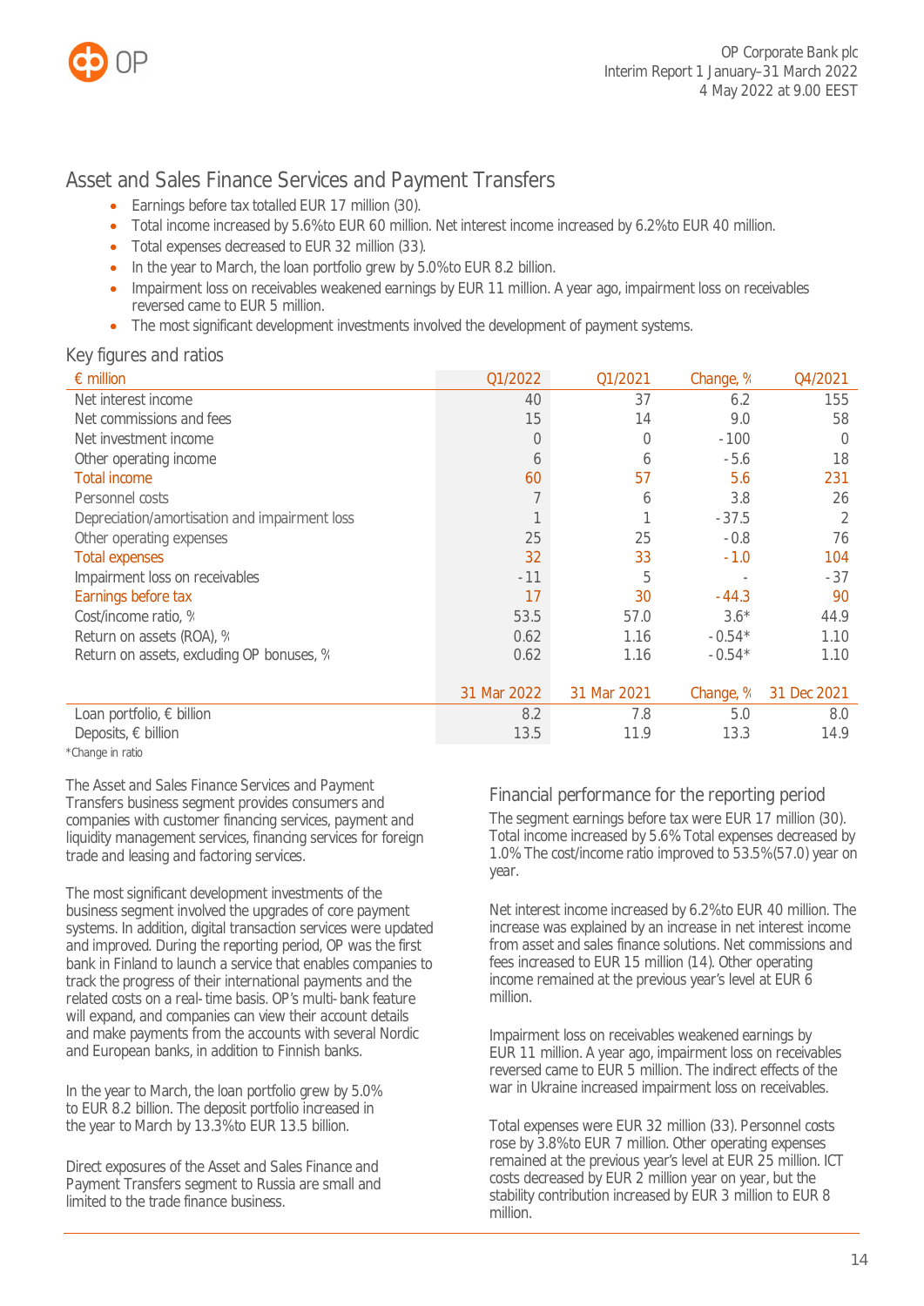## Asset and Sales Finance Services and Payment Transfers

- Earnings before tax totalled EUR 17 million (30).
- Total income increased by 5.6% to EUR 60 million. Net interest income increased by 6.2% to EUR 40 million.
- Total expenses decreased to EUR 32 million (33).
- In the year to March, the loan portfolio grew by 5.0% to EUR 8.2 billion.
- Impairment loss on receivables weakened earnings by EUR 11 million. A year ago, impairment loss on receivables reversed came to EUR 5 million.
- The most significant development investments involved the development of payment systems.

### Key figures and ratios

| € million | Q1/2022 | Q1/2021 | Change, % | Q4/2021 |
|---|---|---|---|---|
| Net interest income | 40 | 37 | 6.2 | 155 |
| Net commissions and fees | 15 | 14 | 9.0 | 58 |
| Net investment income | 0 | 0 | -100 | 0 |
| Other operating income | 6 | 6 | -5.6 | 18 |
| Total income | 60 | 57 | 5.6 | 231 |
| Personnel costs | 7 | 6 | 3.8 | 26 |
| Depreciation/amortisation and impairment loss | 1 | 1 | -37.5 | 2 |
| Other operating expenses | 25 | 25 | -0.8 | 76 |
| Total expenses | 32 | 33 | -1.0 | 104 |
| Impairment loss on receivables | -11 | 5 | - | -37 |
| Earnings before tax | 17 | 30 | -44.3 | 90 |
| Cost/income ratio, % | 53.5 | 57.0 | 3.6* | 44.9 |
| Return on assets (ROA), % | 0.62 | 1.16 | -0.54* | 1.10 |
| Return on assets, excluding OP bonuses, % | 0.62 | 1.16 | -0.54* | 1.10 |
| | **31 Mar 2022** | **31 Mar 2021** | **Change, %** | **31 Dec 2021** |
| Loan portfolio, € billion | 8.2 | 7.8 | 5.0 | 8.0 |
| Deposits, € billion | 13.5 | 11.9 | 13.3 | 14.9 |

*Change in ratio

The Asset and Sales Finance Services and Payment Transfers business segment provides consumers and companies with customer financing services, payment and liquidity management services, financing services for foreign trade and leasing and factoring services.

The most significant development investments of the business segment involved the upgrades of core payment systems. In addition, digital transaction services were updated and improved. During the reporting period, OP was the first bank in Finland to launch a service that enables companies to track the progress of their international payments and the related costs on a real-time basis. OP's multi-bank feature will expand, and companies can view their account details and make payments from the accounts with several Nordic and European banks, in addition to Finnish banks.

In the year to March, the loan portfolio grew by 5.0% to EUR 8.2 billion. The deposit portfolio increased in the year to March by 13.3% to EUR 13.5 billion.

Direct exposures of the Asset and Sales Finance and Payment Transfers segment to Russia are small and limited to the trade finance business.

### Financial performance for the reporting period

The segment earnings before tax were EUR 17 million (30). Total income increased by 5.6%. Total expenses decreased by 1.0%. The cost/income ratio improved to 53.5% (57.0) year on year.

Net interest income increased by 6.2% to EUR 40 million. The increase was explained by an increase in net interest income from asset and sales finance solutions. Net commissions and fees increased to EUR 15 million (14). Other operating income remained at the previous year's level at EUR 6 million.

Impairment loss on receivables weakened earnings by EUR 11 million. A year ago, impairment loss on receivables reversed came to EUR 5 million. The indirect effects of the war in Ukraine increased impairment loss on receivables.

Total expenses were EUR 32 million (33). Personnel costs rose by 3.8% to EUR 7 million. Other operating expenses remained at the previous year's level at EUR 25 million. ICT costs decreased by EUR 2 million year on year, but the stability contribution increased by EUR 3 million to EUR 8 million.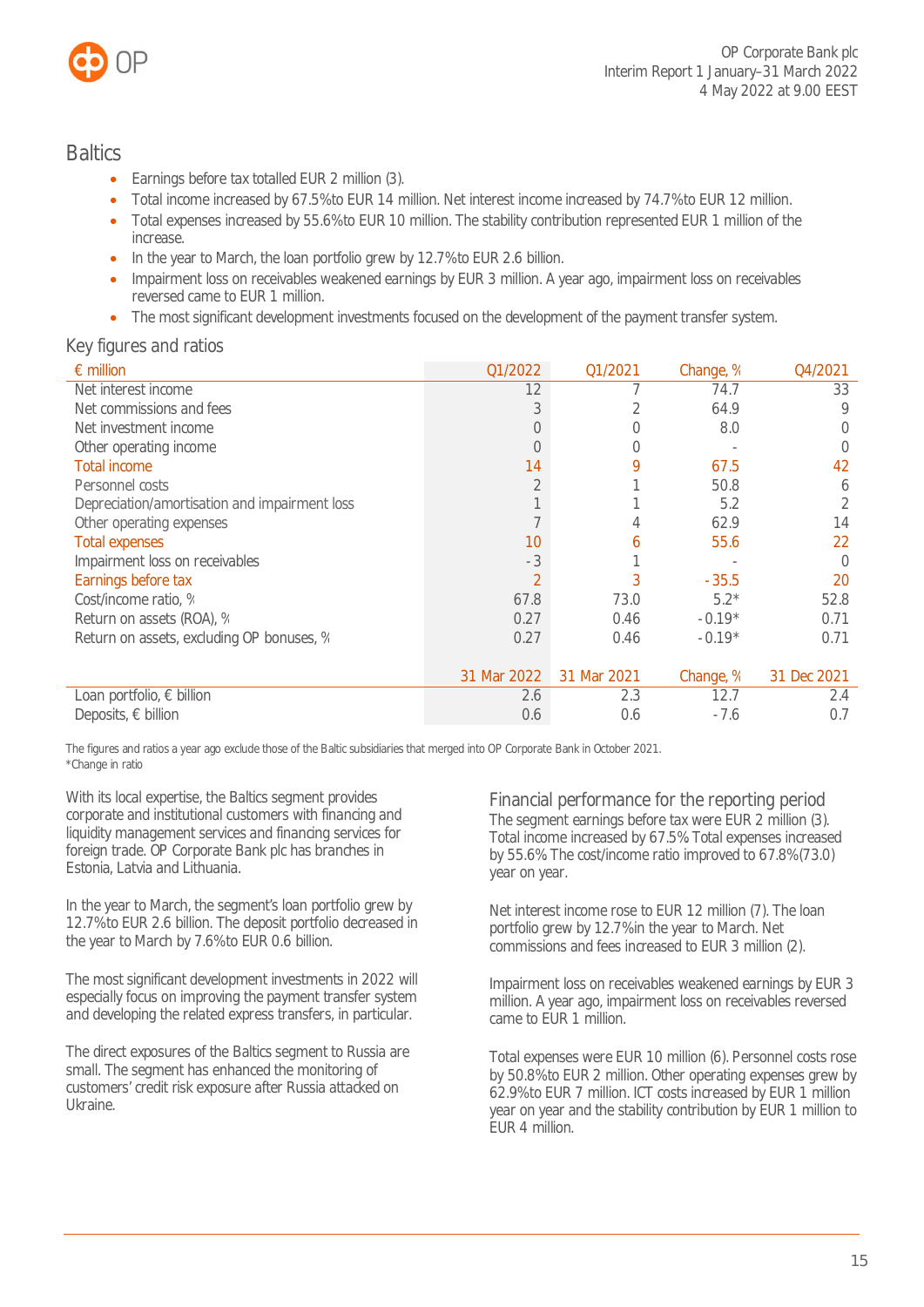## Baltics

- Earnings before tax totalled EUR 2 million (3).
- Total income increased by 67.5% to EUR 14 million. Net interest income increased by 74.7% to EUR 12 million.
- Total expenses increased by 55.6% to EUR 10 million. The stability contribution represented EUR 1 million of the increase.
- In the year to March, the loan portfolio grew by 12.7% to EUR 2.6 billion.
- Impairment loss on receivables weakened earnings by EUR 3 million. A year ago, impairment loss on receivables reversed came to EUR 1 million.
- The most significant development investments focused on the development of the payment transfer system.

### Key figures and ratios

| € million | Q1/2022 | Q1/2021 | Change, % | Q4/2021 |
|---|---|---|---|---|
| Net interest income | 12 | 7 | 74.7 | 33 |
| Net commissions and fees | 3 | 2 | 64.9 | 9 |
| Net investment income | 0 | 0 | 8.0 | 0 |
| Other operating income | 0 | 0 | - | 0 |
| Total income | 14 | 9 | 67.5 | 42 |
| Personnel costs | 2 | 1 | 50.8 | 6 |
| Depreciation/amortisation and impairment loss | 1 | 1 | 5.2 | 2 |
| Other operating expenses | 7 | 4 | 62.9 | 14 |
| Total expenses | 10 | 6 | 55.6 | 22 |
| Impairment loss on receivables | -3 | 1 | - | 0 |
| Earnings before tax | 2 | 3 | -35.5 | 20 |
| Cost/income ratio, % | 67.8 | 73.0 | 5.2* | 52.8 |
| Return on assets (ROA), % | 0.27 | 0.46 | -0.19* | 0.71 |
| Return on assets, excluding OP bonuses, % | 0.27 | 0.46 | -0.19* | 0.71 |
| | **31 Mar 2022** | **31 Mar 2021** | **Change, %** | **31 Dec 2021** |
| Loan portfolio, € billion | 2.6 | 2.3 | 12.7 | 2.4 |
| Deposits, € billion | 0.6 | 0.6 | -7.6 | 0.7 |

The figures and ratios a year ago exclude those of the Baltic subsidiaries that merged into OP Corporate Bank in October 2021.
*Change in ratio

With its local expertise, the Baltics segment provides corporate and institutional customers with financing and liquidity management services and financing services for foreign trade. OP Corporate Bank plc has branches in Estonia, Latvia and Lithuania.

In the year to March, the segment's loan portfolio grew by 12.7% to EUR 2.6 billion. The deposit portfolio decreased in the year to March by 7.6% to EUR 0.6 billion.

The most significant development investments in 2022 will especially focus on improving the payment transfer system and developing the related express transfers, in particular.

The direct exposures of the Baltics segment to Russia are small. The segment has enhanced the monitoring of customers' credit risk exposure after Russia attacked on Ukraine.

### Financial performance for the reporting period

The segment earnings before tax were EUR 2 million (3). Total income increased by 67.5% Total expenses increased by 55.6% The cost/income ratio improved to 67.8% (73.0) year on year.

Net interest income rose to EUR 12 million (7). The loan portfolio grew by 12.7% in the year to March. Net commissions and fees increased to EUR 3 million (2).

Impairment loss on receivables weakened earnings by EUR 3 million. A year ago, impairment loss on receivables reversed came to EUR 1 million.

Total expenses were EUR 10 million (6). Personnel costs rose by 50.8% to EUR 2 million. Other operating expenses grew by 62.9% to EUR 7 million. ICT costs increased by EUR 1 million year on year and the stability contribution by EUR 1 million to EUR 4 million.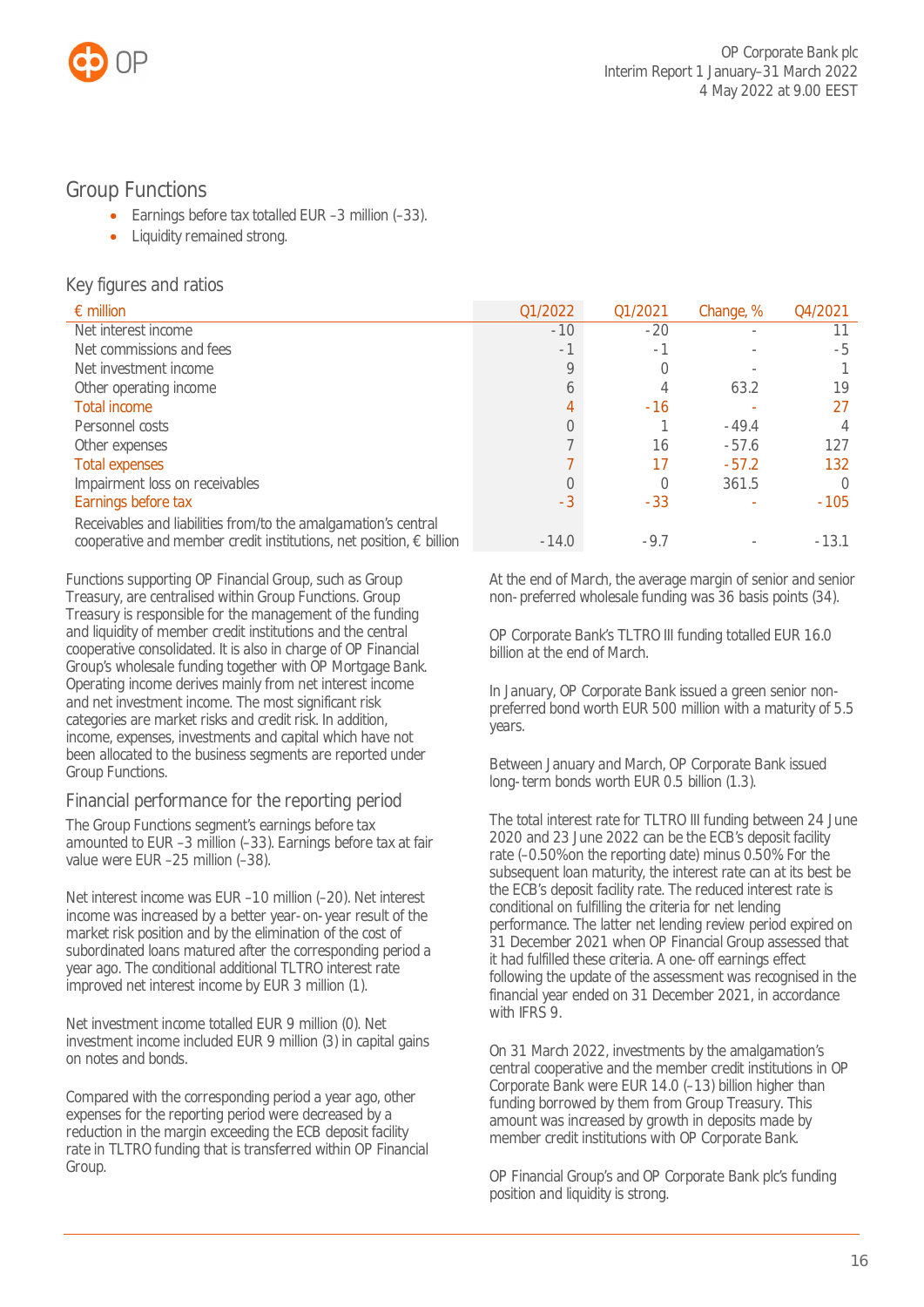## Group Functions

- Earnings before tax totalled EUR –3 million (–33).
- Liquidity remained strong.

### Key figures and ratios

| € million | Q1/2022 | Q1/2021 | Change, % | Q4/2021 |
|---|---|---|---|---|
| Net interest income | -10 | -20 | - | 11 |
| Net commissions and fees | -1 | -1 | - | -5 |
| Net investment income | 9 | 0 | - | 1 |
| Other operating income | 6 | 4 | 63.2 | 19 |
| Total income | 4 | -16 | - | 27 |
| Personnel costs | 0 | 1 | -49.4 | 4 |
| Other expenses | 7 | 16 | -57.6 | 127 |
| Total expenses | 7 | 17 | -57.2 | 132 |
| Impairment loss on receivables | 0 | 0 | 361.5 | 0 |
| Earnings before tax | -3 | -33 | - | -105 |
| Receivables and liabilities from/to the amalgamation's central cooperative and member credit institutions, net position, € billion | -14.0 | -9.7 | - | -13.1 |

Functions supporting OP Financial Group, such as Group Treasury, are centralised within Group Functions. Group Treasury is responsible for the management of the funding and liquidity of member credit institutions and the central cooperative consolidated. It is also in charge of OP Financial Group's wholesale funding together with OP Mortgage Bank. Operating income derives mainly from net interest income and net investment income. The most significant risk categories are market risks and credit risk. In addition, income, expenses, investments and capital which have not been allocated to the business segments are reported under Group Functions.

### Financial performance for the reporting period

The Group Functions segment's earnings before tax amounted to EUR –3 million (–33). Earnings before tax at fair value were EUR –25 million (–38).

Net interest income was EUR –10 million (–20). Net interest income was increased by a better year-on-year result of the market risk position and by the elimination of the cost of subordinated loans matured after the corresponding period a year ago. The conditional additional TLTRO interest rate improved net interest income by EUR 3 million (1).

Net investment income totalled EUR 9 million (0). Net investment income included EUR 9 million (3) in capital gains on notes and bonds.

Compared with the corresponding period a year ago, other expenses for the reporting period were decreased by a reduction in the margin exceeding the ECB deposit facility rate in TLTRO funding that is transferred within OP Financial Group.

At the end of March, the average margin of senior and senior non-preferred wholesale funding was 36 basis points (34).

OP Corporate Bank's TLTRO III funding totalled EUR 16.0 billion at the end of March.

In January, OP Corporate Bank issued a green senior non-preferred bond worth EUR 500 million with a maturity of 5.5 years.

Between January and March, OP Corporate Bank issued long-term bonds worth EUR 0.5 billion (1.3).

The total interest rate for TLTRO III funding between 24 June 2020 and 23 June 2022 can be the ECB's deposit facility rate (–0.50%on the reporting date) minus 0.50% For the subsequent loan maturity, the interest rate can at its best be the ECB's deposit facility rate. The reduced interest rate is conditional on fulfilling the criteria for net lending performance. The latter net lending review period expired on 31 December 2021 when OP Financial Group assessed that it had fulfilled these criteria. A one-off earnings effect following the update of the assessment was recognised in the financial year ended on 31 December 2021, in accordance with IFRS 9.

On 31 March 2022, investments by the amalgamation's central cooperative and the member credit institutions in OP Corporate Bank were EUR 14.0 (–13) billion higher than funding borrowed by them from Group Treasury. This amount was increased by growth in deposits made by member credit institutions with OP Corporate Bank.

OP Financial Group's and OP Corporate Bank plc's funding position and liquidity is strong.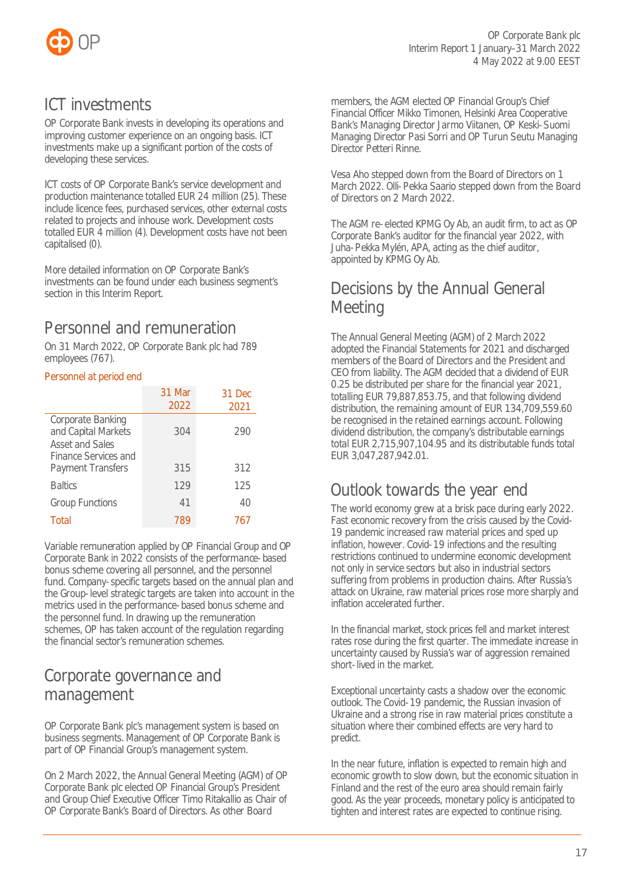## ICT investments

OP Corporate Bank invests in developing its operations and improving customer experience on an ongoing basis. ICT investments make up a significant portion of the costs of developing these services.

ICT costs of OP Corporate Bank's service development and production maintenance totalled EUR 24 million (25). These include licence fees, purchased services, other external costs related to projects and inhouse work. Development costs totalled EUR 4 million (4). Development costs have not been capitalised (0).

More detailed information on OP Corporate Bank's investments can be found under each business segment's section in this Interim Report.

## Personnel and remuneration

On 31 March 2022, OP Corporate Bank plc had 789 employees (767).

Personnel at period end

| | 31 Mar 2022 | 31 Dec 2021 |
|---|---|---|
| Corporate Banking and Capital Markets | 304 | 290 |
| Asset and Sales Finance Services and Payment Transfers | 315 | 312 |
| Baltics | 129 | 125 |
| Group Functions | 41 | 40 |
| Total | 789 | 767 |

Variable remuneration applied by OP Financial Group and OP Corporate Bank in 2022 consists of the performance-based bonus scheme covering all personnel, and the personnel fund. Company-specific targets based on the annual plan and the Group-level strategic targets are taken into account in the metrics used in the performance-based bonus scheme and the personnel fund. In drawing up the remuneration schemes, OP has taken account of the regulation regarding the financial sector's remuneration schemes.

## Corporate governance and management

OP Corporate Bank plc's management system is based on business segments. Management of OP Corporate Bank is part of OP Financial Group's management system.

On 2 March 2022, the Annual General Meeting (AGM) of OP Corporate Bank plc elected OP Financial Group's President and Group Chief Executive Officer Timo Ritakallio as Chair of OP Corporate Bank's Board of Directors. As other Board members, the AGM elected OP Financial Group's Chief Financial Officer Mikko Timonen, Helsinki Area Cooperative Bank's Managing Director Jarmo Viitanen, OP Keski-Suomi Managing Director Pasi Sorri and OP Turun Seutu Managing Director Petteri Rinne.

Vesa Aho stepped down from the Board of Directors on 1 March 2022. Olli-Pekka Saario stepped down from the Board of Directors on 2 March 2022.

The AGM re-elected KPMG Oy Ab, an audit firm, to act as OP Corporate Bank's auditor for the financial year 2022, with Juha-Pekka Mylén, APA, acting as the chief auditor, appointed by KPMG Oy Ab.

## Decisions by the Annual General Meeting

The Annual General Meeting (AGM) of 2 March 2022 adopted the Financial Statements for 2021 and discharged members of the Board of Directors and the President and CEO from liability. The AGM decided that a dividend of EUR 0.25 be distributed per share for the financial year 2021, totalling EUR 79,887,853.75, and that following dividend distribution, the remaining amount of EUR 134,709,559.60 be recognised in the retained earnings account. Following dividend distribution, the company's distributable earnings total EUR 2,715,907,104.95 and its distributable funds total EUR 3,047,287,942.01.

## Outlook towards the year end

The world economy grew at a brisk pace during early 2022. Fast economic recovery from the crisis caused by the Covid-19 pandemic increased raw material prices and sped up inflation, however. Covid-19 infections and the resulting restrictions continued to undermine economic development not only in service sectors but also in industrial sectors suffering from problems in production chains. After Russia's attack on Ukraine, raw material prices rose more sharply and inflation accelerated further.

In the financial market, stock prices fell and market interest rates rose during the first quarter. The immediate increase in uncertainty caused by Russia's war of aggression remained short-lived in the market.

Exceptional uncertainty casts a shadow over the economic outlook. The Covid-19 pandemic, the Russian invasion of Ukraine and a strong rise in raw material prices constitute a situation where their combined effects are very hard to predict.

In the near future, inflation is expected to remain high and economic growth to slow down, but the economic situation in Finland and the rest of the euro area should remain fairly good. As the year proceeds, monetary policy is anticipated to tighten and interest rates are expected to continue rising.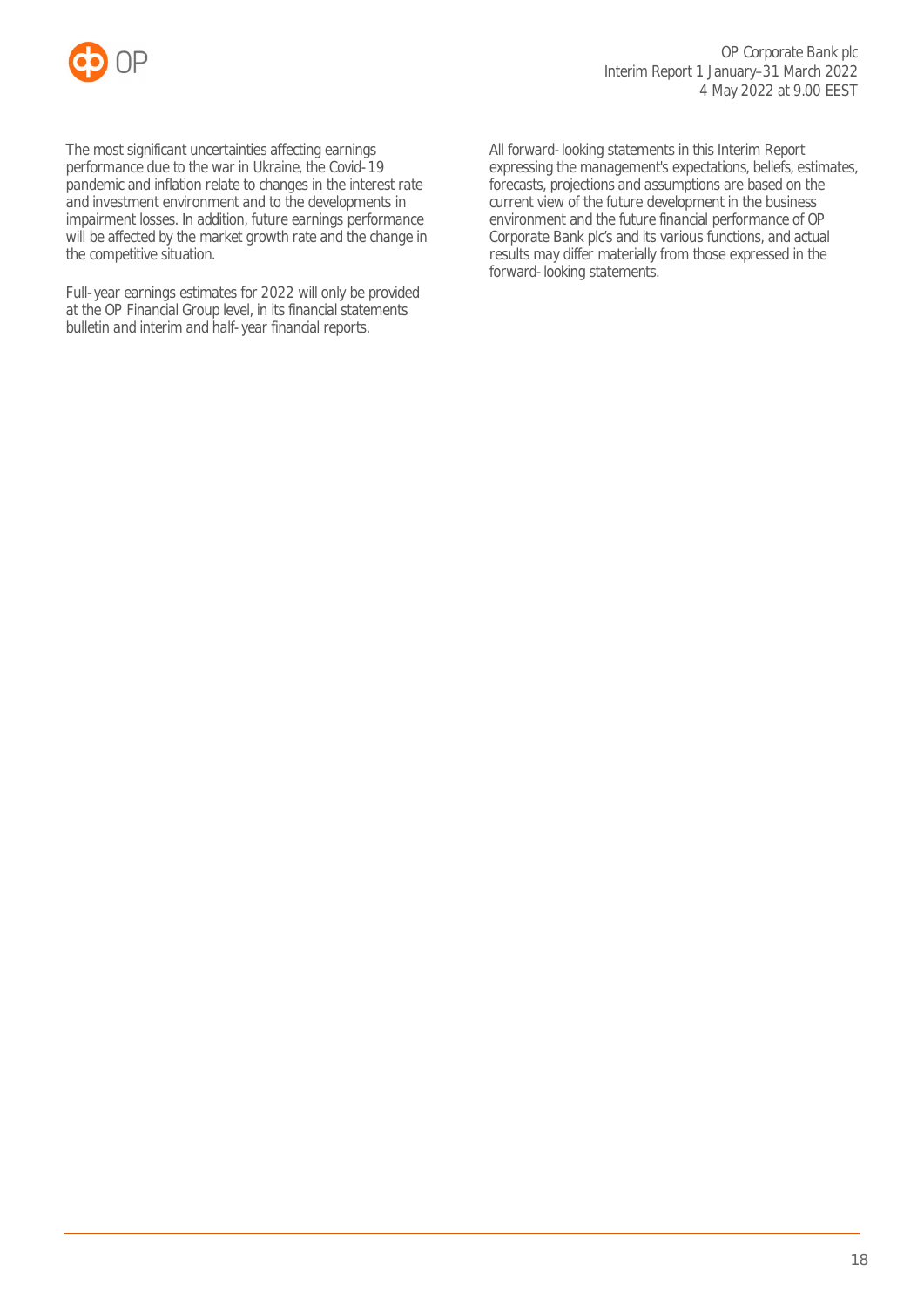The most significant uncertainties affecting earnings performance due to the war in Ukraine, the Covid-19 pandemic and inflation relate to changes in the interest rate and investment environment and to the developments in impairment losses. In addition, future earnings performance will be affected by the market growth rate and the change in the competitive situation.

Full-year earnings estimates for 2022 will only be provided at the OP Financial Group level, in its financial statements bulletin and interim and half-year financial reports.

All forward-looking statements in this Interim Report expressing the management's expectations, beliefs, estimates, forecasts, projections and assumptions are based on the current view of the future development in the business environment and the future financial performance of OP Corporate Bank plc's and its various functions, and actual results may differ materially from those expressed in the forward-looking statements.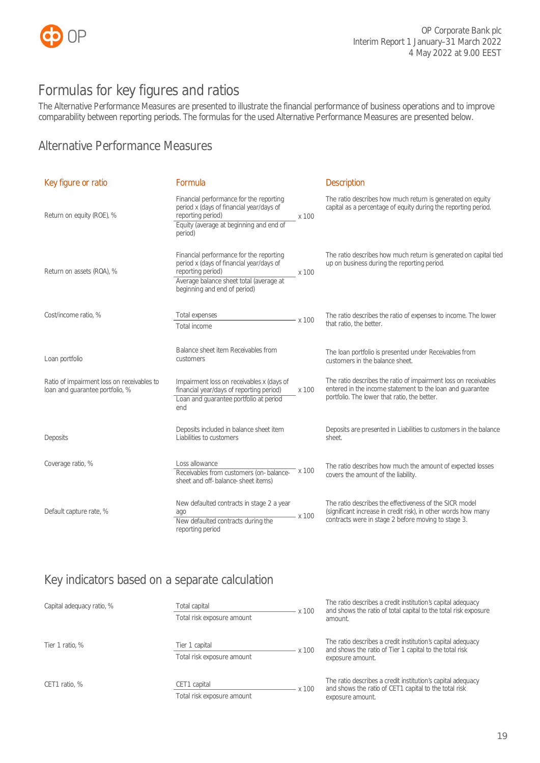# Formulas for key figures and ratios

The Alternative Performance Measures are presented to illustrate the financial performance of business operations and to improve comparability between reporting periods. The formulas for the used Alternative Performance Measures are presented below.

## Alternative Performance Measures

| Key figure or ratio | Formula | | Description |
|---|---|---|---|
| Return on equity (ROE), % | Financial performance for the reporting period x (days of financial year/days of reporting period) / Equity (average at beginning and end of period) | x 100 | The ratio describes how much return is generated on equity capital as a percentage of equity during the reporting period. |
| Return on assets (ROA), % | Financial performance for the reporting period x (days of financial year/days of reporting period) / Average balance sheet total (average at beginning and end of period) | x 100 | The ratio describes how much return is generated on capital tied up on business during the reporting period. |
| Cost/income ratio, % | Total expenses / Total income | x 100 | The ratio describes the ratio of expenses to income. The lower that ratio, the better. |
| Loan portfolio | Balance sheet item Receivables from customers | | The loan portfolio is presented under Receivables from customers in the balance sheet. |
| Ratio of impairment loss on receivables to loan and guarantee portfolio, % | Impairment loss on receivables x (days of financial year/days of reporting period) / Loan and guarantee portfolio at period end | x 100 | The ratio describes the ratio of impairment loss on receivables entered in the income statement to the loan and guarantee portfolio. The lower that ratio, the better. |
| Deposits | Deposits included in balance sheet item Liabilities to customers | | Deposits are presented in Liabilities to customers in the balance sheet. |
| Coverage ratio, % | Loss allowance / Receivables from customers (on-balance-sheet and off-balance-sheet items) | x 100 | The ratio describes how much the amount of expected losses covers the amount of the liability. |
| Default capture rate, % | New defaulted contracts in stage 2 a year ago / New defaulted contracts during the reporting period | x 100 | The ratio describes the effectiveness of the SICR model (significant increase in credit risk), in other words how many contracts were in stage 2 before moving to stage 3. |

## Key indicators based on a separate calculation

| Key figure or ratio | Formula | | Description |
|---|---|---|---|
| Capital adequacy ratio, % | Total capital / Total risk exposure amount | x 100 | The ratio describes a credit institution's capital adequacy and shows the ratio of total capital to the total risk exposure amount. |
| Tier 1 ratio, % | Tier 1 capital / Total risk exposure amount | x 100 | The ratio describes a credit institution's capital adequacy and shows the ratio of Tier 1 capital to the total risk exposure amount. |
| CET1 ratio, % | CET1 capital / Total risk exposure amount | x 100 | The ratio describes a credit institution's capital adequacy and shows the ratio of CET1 capital to the total risk exposure amount. |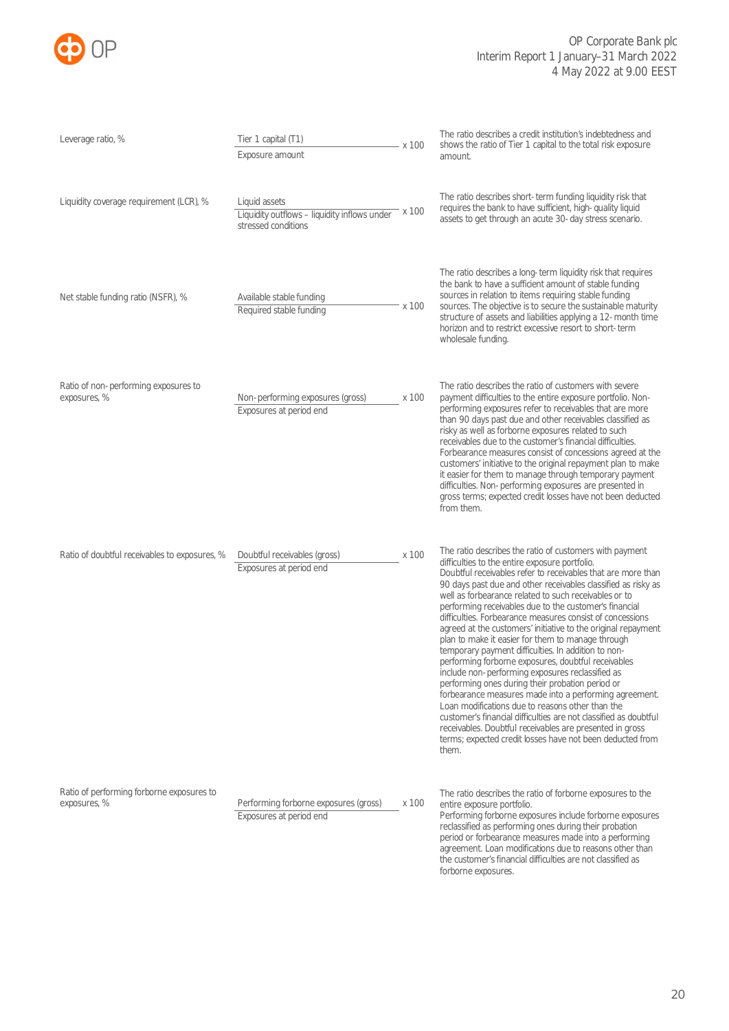| Ratio | Formula | | Description |
|---|---|---|---|
| Leverage ratio, % | Tier 1 capital (T1) / Exposure amount | x 100 | The ratio describes a credit institution's indebtedness and shows the ratio of Tier 1 capital to the total risk exposure amount. |
| Liquidity coverage requirement (LCR), % | Liquid assets / Liquidity outflows – liquidity inflows under stressed conditions | x 100 | The ratio describes short-term funding liquidity risk that requires the bank to have sufficient, high-quality liquid assets to get through an acute 30-day stress scenario. |
| Net stable funding ratio (NSFR), % | Available stable funding / Required stable funding | x 100 | The ratio describes a long-term liquidity risk that requires the bank to have a sufficient amount of stable funding sources in relation to items requiring stable funding sources. The objective is to secure the sustainable maturity structure of assets and liabilities applying a 12-month time horizon and to restrict excessive resort to short-term wholesale funding. |
| Ratio of non-performing exposures to exposures, % | Non-performing exposures (gross) / Exposures at period end | x 100 | The ratio describes the ratio of customers with severe payment difficulties to the entire exposure portfolio. Non-performing exposures refer to receivables that are more than 90 days past due and other receivables classified as risky as well as forborne exposures related to such receivables due to the customer's financial difficulties. Forbearance measures consist of concessions agreed at the customers' initiative to the original repayment plan to make it easier for them to manage through temporary payment difficulties. Non-performing exposures are presented in gross terms; expected credit losses have not been deducted from them. |
| Ratio of doubtful receivables to exposures, % | Doubtful receivables (gross) / Exposures at period end | x 100 | The ratio describes the ratio of customers with payment difficulties to the entire exposure portfolio. Doubtful receivables refer to receivables that are more than 90 days past due and other receivables classified as risky as well as forbearance related to such receivables or to performing receivables due to the customer's financial difficulties. Forbearance measures consist of concessions agreed at the customers' initiative to the original repayment plan to make it easier for them to manage through temporary payment difficulties. In addition to non-performing forborne exposures, doubtful receivables include non-performing exposures reclassified as performing ones during their probation period or forbearance measures made into a performing agreement. Loan modifications due to reasons other than the customer's financial difficulties are not classified as doubtful receivables. Doubtful receivables are presented in gross terms; expected credit losses have not been deducted from them. |
| Ratio of performing forborne exposures to exposures, % | Performing forborne exposures (gross) / Exposures at period end | x 100 | The ratio describes the ratio of forborne exposures to the entire exposure portfolio. Performing forborne exposures include forborne exposures reclassified as performing ones during their probation period or forbearance measures made into a performing agreement. Loan modifications due to reasons other than the customer's financial difficulties are not classified as forborne exposures. |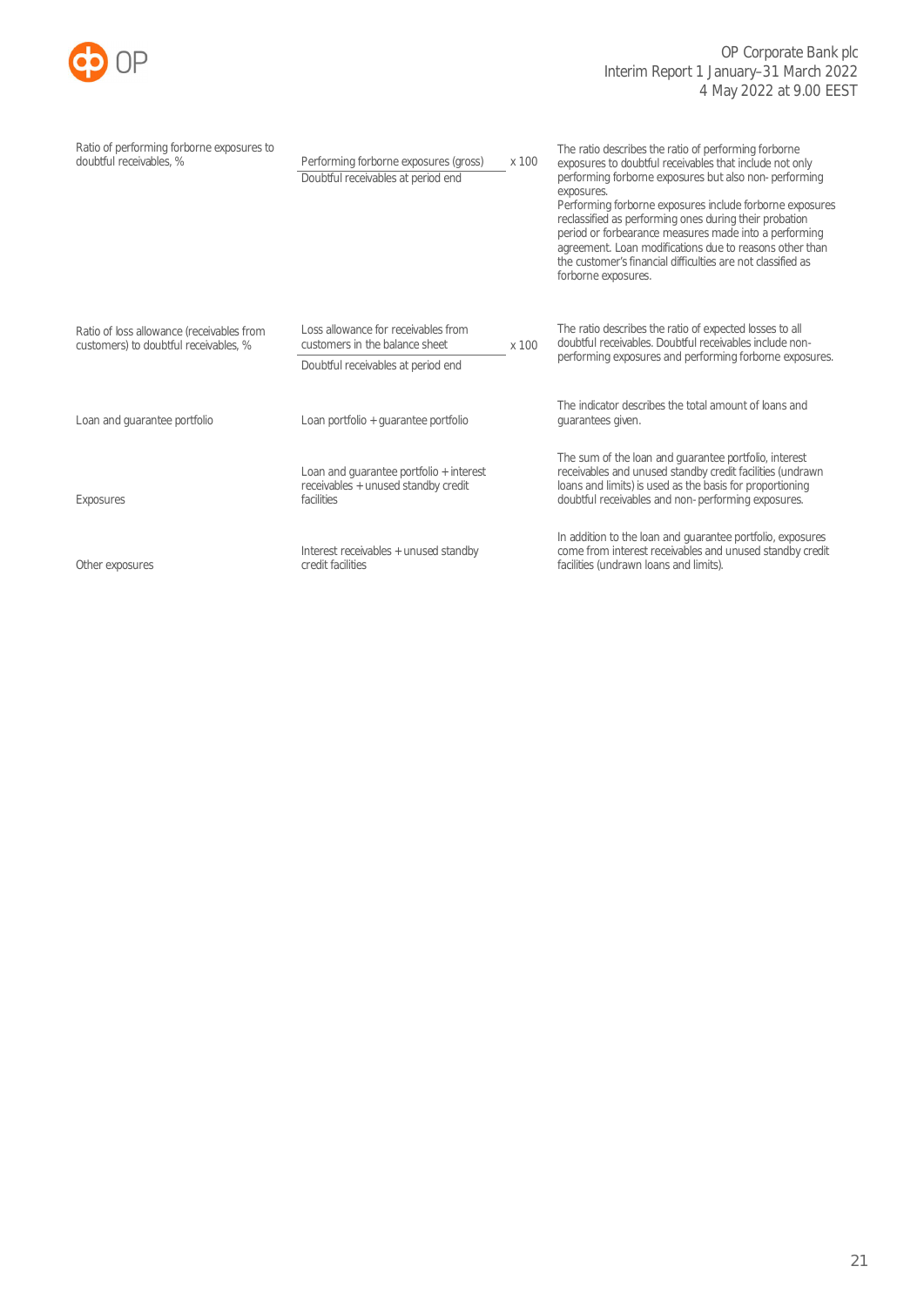| | | | |
|---|---|---|---|
| Ratio of performing forborne exposures to doubtful receivables, % | Performing forborne exposures (gross) / Doubtful receivables at period end | x 100 | The ratio describes the ratio of performing forborne exposures to doubtful receivables that include not only performing forborne exposures but also non- performing exposures. Performing forborne exposures include forborne exposures reclassified as performing ones during their probation period or forbearance measures made into a performing agreement. Loan modifications due to reasons other than the customer's financial difficulties are not classified as forborne exposures. |
| Ratio of loss allowance (receivables from customers) to doubtful receivables, % | Loss allowance for receivables from customers in the balance sheet / Doubtful receivables at period end | x 100 | The ratio describes the ratio of expected losses to all doubtful receivables. Doubtful receivables include non-performing exposures and performing forborne exposures. |
| Loan and guarantee portfolio | Loan portfolio + guarantee portfolio | | The indicator describes the total amount of loans and guarantees given. |
| Exposures | Loan and guarantee portfolio + interest receivables + unused standby credit facilities | | The sum of the loan and guarantee portfolio, interest receivables and unused standby credit facilities (undrawn loans and limits) is used as the basis for proportioning doubtful receivables and non- performing exposures. |
| Other exposures | Interest receivables + unused standby credit facilities | | In addition to the loan and guarantee portfolio, exposures come from interest receivables and unused standby credit facilities (undrawn loans and limits). |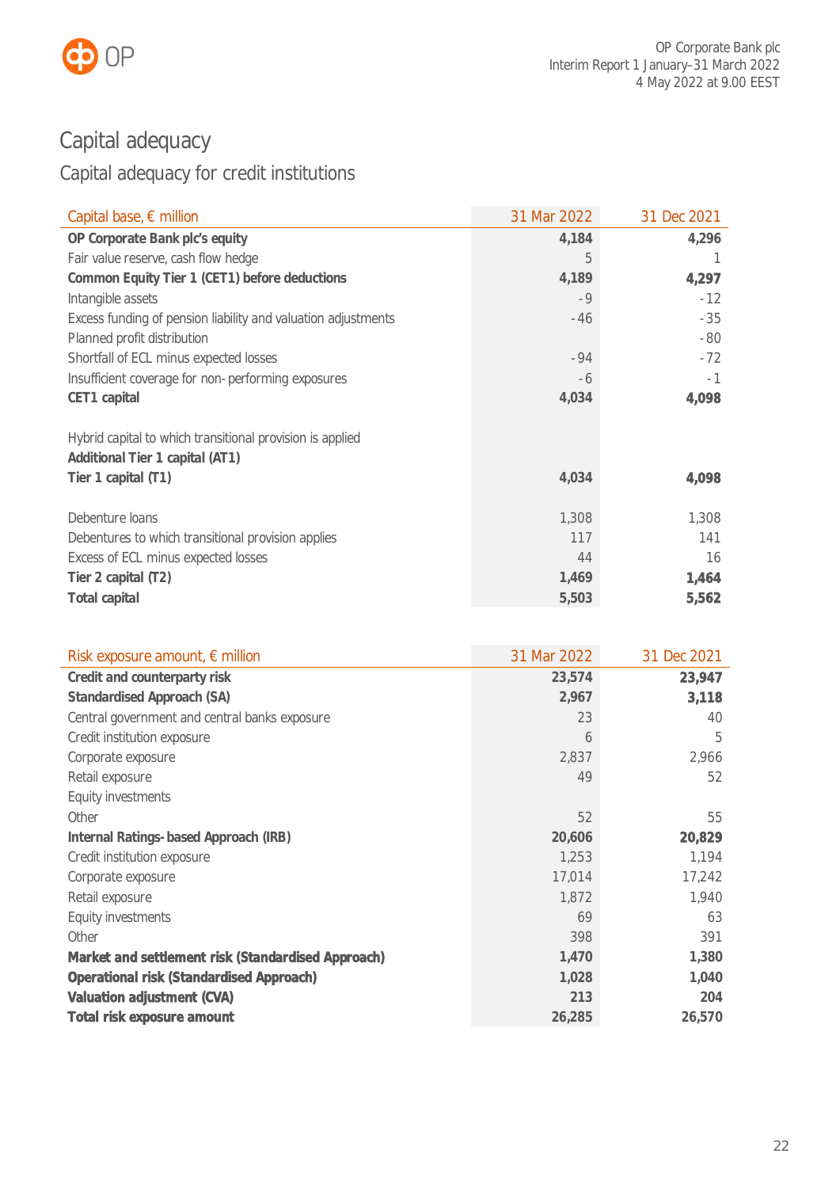# Capital adequacy

## Capital adequacy for credit institutions

| Capital base, € million | 31 Mar 2022 | 31 Dec 2021 |
|---|---|---|
| **OP Corporate Bank plc's equity** | **4,184** | **4,296** |
| Fair value reserve, cash flow hedge | 5 | 1 |
| **Common Equity Tier 1 (CET1) before deductions** | **4,189** | **4,297** |
| Intangible assets | -9 | -12 |
| Excess funding of pension liability and valuation adjustments | -46 | -35 |
| Planned profit distribution | | -80 |
| Shortfall of ECL minus expected losses | -94 | -72 |
| Insufficient coverage for non-performing exposures | -6 | -1 |
| **CET1 capital** | **4,034** | **4,098** |
| | | |
| Hybrid capital to which transitional provision is applied | | |
| **Additional Tier 1 capital (AT1)** | | |
| **Tier 1 capital (T1)** | **4,034** | **4,098** |
| | | |
| Debenture loans | 1,308 | 1,308 |
| Debentures to which transitional provision applies | 117 | 141 |
| Excess of ECL minus expected losses | 44 | 16 |
| **Tier 2 capital (T2)** | **1,469** | **1,464** |
| **Total capital** | **5,503** | **5,562** |

| Risk exposure amount, € million | 31 Mar 2022 | 31 Dec 2021 |
|---|---|---|
| **Credit and counterparty risk** | **23,574** | **23,947** |
| **Standardised Approach (SA)** | **2,967** | **3,118** |
| Central government and central banks exposure | 23 | 40 |
| Credit institution exposure | 6 | 5 |
| Corporate exposure | 2,837 | 2,966 |
| Retail exposure | 49 | 52 |
| Equity investments | | |
| Other | 52 | 55 |
| **Internal Ratings-based Approach (IRB)** | **20,606** | **20,829** |
| Credit institution exposure | 1,253 | 1,194 |
| Corporate exposure | 17,014 | 17,242 |
| Retail exposure | 1,872 | 1,940 |
| Equity investments | 69 | 63 |
| Other | 398 | 391 |
| **Market and settlement risk (Standardised Approach)** | **1,470** | **1,380** |
| **Operational risk (Standardised Approach)** | **1,028** | **1,040** |
| **Valuation adjustment (CVA)** | **213** | **204** |
| **Total risk exposure amount** | **26,285** | **26,570** |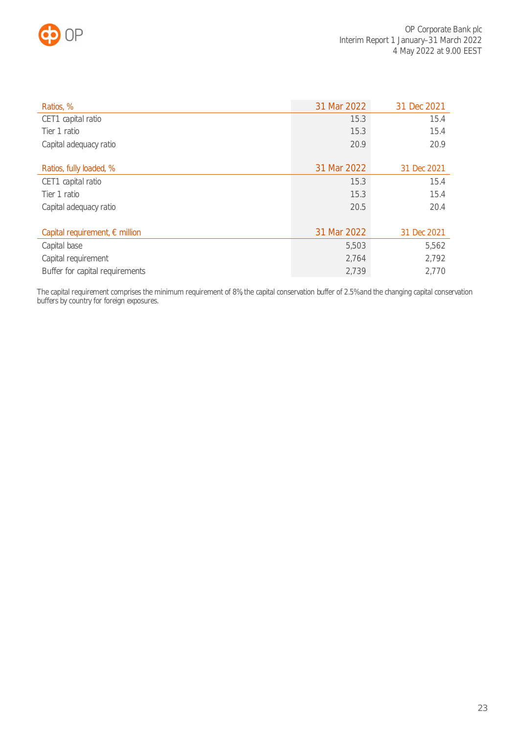| Ratios, % | 31 Mar 2022 | 31 Dec 2021 |
|---|---|---|
| CET1 capital ratio | 15.3 | 15.4 |
| Tier 1 ratio | 15.3 | 15.4 |
| Capital adequacy ratio | 20.9 | 20.9 |

| Ratios, fully loaded, % | 31 Mar 2022 | 31 Dec 2021 |
|---|---|---|
| CET1 capital ratio | 15.3 | 15.4 |
| Tier 1 ratio | 15.3 | 15.4 |
| Capital adequacy ratio | 20.5 | 20.4 |

| Capital requirement, € million | 31 Mar 2022 | 31 Dec 2021 |
|---|---|---|
| Capital base | 5,503 | 5,562 |
| Capital requirement | 2,764 | 2,792 |
| Buffer for capital requirements | 2,739 | 2,770 |

The capital requirement comprises the minimum requirement of 8%, the capital conservation buffer of 2.5% and the changing capital conservation buffers by country for foreign exposures.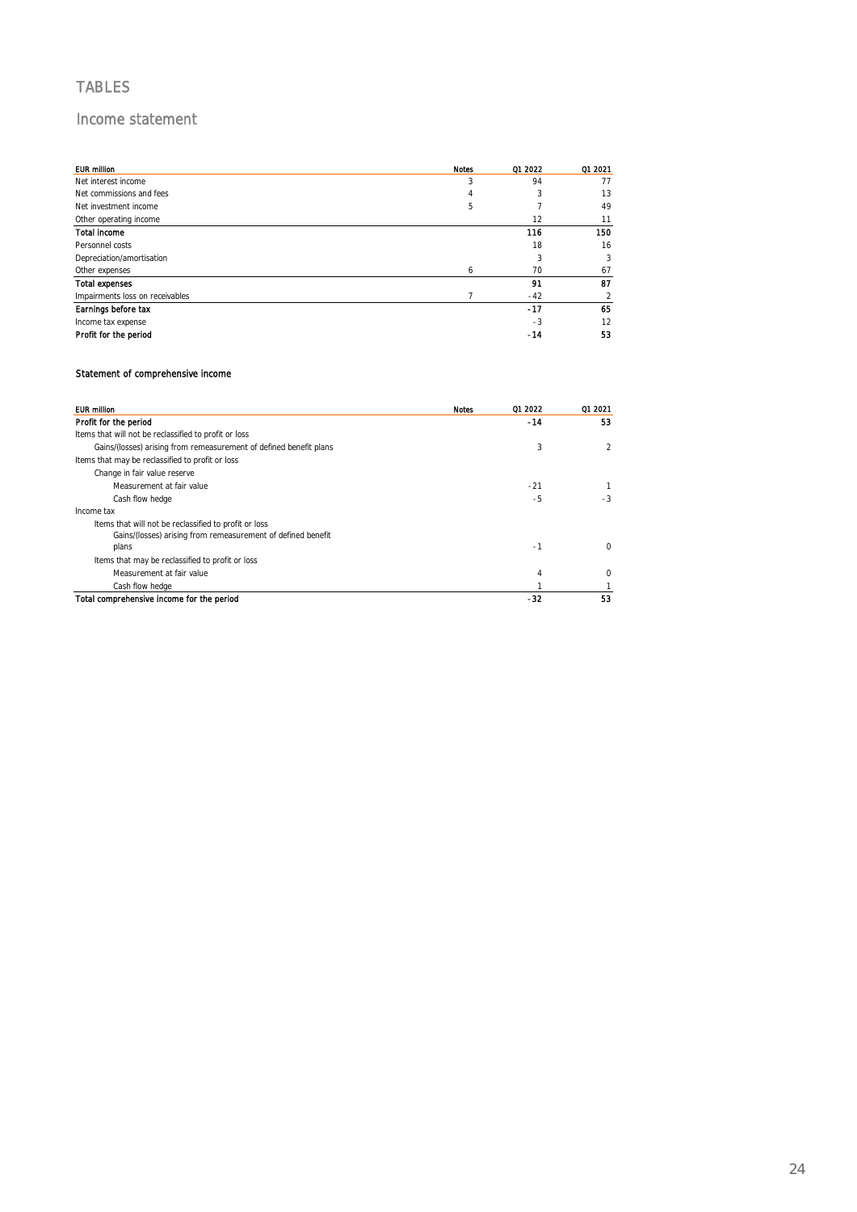# TABLES

## Income statement

| EUR million | Notes | Q1 2022 | Q1 2021 |
|---|---|---|---|
| Net interest income | 3 | 94 | 77 |
| Net commissions and fees | 4 | 3 | 13 |
| Net investment income | 5 | 7 | 49 |
| Other operating income | | 12 | 11 |
| **Total income** | | **116** | **150** |
| Personnel costs | | 18 | 16 |
| Depreciation/amortisation | | 3 | 3 |
| Other expenses | 6 | 70 | 67 |
| **Total expenses** | | **91** | **87** |
| Impairments loss on receivables | 7 | -42 | 2 |
| **Earnings before tax** | | **-17** | **65** |
| Income tax expense | | -3 | 12 |
| **Profit for the period** | | **-14** | **53** |

### Statement of comprehensive income

| EUR million | Notes | Q1 2022 | Q1 2021 |
|---|---|---|---|
| **Profit for the period** | | **-14** | **53** |
| Items that will not be reclassified to profit or loss | | | |
| Gains/(losses) arising from remeasurement of defined benefit plans | | 3 | 2 |
| Items that may be reclassified to profit or loss | | | |
| Change in fair value reserve | | | |
| Measurement at fair value | | -21 | 1 |
| Cash flow hedge | | -5 | -3 |
| Income tax | | | |
| Items that will not be reclassified to profit or loss | | | |
| Gains/(losses) arising from remeasurement of defined benefit plans | | -1 | 0 |
| Items that may be reclassified to profit or loss | | | |
| Measurement at fair value | | 4 | 0 |
| Cash flow hedge | | 1 | 1 |
| **Total comprehensive income for the period** | | **-32** | **53** |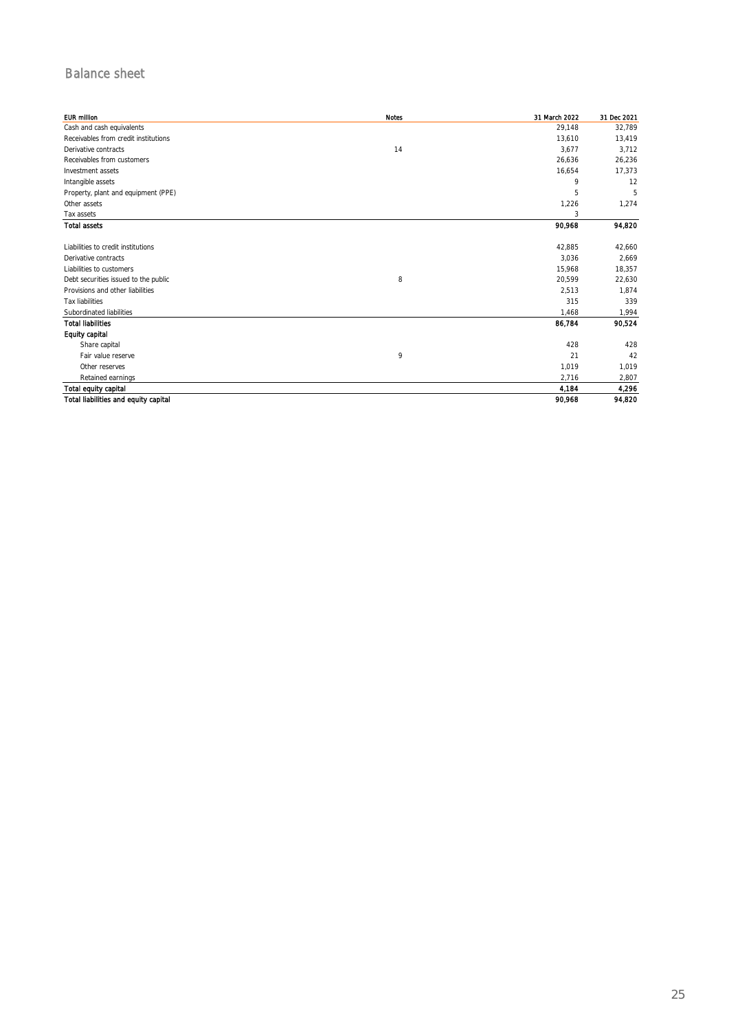# Balance sheet

| EUR million | Notes | 31 March 2022 | 31 Dec 2021 |
|---|---|---|---|
| Cash and cash equivalents | | 29,148 | 32,789 |
| Receivables from credit institutions | | 13,610 | 13,419 |
| Derivative contracts | 14 | 3,677 | 3,712 |
| Receivables from customers | | 26,636 | 26,236 |
| Investment assets | | 16,654 | 17,373 |
| Intangible assets | | 9 | 12 |
| Property, plant and equipment (PPE) | | 5 | 5 |
| Other assets | | 1,226 | 1,274 |
| Tax assets | | 3 | |
| **Total assets** | | **90,968** | **94,820** |
| | | | |
| Liabilities to credit institutions | | 42,885 | 42,660 |
| Derivative contracts | | 3,036 | 2,669 |
| Liabilities to customers | | 15,968 | 18,357 |
| Debt securities issued to the public | 8 | 20,599 | 22,630 |
| Provisions and other liabilities | | 2,513 | 1,874 |
| Tax liabilities | | 315 | 339 |
| Subordinated liabilities | | 1,468 | 1,994 |
| **Total liabilities** | | **86,784** | **90,524** |
| **Equity capital** | | | |
| Share capital | | 428 | 428 |
| Fair value reserve | 9 | 21 | 42 |
| Other reserves | | 1,019 | 1,019 |
| Retained earnings | | 2,716 | 2,807 |
| **Total equity capital** | | **4,184** | **4,296** |
| **Total liabilities and equity capital** | | **90,968** | **94,820** |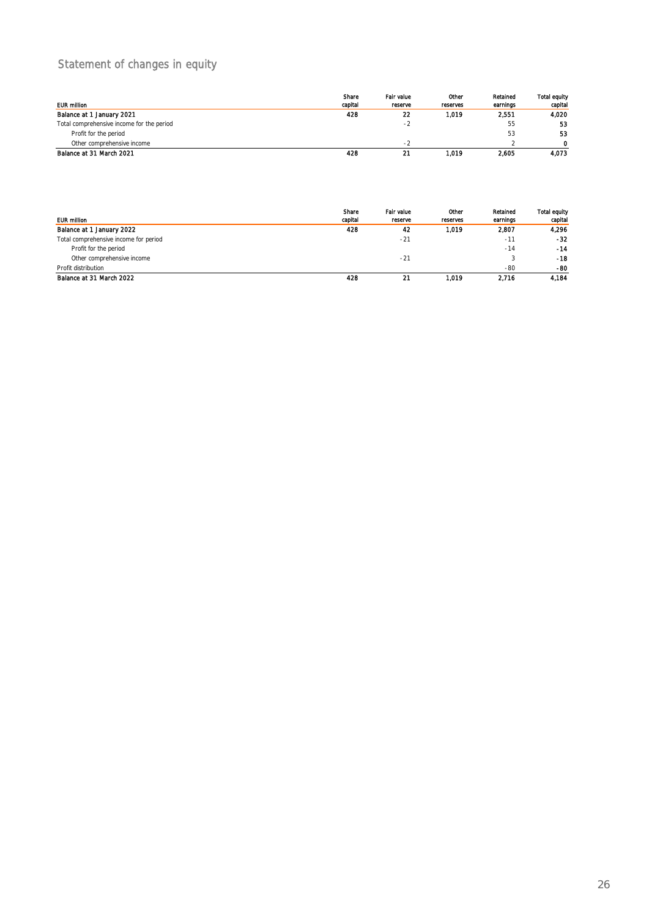# Statement of changes in equity

| EUR million | Share capital | Fair value reserve | Other reserves | Retained earnings | Total equity capital |
|---|---|---|---|---|---|
| **Balance at 1 January 2021** | **428** | **22** | **1,019** | **2,551** | **4,020** |
| Total comprehensive income for the period | | -2 | | 55 | **53** |
| Profit for the period | | | | 53 | **53** |
| Other comprehensive income | | -2 | | 2 | **0** |
| **Balance at 31 March 2021** | **428** | **21** | **1,019** | **2,605** | **4,073** |

| EUR million | Share capital | Fair value reserve | Other reserves | Retained earnings | Total equity capital |
|---|---|---|---|---|---|
| **Balance at 1 January 2022** | **428** | **42** | **1,019** | **2,807** | **4,296** |
| Total comprehensive income for period | | -21 | | -11 | **-32** |
| Profit for the period | | | | -14 | **-14** |
| Other comprehensive income | | -21 | | 3 | **-18** |
| Profit distribution | | | | -80 | **-80** |
| **Balance at 31 March 2022** | **428** | **21** | **1,019** | **2,716** | **4,184** |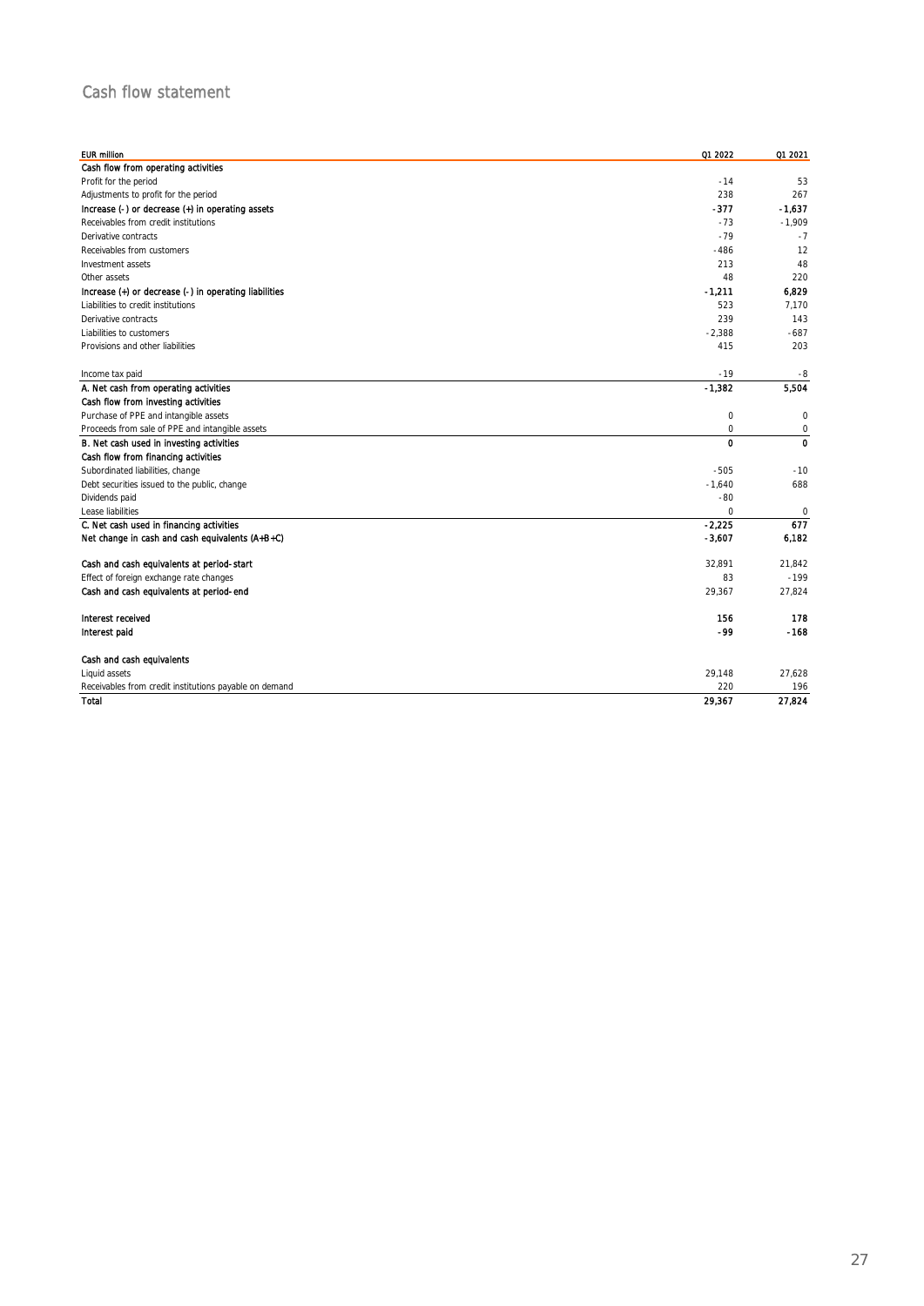## Cash flow statement

| EUR million | Q1 2022 | Q1 2021 |
|---|---|---|
| **Cash flow from operating activities** | | |
| Profit for the period | -14 | 53 |
| Adjustments to profit for the period | 238 | 267 |
| **Increase (-) or decrease (+) in operating assets** | **-377** | **-1,637** |
| Receivables from credit institutions | -73 | -1,909 |
| Derivative contracts | -79 | -7 |
| Receivables from customers | -486 | 12 |
| Investment assets | 213 | 48 |
| Other assets | 48 | 220 |
| **Increase (+) or decrease (-) in operating liabilities** | **-1,211** | **6,829** |
| Liabilities to credit institutions | 523 | 7,170 |
| Derivative contracts | 239 | 143 |
| Liabilities to customers | -2,388 | -687 |
| Provisions and other liabilities | 415 | 203 |
| | | |
| Income tax paid | -19 | -8 |
| **A. Net cash from operating activities** | **-1,382** | **5,504** |
| **Cash flow from investing activities** | | |
| Purchase of PPE and intangible assets | 0 | 0 |
| Proceeds from sale of PPE and intangible assets | 0 | 0 |
| **B. Net cash used in investing activities** | **0** | **0** |
| **Cash flow from financing activities** | | |
| Subordinated liabilities, change | -505 | -10 |
| Debt securities issued to the public, change | -1,640 | 688 |
| Dividends paid | -80 | |
| Lease liabilities | 0 | 0 |
| **C. Net cash used in financing activities** | **-2,225** | **677** |
| **Net change in cash and cash equivalents (A+B+C)** | **-3,607** | **6,182** |
| | | |
| **Cash and cash equivalents at period-start** | 32,891 | 21,842 |
| Effect of foreign exchange rate changes | 83 | -199 |
| **Cash and cash equivalents at period-end** | 29,367 | 27,824 |
| | | |
| **Interest received** | **156** | **178** |
| **Interest paid** | **-99** | **-168** |
| | | |
| **Cash and cash equivalents** | | |
| Liquid assets | 29,148 | 27,628 |
| Receivables from credit institutions payable on demand | 220 | 196 |
| **Total** | **29,367** | **27,824** |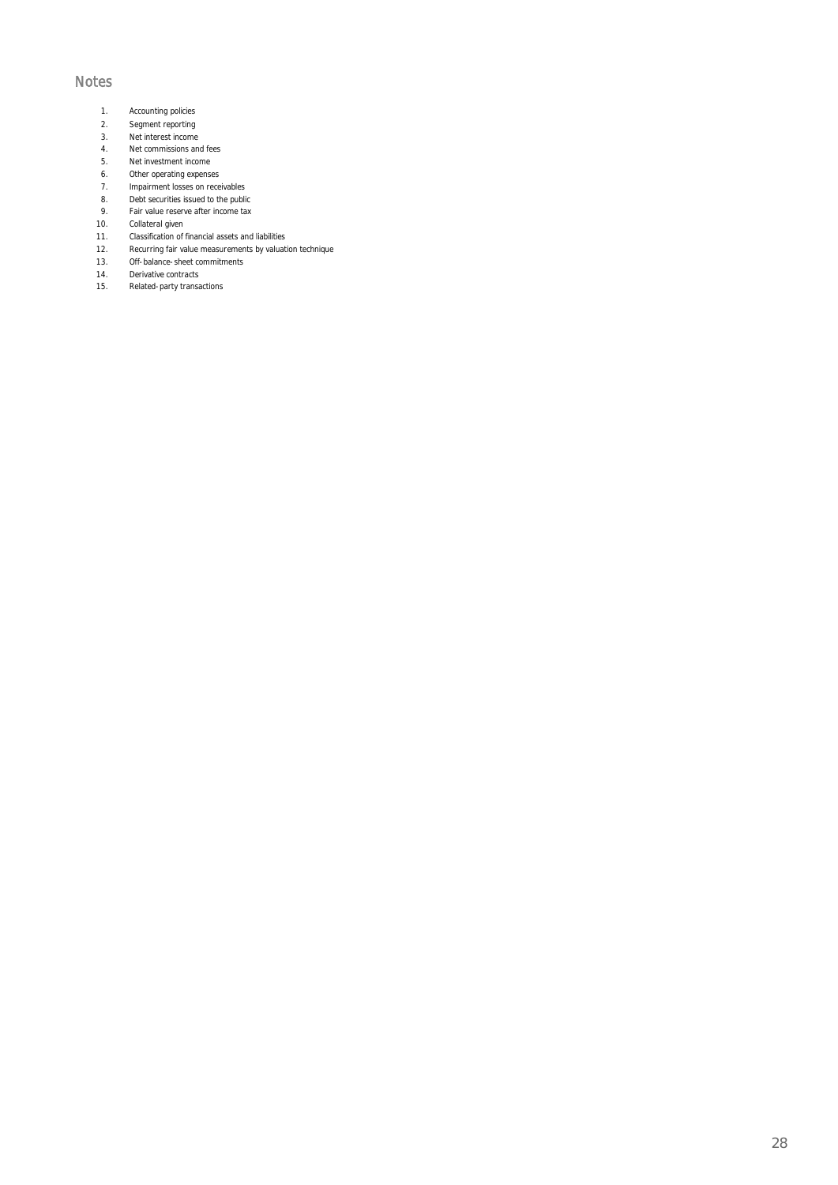## Notes

1. Accounting policies
2. Segment reporting
3. Net interest income
4. Net commissions and fees
5. Net investment income
6. Other operating expenses
7. Impairment losses on receivables
8. Debt securities issued to the public
9. Fair value reserve after income tax
10. Collateral given
11. Classification of financial assets and liabilities
12. Recurring fair value measurements by valuation technique
13. Off-balance-sheet commitments
14. Derivative contracts
15. Related-party transactions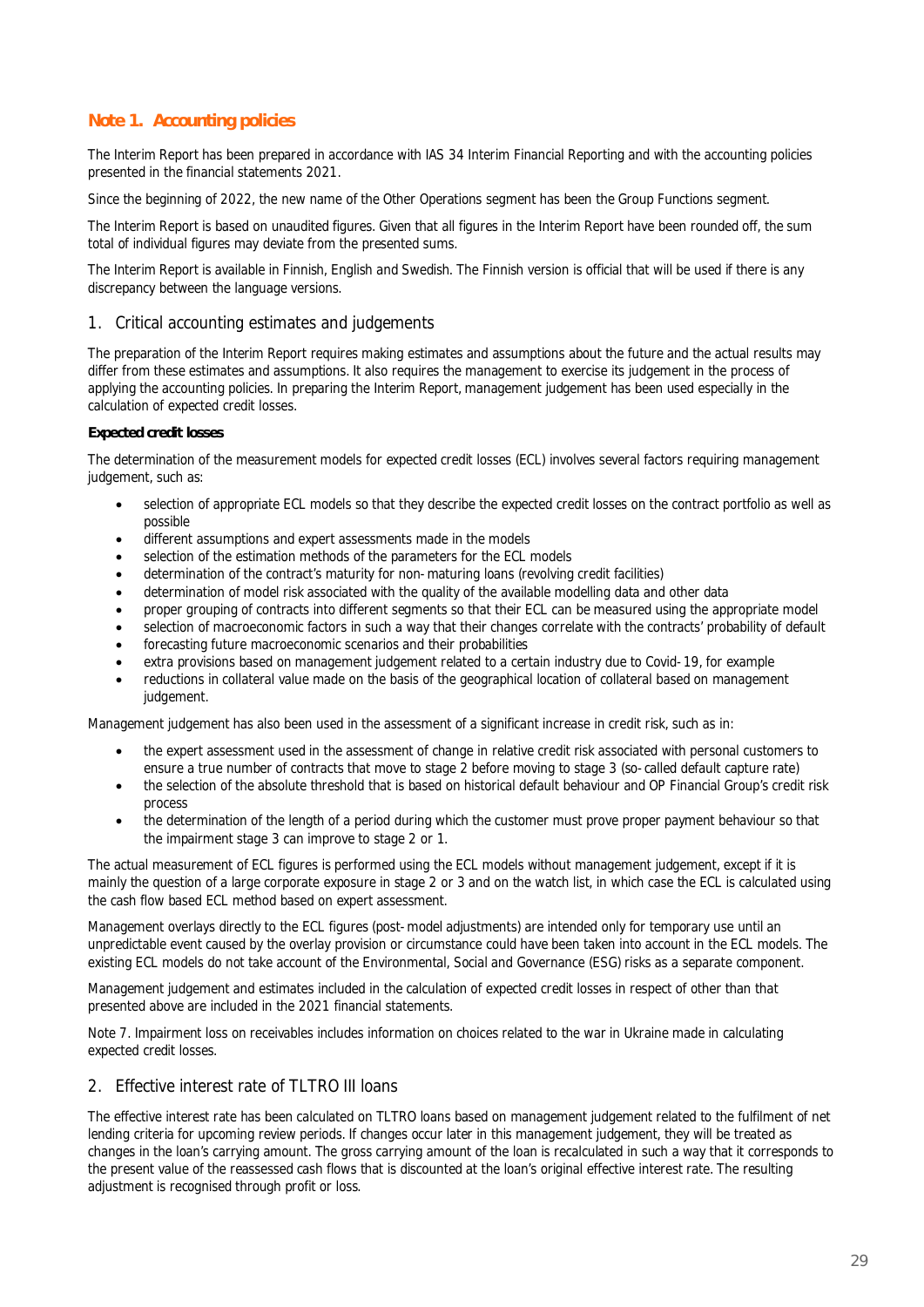## Note 1. Accounting policies

The Interim Report has been prepared in accordance with IAS 34 Interim Financial Reporting and with the accounting policies presented in the financial statements 2021.

Since the beginning of 2022, the new name of the Other Operations segment has been the Group Functions segment.

The Interim Report is based on unaudited figures. Given that all figures in the Interim Report have been rounded off, the sum total of individual figures may deviate from the presented sums.

The Interim Report is available in Finnish, English and Swedish. The Finnish version is official that will be used if there is any discrepancy between the language versions.

### 1. Critical accounting estimates and judgements

The preparation of the Interim Report requires making estimates and assumptions about the future and the actual results may differ from these estimates and assumptions. It also requires the management to exercise its judgement in the process of applying the accounting policies. In preparing the Interim Report, management judgement has been used especially in the calculation of expected credit losses.

**Expected credit losses**

The determination of the measurement models for expected credit losses (ECL) involves several factors requiring management judgement, such as:

- selection of appropriate ECL models so that they describe the expected credit losses on the contract portfolio as well as possible
- different assumptions and expert assessments made in the models
- selection of the estimation methods of the parameters for the ECL models
- determination of the contract's maturity for non-maturing loans (revolving credit facilities)
- determination of model risk associated with the quality of the available modelling data and other data
- proper grouping of contracts into different segments so that their ECL can be measured using the appropriate model
- selection of macroeconomic factors in such a way that their changes correlate with the contracts' probability of default
- forecasting future macroeconomic scenarios and their probabilities
- extra provisions based on management judgement related to a certain industry due to Covid-19, for example
- reductions in collateral value made on the basis of the geographical location of collateral based on management judgement.

Management judgement has also been used in the assessment of a significant increase in credit risk, such as in:

- the expert assessment used in the assessment of change in relative credit risk associated with personal customers to ensure a true number of contracts that move to stage 2 before moving to stage 3 (so-called default capture rate)
- the selection of the absolute threshold that is based on historical default behaviour and OP Financial Group's credit risk process
- the determination of the length of a period during which the customer must prove proper payment behaviour so that the impairment stage 3 can improve to stage 2 or 1.

The actual measurement of ECL figures is performed using the ECL models without management judgement, except if it is mainly the question of a large corporate exposure in stage 2 or 3 and on the watch list, in which case the ECL is calculated using the cash flow based ECL method based on expert assessment.

Management overlays directly to the ECL figures (post-model adjustments) are intended only for temporary use until an unpredictable event caused by the overlay provision or circumstance could have been taken into account in the ECL models. The existing ECL models do not take account of the Environmental, Social and Governance (ESG) risks as a separate component.

Management judgement and estimates included in the calculation of expected credit losses in respect of other than that presented above are included in the 2021 financial statements.

Note 7. Impairment loss on receivables includes information on choices related to the war in Ukraine made in calculating expected credit losses.

### 2. Effective interest rate of TLTRO III loans

The effective interest rate has been calculated on TLTRO loans based on management judgement related to the fulfilment of net lending criteria for upcoming review periods. If changes occur later in this management judgement, they will be treated as changes in the loan's carrying amount. The gross carrying amount of the loan is recalculated in such a way that it corresponds to the present value of the reassessed cash flows that is discounted at the loan's original effective interest rate. The resulting adjustment is recognised through profit or loss.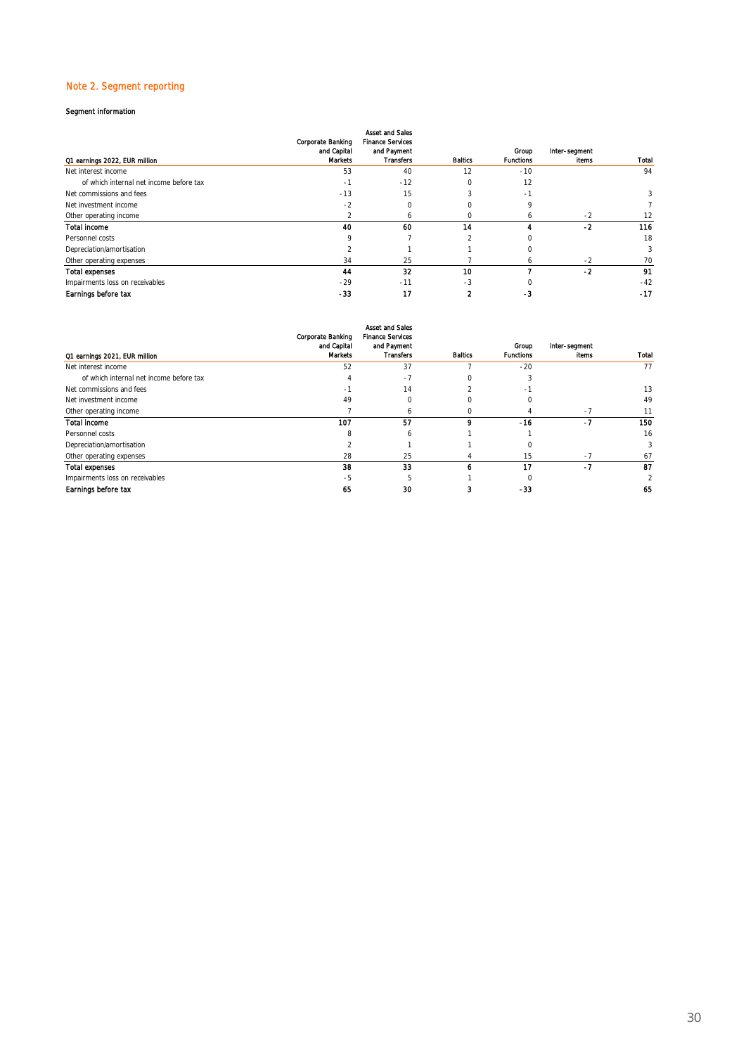## Note 2. Segment reporting

### Segment information

| Q1 earnings 2022, EUR million | Corporate Banking and Capital Markets | Asset and Sales Finance Services and Payment Transfers | Baltics | Group Functions | Inter-segment items | Total |
|---|---|---|---|---|---|---|
| Net interest income | 53 | 40 | 12 | -10 | | 94 |
| of which internal net income before tax | -1 | -12 | 0 | 12 | | |
| Net commissions and fees | -13 | 15 | 3 | -1 | | 3 |
| Net investment income | -2 | 0 | 0 | 9 | | 7 |
| Other operating income | 2 | 6 | 0 | 6 | -2 | 12 |
| **Total income** | **40** | **60** | **14** | **4** | **-2** | **116** |
| Personnel costs | 9 | 7 | 2 | 0 | | 18 |
| Depreciation/amortisation | 2 | 1 | 1 | 0 | | 3 |
| Other operating expenses | 34 | 25 | 7 | 6 | -2 | 70 |
| **Total expenses** | **44** | **32** | **10** | **7** | **-2** | **91** |
| Impairments loss on receivables | -29 | -11 | -3 | 0 | | -42 |
| **Earnings before tax** | **-33** | **17** | **2** | **-3** | | **-17** |

| Q1 earnings 2021, EUR million | Corporate Banking and Capital Markets | Asset and Sales Finance Services and Payment Transfers | Baltics | Group Functions | Inter-segment items | Total |
|---|---|---|---|---|---|---|
| Net interest income | 52 | 37 | 7 | -20 | | 77 |
| of which internal net income before tax | 4 | -7 | 0 | 3 | | |
| Net commissions and fees | -1 | 14 | 2 | -1 | | 13 |
| Net investment income | 49 | 0 | 0 | 0 | | 49 |
| Other operating income | 7 | 6 | 0 | 4 | -7 | 11 |
| **Total income** | **107** | **57** | **9** | **-16** | **-7** | **150** |
| Personnel costs | 8 | 6 | 1 | 1 | | 16 |
| Depreciation/amortisation | 2 | 1 | 1 | 0 | | 3 |
| Other operating expenses | 28 | 25 | 4 | 15 | -7 | 67 |
| **Total expenses** | **38** | **33** | **6** | **17** | **-7** | **87** |
| Impairments loss on receivables | -5 | 5 | 1 | 0 | | 2 |
| **Earnings before tax** | **65** | **30** | **3** | **-33** | | **65** |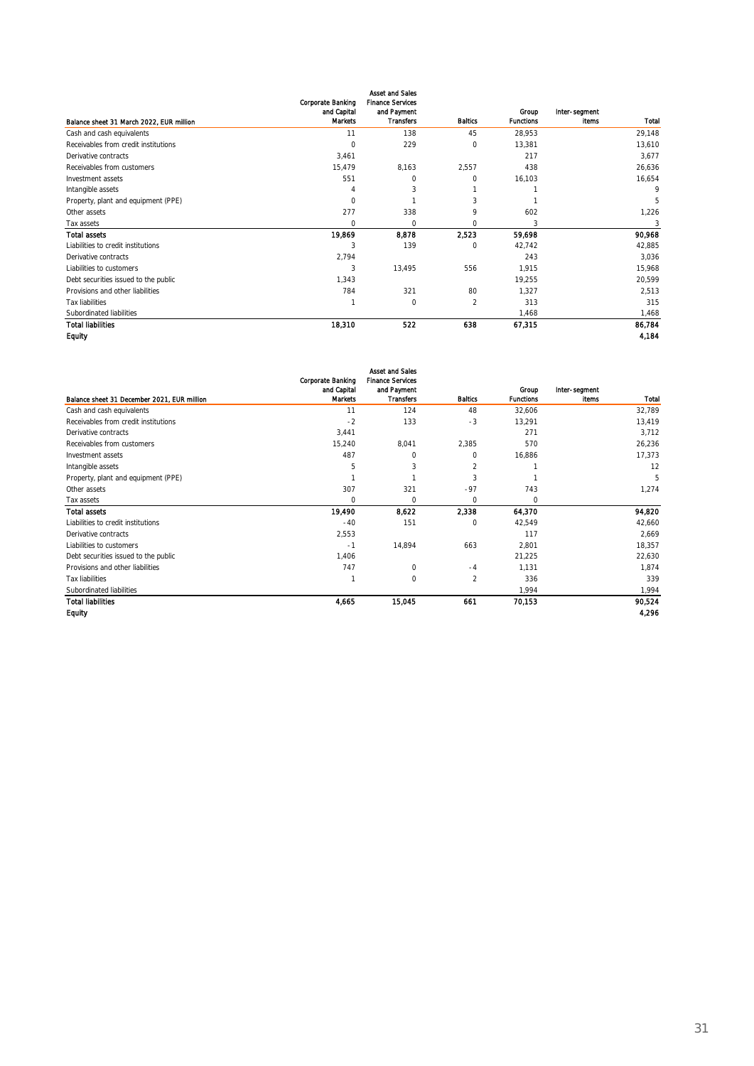| Balance sheet 31 March 2022, EUR million | Corporate Banking and Capital Markets | Asset and Sales Finance Services and Payment Transfers | Baltics | Group Functions | Inter-segment items | Total |
|---|---|---|---|---|---|---|
| Cash and cash equivalents | 11 | 138 | 45 | 28,953 | | 29,148 |
| Receivables from credit institutions | 0 | 229 | 0 | 13,381 | | 13,610 |
| Derivative contracts | 3,461 | | | 217 | | 3,677 |
| Receivables from customers | 15,479 | 8,163 | 2,557 | 438 | | 26,636 |
| Investment assets | 551 | 0 | 0 | 16,103 | | 16,654 |
| Intangible assets | 4 | 3 | 1 | 1 | | 9 |
| Property, plant and equipment (PPE) | 0 | 1 | 3 | 1 | | 5 |
| Other assets | 277 | 338 | 9 | 602 | | 1,226 |
| Tax assets | 0 | 0 | 0 | 3 | | 3 |
| **Total assets** | **19,869** | **8,878** | **2,523** | **59,698** | | **90,968** |
| Liabilities to credit institutions | 3 | 139 | 0 | 42,742 | | 42,885 |
| Derivative contracts | 2,794 | | | 243 | | 3,036 |
| Liabilities to customers | 3 | 13,495 | 556 | 1,915 | | 15,968 |
| Debt securities issued to the public | 1,343 | | | 19,255 | | 20,599 |
| Provisions and other liabilities | 784 | 321 | 80 | 1,327 | | 2,513 |
| Tax liabilities | 1 | 0 | 2 | 313 | | 315 |
| Subordinated liabilities | | | | 1,468 | | 1,468 |
| **Total liabilities** | **18,310** | **522** | **638** | **67,315** | | **86,784** |
| **Equity** | | | | | | **4,184** |

| Balance sheet 31 December 2021, EUR million | Corporate Banking and Capital Markets | Asset and Sales Finance Services and Payment Transfers | Baltics | Group Functions | Inter-segment items | Total |
|---|---|---|---|---|---|---|
| Cash and cash equivalents | 11 | 124 | 48 | 32,606 | | 32,789 |
| Receivables from credit institutions | -2 | 133 | -3 | 13,291 | | 13,419 |
| Derivative contracts | 3,441 | | | 271 | | 3,712 |
| Receivables from customers | 15,240 | 8,041 | 2,385 | 570 | | 26,236 |
| Investment assets | 487 | 0 | 0 | 16,886 | | 17,373 |
| Intangible assets | 5 | 3 | 2 | 1 | | 12 |
| Property, plant and equipment (PPE) | 1 | 1 | 3 | 1 | | 5 |
| Other assets | 307 | 321 | -97 | 743 | | 1,274 |
| Tax assets | 0 | 0 | 0 | 0 | | |
| **Total assets** | **19,490** | **8,622** | **2,338** | **64,370** | | **94,820** |
| Liabilities to credit institutions | -40 | 151 | 0 | 42,549 | | 42,660 |
| Derivative contracts | 2,553 | | | 117 | | 2,669 |
| Liabilities to customers | -1 | 14,894 | 663 | 2,801 | | 18,357 |
| Debt securities issued to the public | 1,406 | | | 21,225 | | 22,630 |
| Provisions and other liabilities | 747 | 0 | -4 | 1,131 | | 1,874 |
| Tax liabilities | 1 | 0 | 2 | 336 | | 339 |
| Subordinated liabilities | | | | 1,994 | | 1,994 |
| **Total liabilities** | **4,665** | **15,045** | **661** | **70,153** | | **90,524** |
| **Equity** | | | | | | **4,296** |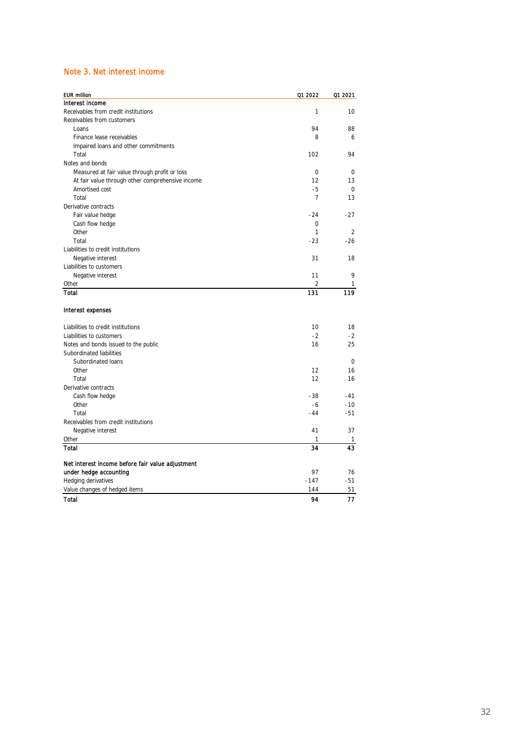## Note 3. Net interest income

| EUR million | Q1 2022 | Q1 2021 |
|---|---|---|
| **Interest income** | | |
| Receivables from credit institutions | 1 | 10 |
| Receivables from customers | | |
| Loans | 94 | 88 |
| Finance lease receivables | 8 | 6 |
| Impaired loans and other commitments | | |
| Total | 102 | 94 |
| Notes and bonds | | |
| Measured at fair value through profit or loss | 0 | 0 |
| At fair value through other comprehensive income | 12 | 13 |
| Amortised cost | -5 | 0 |
| Total | 7 | 13 |
| Derivative contracts | | |
| Fair value hedge | -24 | -27 |
| Cash flow hedge | 0 | |
| Other | 1 | 2 |
| Total | -23 | -26 |
| Liabilities to credit institutions | | |
| Negative interest | 31 | 18 |
| Liabilities to customers | | |
| Negative interest | 11 | 9 |
| Other | 2 | 1 |
| **Total** | **131** | **119** |
| | | |
| **Interest expenses** | | |
| | | |
| Liabilities to credit institutions | 10 | 18 |
| Liabilities to customers | -2 | -2 |
| Notes and bonds issued to the public | 16 | 25 |
| Subordinated liabilities | | |
| Subordinated loans | | 0 |
| Other | 12 | 16 |
| Total | 12 | 16 |
| Derivative contracts | | |
| Cash flow hedge | -38 | -41 |
| Other | -6 | -10 |
| Total | -44 | -51 |
| Receivables from credit institutions | | |
| Negative interest | 41 | 37 |
| Other | 1 | 1 |
| **Total** | **34** | **43** |
| | | |
| **Net interest income before fair value adjustment under hedge accounting** | 97 | 76 |
| Hedging derivatives | -147 | -51 |
| Value changes of hedged items | 144 | 51 |
| **Total** | **94** | **77** |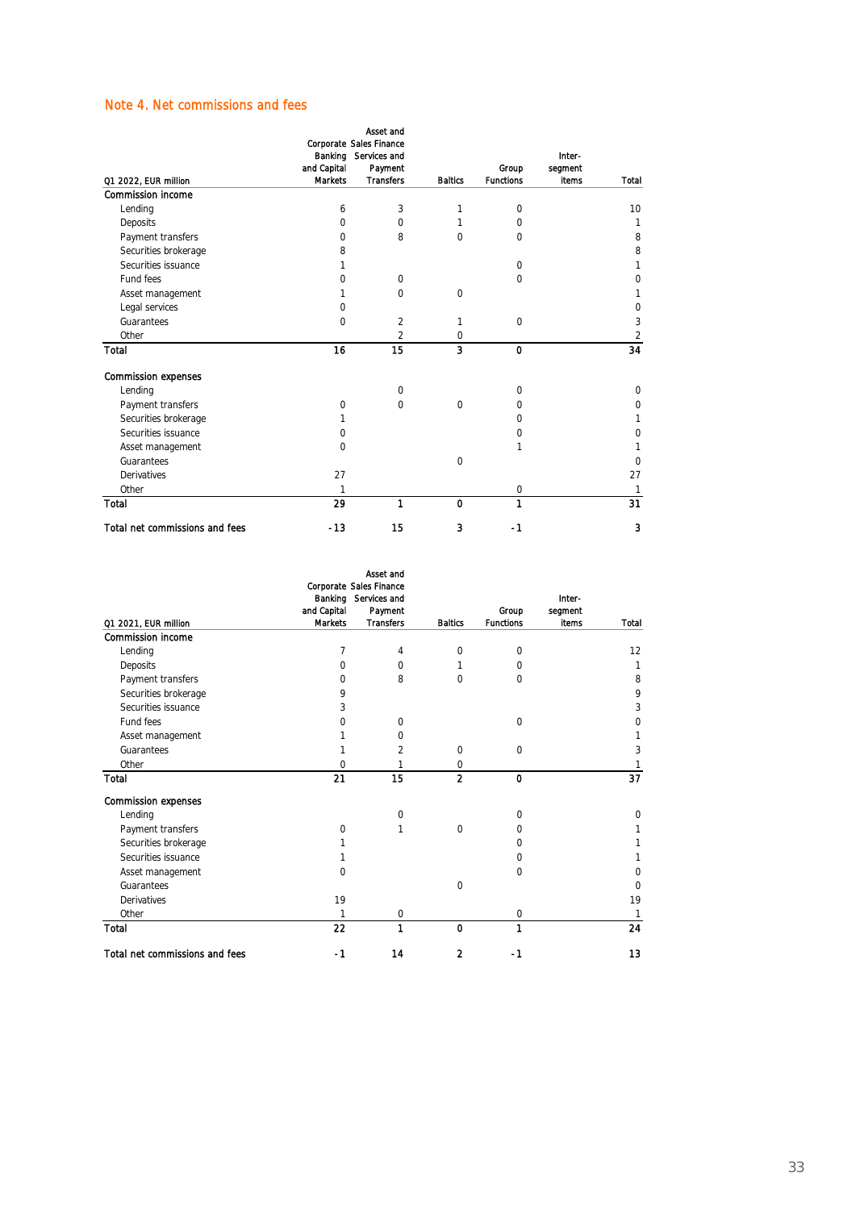## Note 4. Net commissions and fees

| Q1 2022, EUR million | Corporate Banking and Capital Markets | Asset and Sales Finance Services and Payment Transfers | Baltics | Group Functions | Inter-segment items | Total |
|---|---|---|---|---|---|---|
| **Commission income** | | | | | | |
| Lending | 6 | 3 | 1 | 0 | | 10 |
| Deposits | 0 | 0 | 1 | 0 | | 1 |
| Payment transfers | 0 | 8 | 0 | 0 | | 8 |
| Securities brokerage | 8 | | | | | 8 |
| Securities issuance | 1 | | | 0 | | 1 |
| Fund fees | 0 | 0 | | 0 | | 0 |
| Asset management | 1 | 0 | 0 | | | 1 |
| Legal services | 0 | | | | | 0 |
| Guarantees | 0 | 2 | 1 | 0 | | 3 |
| Other | | 2 | 0 | | | 2 |
| **Total** | **16** | **15** | **3** | **0** | | **34** |
| | | | | | | |
| **Commission expenses** | | | | | | |
| Lending | | 0 | | 0 | | 0 |
| Payment transfers | 0 | 0 | 0 | 0 | | 0 |
| Securities brokerage | 1 | | | 0 | | 1 |
| Securities issuance | 0 | | | 0 | | 0 |
| Asset management | 0 | | | 1 | | 1 |
| Guarantees | | | 0 | | | 0 |
| Derivatives | 27 | | | | | 27 |
| Other | 1 | | | 0 | | 1 |
| **Total** | **29** | **1** | **0** | **1** | | **31** |
| | | | | | | |
| **Total net commissions and fees** | **-13** | **15** | **3** | **-1** | | **3** |

| Q1 2021, EUR million | Corporate Banking and Capital Markets | Asset and Sales Finance Services and Payment Transfers | Baltics | Group Functions | Inter-segment items | Total |
|---|---|---|---|---|---|---|
| **Commission income** | | | | | | |
| Lending | 7 | 4 | 0 | 0 | | 12 |
| Deposits | 0 | 0 | 1 | 0 | | 1 |
| Payment transfers | 0 | 8 | 0 | 0 | | 8 |
| Securities brokerage | 9 | | | | | 9 |
| Securities issuance | 3 | | | | | 3 |
| Fund fees | 0 | 0 | | 0 | | 0 |
| Asset management | 1 | 0 | | | | 1 |
| Guarantees | 1 | 2 | 0 | 0 | | 3 |
| Other | 0 | 1 | 0 | | | 1 |
| **Total** | **21** | **15** | **2** | **0** | | **37** |
| | | | | | | |
| **Commission expenses** | | | | | | |
| Lending | | 0 | | 0 | | 0 |
| Payment transfers | 0 | 1 | 0 | 0 | | 1 |
| Securities brokerage | 1 | | | 0 | | 1 |
| Securities issuance | 1 | | | 0 | | 1 |
| Asset management | 0 | | | 0 | | 0 |
| Guarantees | | | 0 | | | 0 |
| Derivatives | 19 | | | | | 19 |
| Other | 1 | 0 | | 0 | | 1 |
| **Total** | **22** | **1** | **0** | **1** | | **24** |
| | | | | | | |
| **Total net commissions and fees** | **-1** | **14** | **2** | **-1** | | **13** |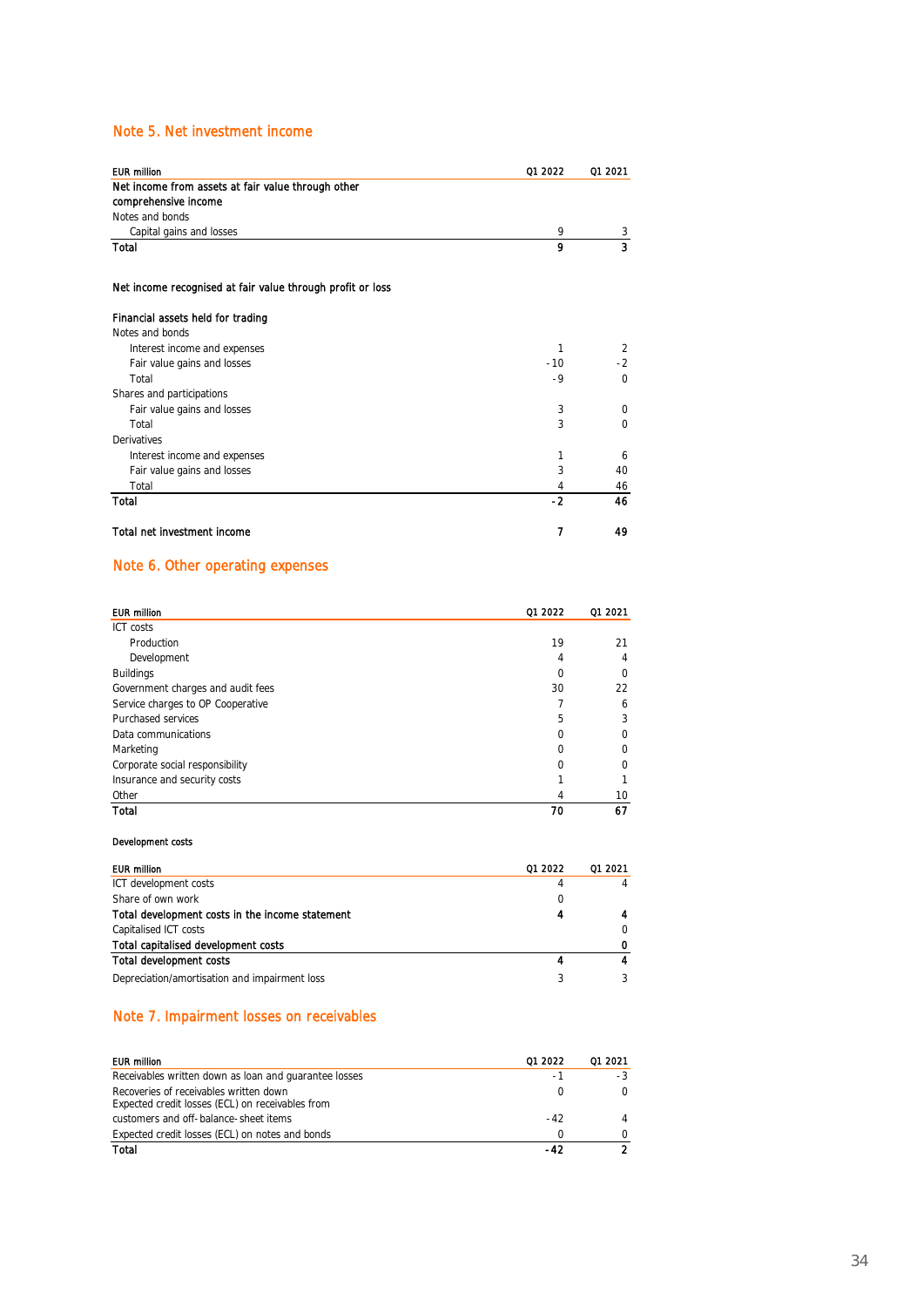## Note 5. Net investment income

| EUR million | Q1 2022 | Q1 2021 |
|---|---|---|
| **Net income from assets at fair value through other comprehensive income** | | |
| Notes and bonds | | |
| Capital gains and losses | 9 | 3 |
| **Total** | **9** | **3** |
| | | |
| **Net income recognised at fair value through profit or loss** | | |
| | | |
| **Financial assets held for trading** | | |
| Notes and bonds | | |
| Interest income and expenses | 1 | 2 |
| Fair value gains and losses | -10 | -2 |
| Total | -9 | 0 |
| Shares and participations | | |
| Fair value gains and losses | 3 | 0 |
| Total | 3 | 0 |
| Derivatives | | |
| Interest income and expenses | 1 | 6 |
| Fair value gains and losses | 3 | 40 |
| Total | 4 | 46 |
| **Total** | **-2** | **46** |
| | | |
| **Total net investment income** | **7** | **49** |

## Note 6. Other operating expenses

| EUR million | Q1 2022 | Q1 2021 |
|---|---|---|
| ICT costs | | |
| Production | 19 | 21 |
| Development | 4 | 4 |
| Buildings | 0 | 0 |
| Government charges and audit fees | 30 | 22 |
| Service charges to OP Cooperative | 7 | 6 |
| Purchased services | 5 | 3 |
| Data communications | 0 | 0 |
| Marketing | 0 | 0 |
| Corporate social responsibility | 0 | 0 |
| Insurance and security costs | 1 | 1 |
| Other | 4 | 10 |
| **Total** | **70** | **67** |

Development costs

| EUR million | Q1 2022 | Q1 2021 |
|---|---|---|
| ICT development costs | 4 | 4 |
| Share of own work | 0 | |
| **Total development costs in the income statement** | **4** | **4** |
| Capitalised ICT costs | | 0 |
| **Total capitalised development costs** | | **0** |
| **Total development costs** | **4** | **4** |
| Depreciation/amortisation and impairment loss | 3 | 3 |

## Note 7. Impairment losses on receivables

| EUR million | Q1 2022 | Q1 2021 |
|---|---|---|
| Receivables written down as loan and guarantee losses | -1 | -3 |
| Recoveries of receivables written down | 0 | 0 |
| Expected credit losses (ECL) on receivables from customers and off-balance-sheet items | -42 | 4 |
| Expected credit losses (ECL) on notes and bonds | 0 | 0 |
| **Total** | **-42** | **2** |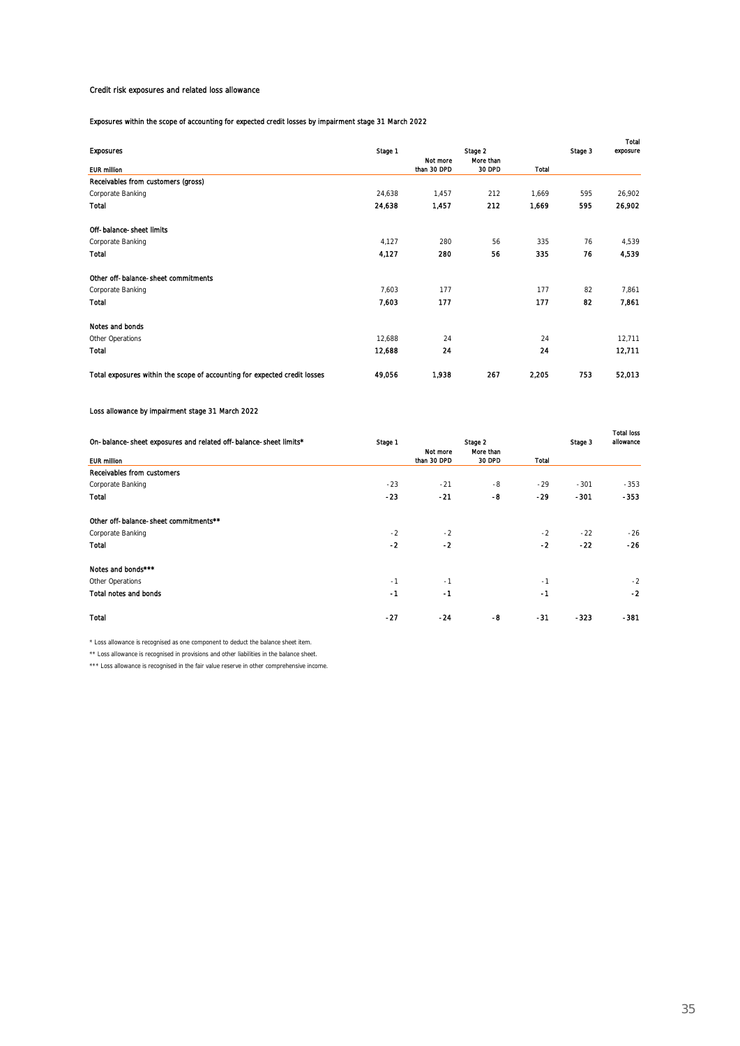Credit risk exposures and related loss allowance

Exposures within the scope of accounting for expected credit losses by impairment stage 31 March 2022

| Exposures | Stage 1 | Stage 2 | | | Stage 3 | Total exposure |
|---|---|---|---|---|---|---|
| EUR million | | Not more than 30 DPD | More than 30 DPD | Total | | |
| Receivables from customers (gross) | | | | | | |
| Corporate Banking | 24,638 | 1,457 | 212 | 1,669 | 595 | 26,902 |
| Total | 24,638 | 1,457 | 212 | 1,669 | 595 | 26,902 |
| | | | | | | |
| Off-balance-sheet limits | | | | | | |
| Corporate Banking | 4,127 | 280 | 56 | 335 | 76 | 4,539 |
| Total | 4,127 | 280 | 56 | 335 | 76 | 4,539 |
| | | | | | | |
| Other off-balance-sheet commitments | | | | | | |
| Corporate Banking | 7,603 | 177 | | 177 | 82 | 7,861 |
| Total | 7,603 | 177 | | 177 | 82 | 7,861 |
| | | | | | | |
| Notes and bonds | | | | | | |
| Other Operations | 12,688 | 24 | | 24 | | 12,711 |
| Total | 12,688 | 24 | | 24 | | 12,711 |
| | | | | | | |
| Total exposures within the scope of accounting for expected credit losses | 49,056 | 1,938 | 267 | 2,205 | 753 | 52,013 |

Loss allowance by impairment stage 31 March 2022

| On-balance-sheet exposures and related off-balance-sheet limits* | Stage 1 | Stage 2 | | | Stage 3 | Total loss allowance |
|---|---|---|---|---|---|---|
| EUR million | | Not more than 30 DPD | More than 30 DPD | Total | | |
| Receivables from customers | | | | | | |
| Corporate Banking | -23 | -21 | -8 | -29 | -301 | -353 |
| Total | -23 | -21 | -8 | -29 | -301 | -353 |
| | | | | | | |
| Other off-balance-sheet commitments** | | | | | | |
| Corporate Banking | -2 | -2 | | -2 | -22 | -26 |
| Total | -2 | -2 | | -2 | -22 | -26 |
| | | | | | | |
| Notes and bonds*** | | | | | | |
| Other Operations | -1 | -1 | | -1 | | -2 |
| Total notes and bonds | -1 | -1 | | -1 | | -2 |
| | | | | | | |
| Total | -27 | -24 | -8 | -31 | -323 | -381 |

* Loss allowance is recognised as one component to deduct the balance sheet item.

** Loss allowance is recognised in provisions and other liabilities in the balance sheet.

*** Loss allowance is recognised in the fair value reserve in other comprehensive income.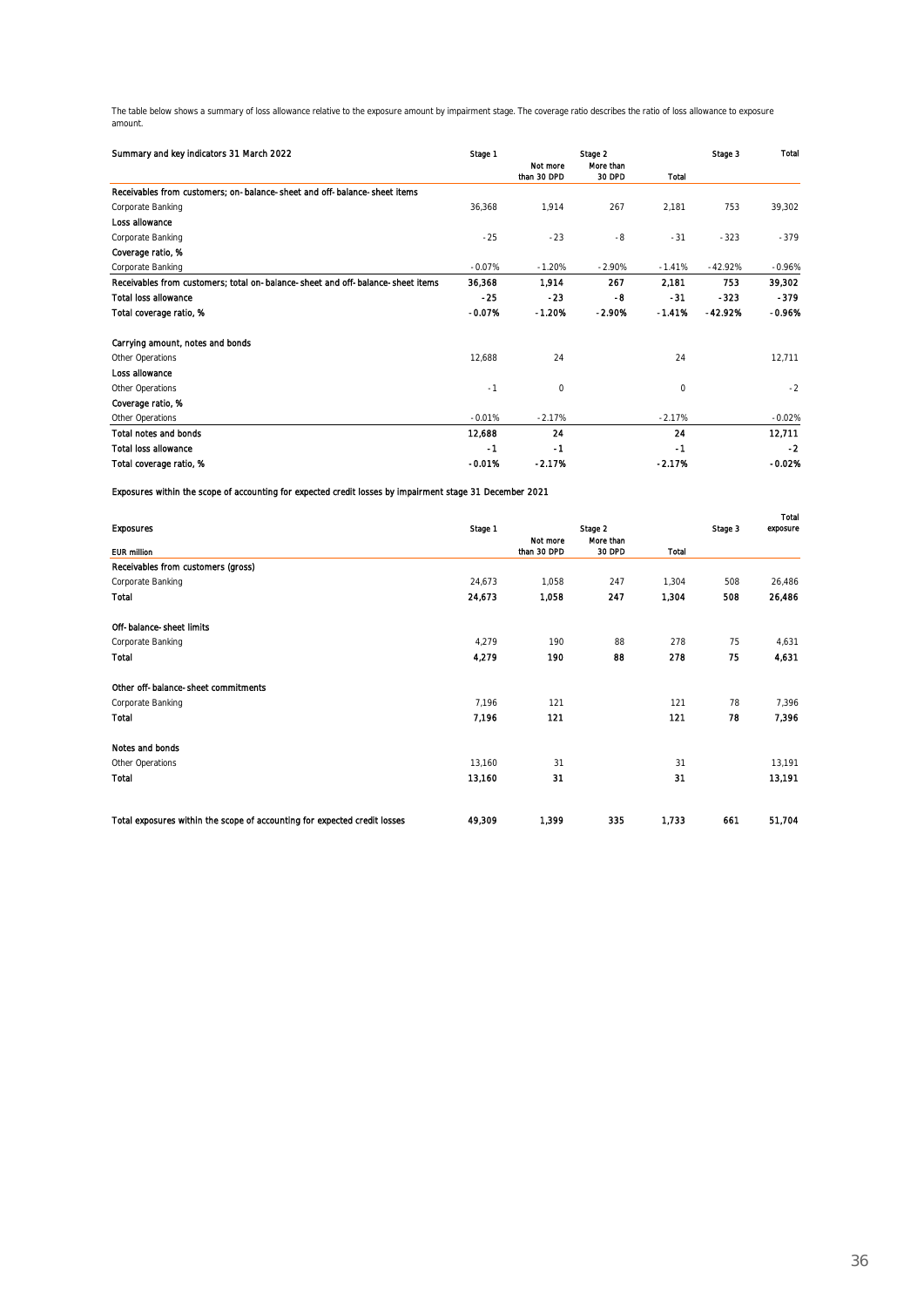The table below shows a summary of loss allowance relative to the exposure amount by impairment stage. The coverage ratio describes the ratio of loss allowance to exposure amount.

| Summary and key indicators 31 March 2022 | Stage 1 | Stage 2 | | | Stage 3 | Total |
|---|---|---|---|---|---|---|
| | | Not more than 30 DPD | More than 30 DPD | Total | | |
| **Receivables from customers; on-balance-sheet and off-balance-sheet items** | | | | | | |
| Corporate Banking | 36,368 | 1,914 | 267 | 2,181 | 753 | 39,302 |
| **Loss allowance** | | | | | | |
| Corporate Banking | -25 | -23 | -8 | -31 | -323 | -379 |
| **Coverage ratio, %** | | | | | | |
| Corporate Banking | -0.07% | -1.20% | -2.90% | -1.41% | -42.92% | -0.96% |
| **Receivables from customers; total on-balance-sheet and off-balance-sheet items** | **36,368** | **1,914** | **267** | **2,181** | **753** | **39,302** |
| **Total loss allowance** | **-25** | **-23** | **-8** | **-31** | **-323** | **-379** |
| **Total coverage ratio, %** | **-0.07%** | **-1.20%** | **-2.90%** | **-1.41%** | **-42.92%** | **-0.96%** |
| | | | | | | |
| **Carrying amount, notes and bonds** | | | | | | |
| Other Operations | 12,688 | 24 | | 24 | | 12,711 |
| **Loss allowance** | | | | | | |
| Other Operations | -1 | 0 | | 0 | | -2 |
| **Coverage ratio, %** | | | | | | |
| Other Operations | -0.01% | -2.17% | | -2.17% | | -0.02% |
| **Total notes and bonds** | **12,688** | **24** | | **24** | | **12,711** |
| **Total loss allowance** | **-1** | **-1** | | **-1** | | **-2** |
| **Total coverage ratio, %** | **-0.01%** | **-2.17%** | | **-2.17%** | | **-0.02%** |

**Exposures within the scope of accounting for expected credit losses by impairment stage 31 December 2021**

| Exposures | Stage 1 | Stage 2 | | | Stage 3 | Total exposure |
|---|---|---|---|---|---|---|
| EUR million | | Not more than 30 DPD | More than 30 DPD | Total | | |
| **Receivables from customers (gross)** | | | | | | |
| Corporate Banking | 24,673 | 1,058 | 247 | 1,304 | 508 | 26,486 |
| **Total** | **24,673** | **1,058** | **247** | **1,304** | **508** | **26,486** |
| | | | | | | |
| **Off-balance-sheet limits** | | | | | | |
| Corporate Banking | 4,279 | 190 | 88 | 278 | 75 | 4,631 |
| **Total** | **4,279** | **190** | **88** | **278** | **75** | **4,631** |
| | | | | | | |
| **Other off-balance-sheet commitments** | | | | | | |
| Corporate Banking | 7,196 | 121 | | 121 | 78 | 7,396 |
| **Total** | **7,196** | **121** | | **121** | **78** | **7,396** |
| | | | | | | |
| **Notes and bonds** | | | | | | |
| Other Operations | 13,160 | 31 | | 31 | | 13,191 |
| **Total** | **13,160** | **31** | | **31** | | **13,191** |
| | | | | | | |
| **Total exposures within the scope of accounting for expected credit losses** | **49,309** | **1,399** | **335** | **1,733** | **661** | **51,704** |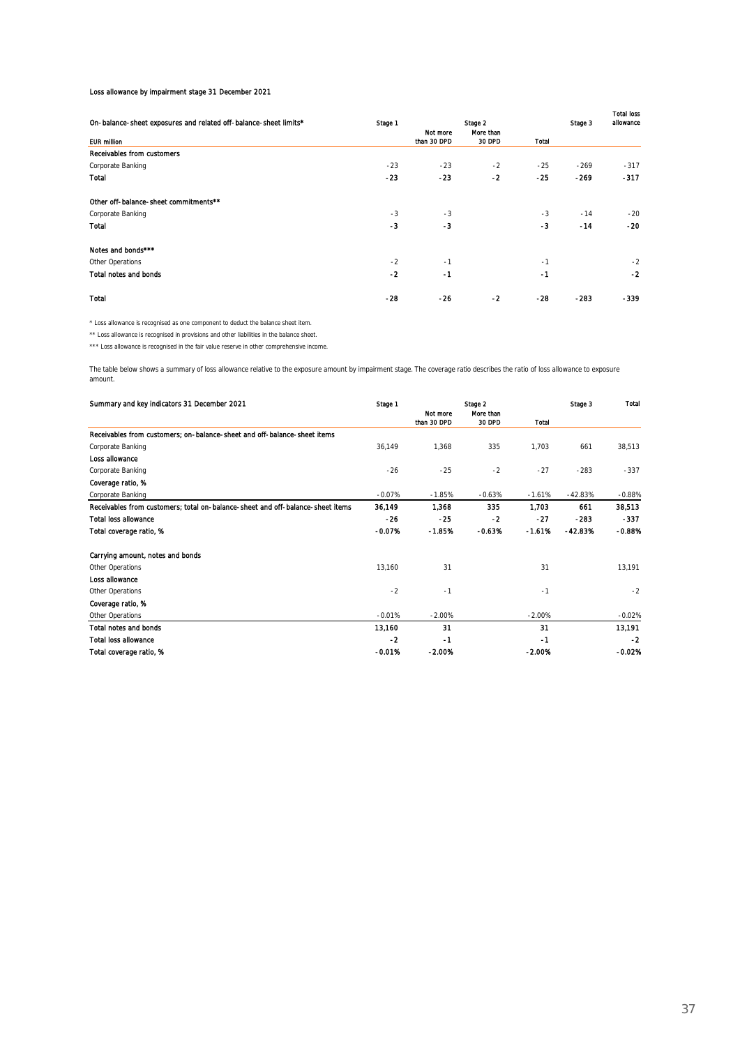Loss allowance by impairment stage 31 December 2021

| On-balance-sheet exposures and related off-balance-sheet limits* | Stage 1 | Stage 2 | | | Stage 3 | Total loss allowance |
|---|---|---|---|---|---|---|
| EUR million | | Not more than 30 DPD | More than 30 DPD | Total | | |
| **Receivables from customers** | | | | | | |
| Corporate Banking | -23 | -23 | -2 | -25 | -269 | -317 |
| **Total** | **-23** | **-23** | **-2** | **-25** | **-269** | **-317** |
| | | | | | | |
| **Other off-balance-sheet commitments**** | | | | | | |
| Corporate Banking | -3 | -3 | | -3 | -14 | -20 |
| **Total** | **-3** | **-3** | | **-3** | **-14** | **-20** |
| | | | | | | |
| **Notes and bonds***** | | | | | | |
| Other Operations | -2 | -1 | | -1 | | -2 |
| **Total notes and bonds** | **-2** | **-1** | | **-1** | | **-2** |
| | | | | | | |
| **Total** | **-28** | **-26** | **-2** | **-28** | **-283** | **-339** |

\* Loss allowance is recognised as one component to deduct the balance sheet item.

** Loss allowance is recognised in provisions and other liabilities in the balance sheet.

*** Loss allowance is recognised in the fair value reserve in other comprehensive income.

The table below shows a summary of loss allowance relative to the exposure amount by impairment stage. The coverage ratio describes the ratio of loss allowance to exposure amount.

| Summary and key indicators 31 December 2021 | Stage 1 | Stage 2 | | | Stage 3 | Total |
|---|---|---|---|---|---|---|
| | | Not more than 30 DPD | More than 30 DPD | Total | | |
| **Receivables from customers; on-balance-sheet and off-balance-sheet items** | | | | | | |
| Corporate Banking | 36,149 | 1,368 | 335 | 1,703 | 661 | 38,513 |
| **Loss allowance** | | | | | | |
| Corporate Banking | -26 | -25 | -2 | -27 | -283 | -337 |
| **Coverage ratio, %** | | | | | | |
| Corporate Banking | -0.07% | -1.85% | -0.63% | -1.61% | -42.83% | -0.88% |
| **Receivables from customers; total on-balance-sheet and off-balance-sheet items** | **36,149** | **1,368** | **335** | **1,703** | **661** | **38,513** |
| **Total loss allowance** | **-26** | **-25** | **-2** | **-27** | **-283** | **-337** |
| **Total coverage ratio, %** | **-0.07%** | **-1.85%** | **-0.63%** | **-1.61%** | **-42.83%** | **-0.88%** |
| | | | | | | |
| **Carrying amount, notes and bonds** | | | | | | |
| Other Operations | 13,160 | 31 | | 31 | | 13,191 |
| **Loss allowance** | | | | | | |
| Other Operations | -2 | -1 | | -1 | | -2 |
| **Coverage ratio, %** | | | | | | |
| Other Operations | -0.01% | -2.00% | | -2.00% | | -0.02% |
| **Total notes and bonds** | **13,160** | **31** | | **31** | | **13,191** |
| **Total loss allowance** | **-2** | **-1** | | **-1** | | **-2** |
| **Total coverage ratio, %** | **-0.01%** | **-2.00%** | | **-2.00%** | | **-0.02%** |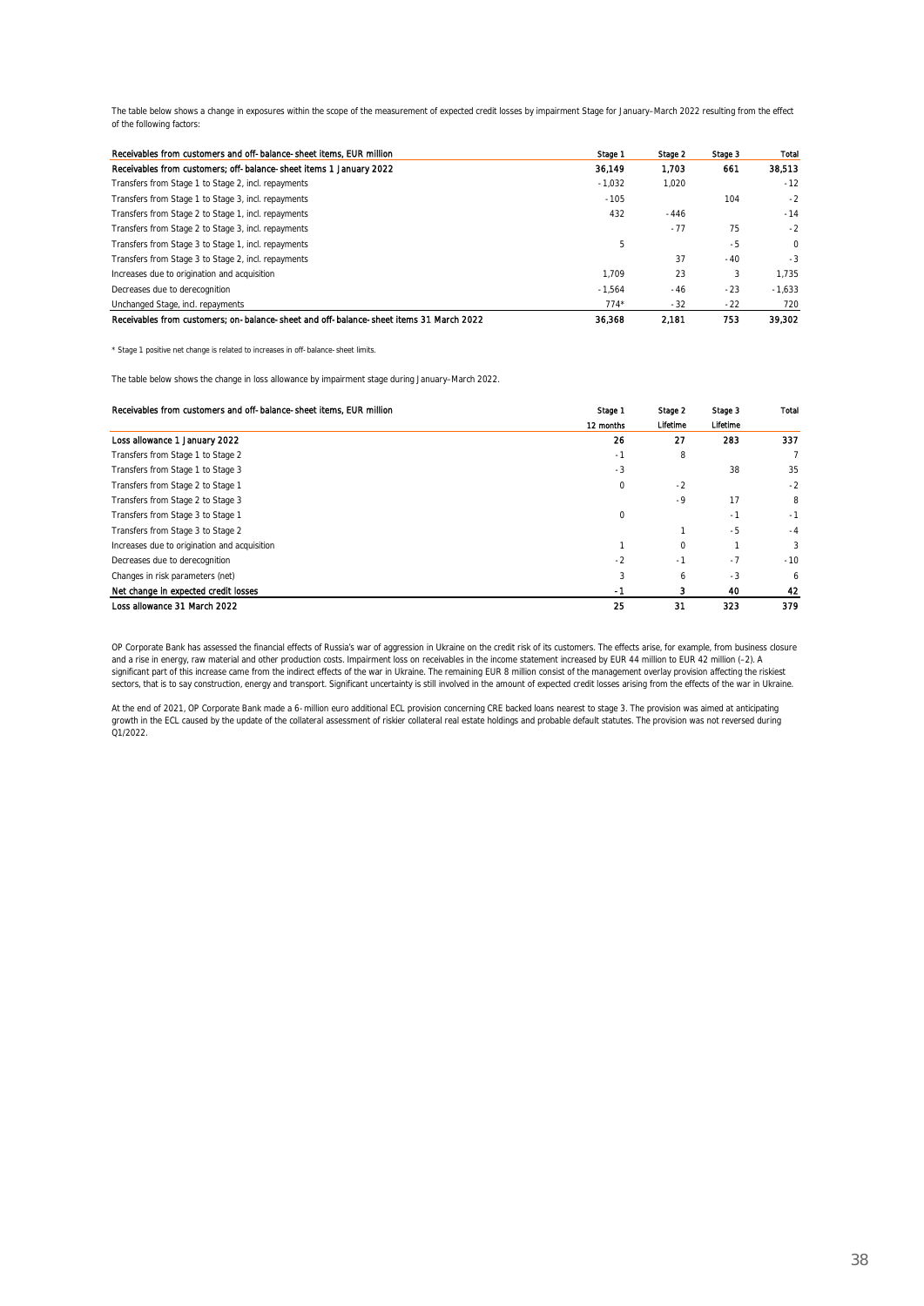The table below shows a change in exposures within the scope of the measurement of expected credit losses by impairment Stage for January–March 2022 resulting from the effect of the following factors:

| Receivables from customers and off-balance-sheet items, EUR million | Stage 1 | Stage 2 | Stage 3 | Total |
|---|---|---|---|---|
| **Receivables from customers; off-balance-sheet items 1 January 2022** | **36,149** | **1,703** | **661** | **38,513** |
| Transfers from Stage 1 to Stage 2, incl. repayments | -1,032 | 1,020 | | -12 |
| Transfers from Stage 1 to Stage 3, incl. repayments | -105 | | 104 | -2 |
| Transfers from Stage 2 to Stage 1, incl. repayments | 432 | -446 | | -14 |
| Transfers from Stage 2 to Stage 3, incl. repayments | | -77 | 75 | -2 |
| Transfers from Stage 3 to Stage 1, incl. repayments | 5 | | -5 | 0 |
| Transfers from Stage 3 to Stage 2, incl. repayments | | 37 | -40 | -3 |
| Increases due to origination and acquisition | 1,709 | 23 | 3 | 1,735 |
| Decreases due to derecognition | -1,564 | -46 | -23 | -1,633 |
| Unchanged Stage, incl. repayments | 774* | -32 | -22 | 720 |
| **Receivables from customers; on-balance-sheet and off-balance-sheet items 31 March 2022** | **36,368** | **2,181** | **753** | **39,302** |

* Stage 1 positive net change is related to increases in off-balance-sheet limits.

The table below shows the change in loss allowance by impairment stage during January–March 2022.

| Receivables from customers and off-balance-sheet items, EUR million | Stage 1 | Stage 2 | Stage 3 | Total |
|---|---|---|---|---|
| | 12 months | Lifetime | Lifetime | |
| **Loss allowance 1 January 2022** | **26** | **27** | **283** | **337** |
| Transfers from Stage 1 to Stage 2 | -1 | 8 | | 7 |
| Transfers from Stage 1 to Stage 3 | -3 | | 38 | 35 |
| Transfers from Stage 2 to Stage 1 | 0 | -2 | | -2 |
| Transfers from Stage 2 to Stage 3 | | -9 | 17 | 8 |
| Transfers from Stage 3 to Stage 1 | 0 | | -1 | -1 |
| Transfers from Stage 3 to Stage 2 | | 1 | -5 | -4 |
| Increases due to origination and acquisition | 1 | 0 | 1 | 3 |
| Decreases due to derecognition | -2 | -1 | -7 | -10 |
| Changes in risk parameters (net) | 3 | 6 | -3 | 6 |
| **Net change in expected credit losses** | **-1** | **3** | **40** | **42** |
| **Loss allowance 31 March 2022** | **25** | **31** | **323** | **379** |

OP Corporate Bank has assessed the financial effects of Russia's war of aggression in Ukraine on the credit risk of its customers. The effects arise, for example, from business closure and a rise in energy, raw material and other production costs. Impairment loss on receivables in the income statement increased by EUR 44 million to EUR 42 million (–2). A significant part of this increase came from the indirect effects of the war in Ukraine. The remaining EUR 8 million consist of the management overlay provision affecting the riskiest sectors, that is to say construction, energy and transport. Significant uncertainty is still involved in the amount of expected credit losses arising from the effects of the war in Ukraine.

At the end of 2021, OP Corporate Bank made a 6-million euro additional ECL provision concerning CRE backed loans nearest to stage 3. The provision was aimed at anticipating growth in the ECL caused by the update of the collateral assessment of riskier collateral real estate holdings and probable default statutes. The provision was not reversed during Q1/2022.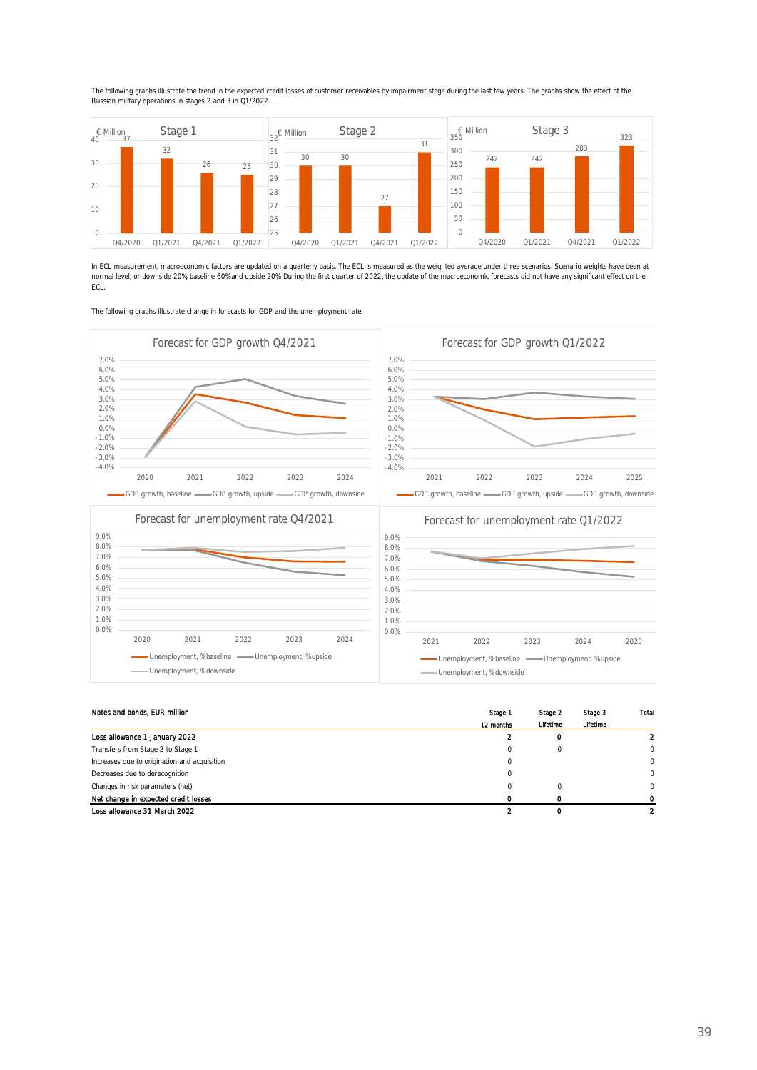The following graphs illustrate the trend in the expected credit losses of customer receivables by impairment stage during the last few years. The graphs show the effect of the Russian military operations in stages 2 and 3 in Q1/2022.

**Stage 1** (€ Million)

| Q4/2020 | Q1/2021 | Q4/2021 | Q1/2022 |
|---|---|---|---|
| 37 | 32 | 26 | 25 |

**Stage 2** (€ Million)

| Q4/2020 | Q1/2021 | Q4/2021 | Q1/2022 |
|---|---|---|---|
| 30 | 30 | 27 | 31 |

**Stage 3** (€ Million)

| Q4/2020 | Q1/2021 | Q4/2021 | Q1/2022 |
|---|---|---|---|
| 242 | 242 | 283 | 323 |

In ECL measurement, macroeconomic factors are updated on a quarterly basis. The ECL is measured as the weighted average under three scenarios. Scenario weights have been at normal level, or downside 20%, baseline 60%and upside 20% During the first quarter of 2022, the update of the macroeconomic forecasts did not have any significant effect on the ECL.

The following graphs illustrate change in forecasts for GDP and the unemployment rate.

Forecast for GDP growth Q4/2021

Forecast for GDP growth Q1/2022

Forecast for unemployment rate Q4/2021

Forecast for unemployment rate Q1/2022

| Notes and bonds, EUR million | Stage 1 12 months | Stage 2 Lifetime | Stage 3 Lifetime | Total |
|---|---|---|---|---|
| Loss allowance 1 January 2022 | 2 | 0 | | 2 |
| Transfers from Stage 2 to Stage 1 | 0 | 0 | | 0 |
| Increases due to origination and acquisition | 0 | | | 0 |
| Decreases due to derecognition | 0 | | | 0 |
| Changes in risk parameters (net) | 0 | 0 | | 0 |
| Net change in expected credit losses | 0 | 0 | | 0 |
| **Loss allowance 31 March 2022** | **2** | **0** | | **2** |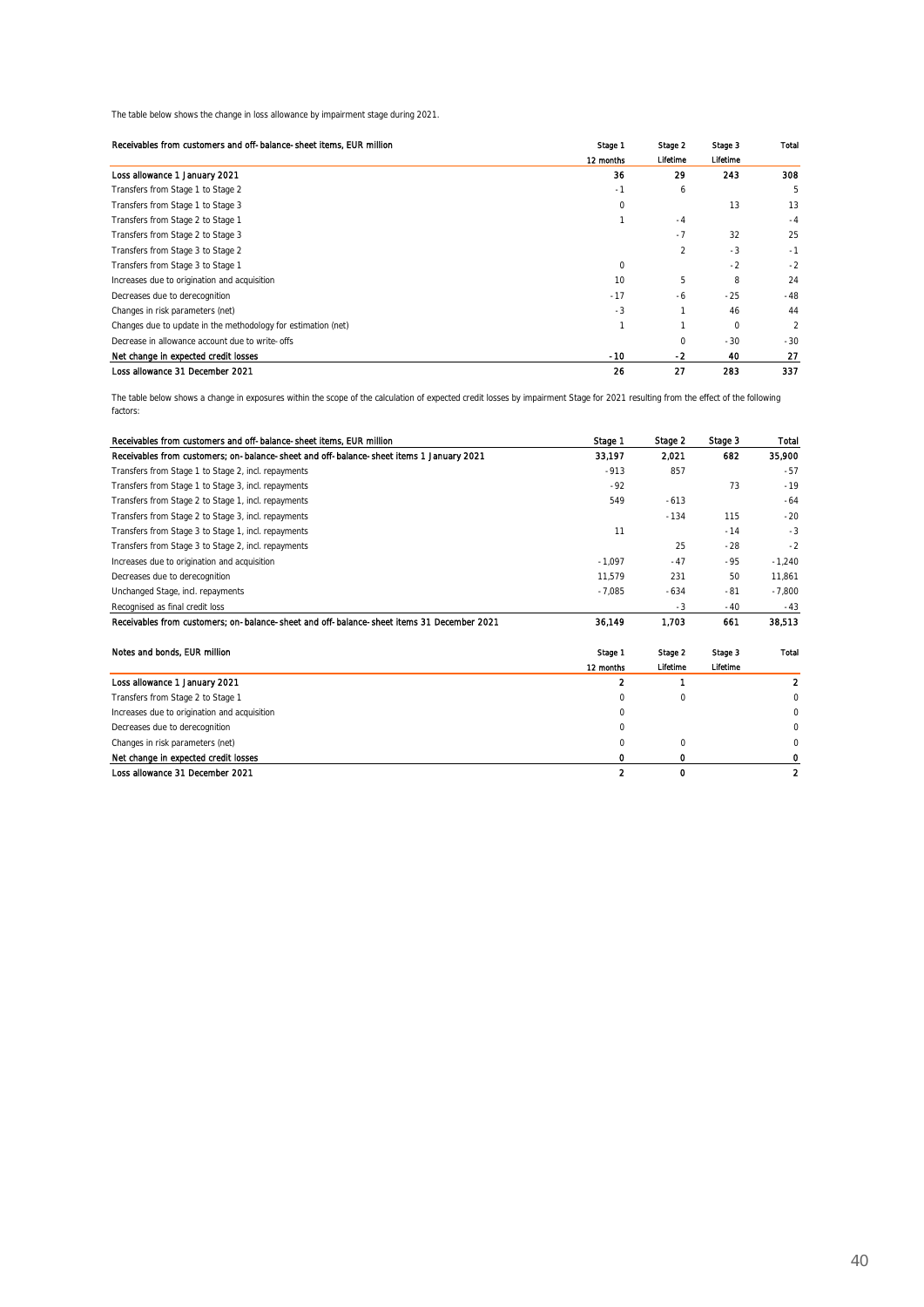The table below shows the change in loss allowance by impairment stage during 2021.

| Receivables from customers and off-balance-sheet items, EUR million | Stage 1 | Stage 2 | Stage 3 | Total |
|---|---|---|---|---|
| | 12 months | Lifetime | Lifetime | |
| **Loss allowance 1 January 2021** | **36** | **29** | **243** | **308** |
| Transfers from Stage 1 to Stage 2 | -1 | 6 | | 5 |
| Transfers from Stage 1 to Stage 3 | 0 | | 13 | 13 |
| Transfers from Stage 2 to Stage 1 | 1 | -4 | | -4 |
| Transfers from Stage 2 to Stage 3 | | -7 | 32 | 25 |
| Transfers from Stage 3 to Stage 2 | | 2 | -3 | -1 |
| Transfers from Stage 3 to Stage 1 | 0 | | -2 | -2 |
| Increases due to origination and acquisition | 10 | 5 | 8 | 24 |
| Decreases due to derecognition | -17 | -6 | -25 | -48 |
| Changes in risk parameters (net) | -3 | 1 | 46 | 44 |
| Changes due to update in the methodology for estimation (net) | 1 | 1 | 0 | 2 |
| Decrease in allowance account due to write-offs | | 0 | -30 | -30 |
| **Net change in expected credit losses** | **-10** | **-2** | **40** | **27** |
| **Loss allowance 31 December 2021** | **26** | **27** | **283** | **337** |

The table below shows a change in exposures within the scope of the calculation of expected credit losses by impairment Stage for 2021 resulting from the effect of the following factors:

| Receivables from customers and off-balance-sheet items, EUR million | Stage 1 | Stage 2 | Stage 3 | Total |
|---|---|---|---|---|
| **Receivables from customers; on-balance-sheet and off-balance-sheet items 1 January 2021** | **33,197** | **2,021** | **682** | **35,900** |
| Transfers from Stage 1 to Stage 2, incl. repayments | -913 | 857 | | -57 |
| Transfers from Stage 1 to Stage 3, incl. repayments | -92 | | 73 | -19 |
| Transfers from Stage 2 to Stage 1, incl. repayments | 549 | -613 | | -64 |
| Transfers from Stage 2 to Stage 3, incl. repayments | | -134 | 115 | -20 |
| Transfers from Stage 3 to Stage 1, incl. repayments | 11 | | -14 | -3 |
| Transfers from Stage 3 to Stage 2, incl. repayments | | 25 | -28 | -2 |
| Increases due to origination and acquisition | -1,097 | -47 | -95 | -1,240 |
| Decreases due to derecognition | 11,579 | 231 | 50 | 11,861 |
| Unchanged Stage, incl. repayments | -7,085 | -634 | -81 | -7,800 |
| Recognised as final credit loss | | -3 | -40 | -43 |
| **Receivables from customers; on-balance-sheet and off-balance-sheet items 31 December 2021** | **36,149** | **1,703** | **661** | **38,513** |

| Notes and bonds, EUR million | Stage 1 | Stage 2 | Stage 3 | Total |
|---|---|---|---|---|
| | 12 months | Lifetime | Lifetime | |
| **Loss allowance 1 January 2021** | **2** | **1** | | **2** |
| Transfers from Stage 2 to Stage 1 | 0 | 0 | | 0 |
| Increases due to origination and acquisition | 0 | | | 0 |
| Decreases due to derecognition | 0 | | | 0 |
| Changes in risk parameters (net) | 0 | 0 | | 0 |
| **Net change in expected credit losses** | **0** | **0** | | **0** |
| **Loss allowance 31 December 2021** | **2** | **0** | | **2** |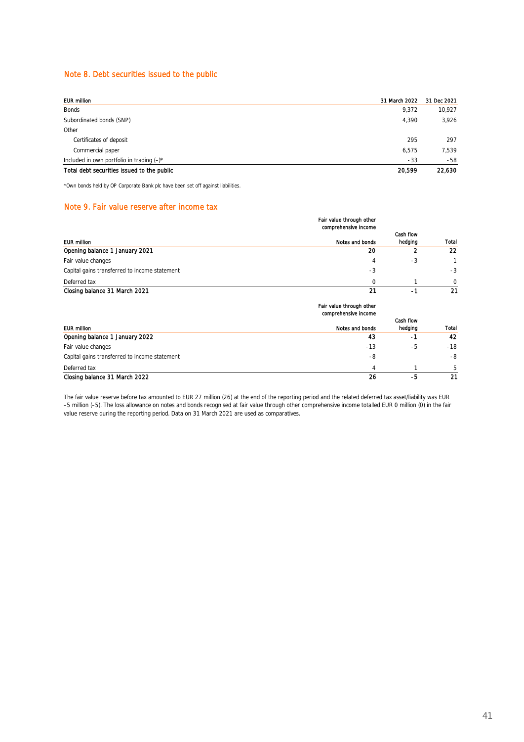## Note 8. Debt securities issued to the public

| EUR million | 31 March 2022 | 31 Dec 2021 |
|---|---|---|
| Bonds | 9,372 | 10,927 |
| Subordinated bonds (SNP) | 4,390 | 3,926 |
| Other | | |
| Certificates of deposit | 295 | 297 |
| Commercial paper | 6,575 | 7,539 |
| Included in own portfolio in trading (–)* | -33 | -58 |
| **Total debt securities issued to the public** | **20,599** | **22,630** |

*Own bonds held by OP Corporate Bank plc have been set off against liabilities.

## Note 9. Fair value reserve after income tax

| | Fair value through other comprehensive income | | |
|---|---|---|---|
| EUR million | Notes and bonds | Cash flow hedging | Total |
| **Opening balance 1 January 2021** | **20** | **2** | **22** |
| Fair value changes | 4 | -3 | 1 |
| Capital gains transferred to income statement | -3 | | -3 |
| Deferred tax | 0 | 1 | 0 |
| **Closing balance 31 March 2021** | **21** | **-1** | **21** |

| | Fair value through other comprehensive income | | |
|---|---|---|---|
| EUR million | Notes and bonds | Cash flow hedging | Total |
| **Opening balance 1 January 2022** | **43** | **-1** | **42** |
| Fair value changes | -13 | -5 | -18 |
| Capital gains transferred to income statement | -8 | | -8 |
| Deferred tax | 4 | 1 | 5 |
| **Closing balance 31 March 2022** | **26** | **-5** | **21** |

The fair value reserve before tax amounted to EUR 27 million (26) at the end of the reporting period and the related deferred tax asset/liability was EUR –5 million (–5). The loss allowance on notes and bonds recognised at fair value through other comprehensive income totalled EUR 0 million (0) in the fair value reserve during the reporting period. Data on 31 March 2021 are used as comparatives.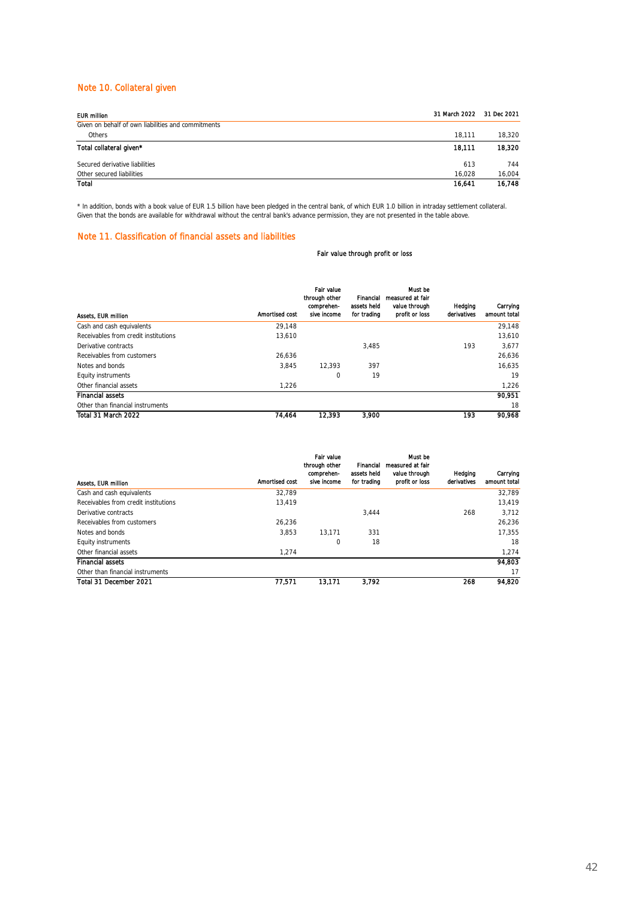## Note 10. Collateral given

| EUR million | 31 March 2022 | 31 Dec 2021 |
|---|---|---|
| Given on behalf of own liabilities and commitments | | |
| Others | 18,111 | 18,320 |
| **Total collateral given*** | **18,111** | **18,320** |
| Secured derivative liabilities | 613 | 744 |
| Other secured liabilities | 16,028 | 16,004 |
| **Total** | **16,641** | **16,748** |

* In addition, bonds with a book value of EUR 1.5 billion have been pledged in the central bank, of which EUR 1.0 billion in intraday settlement collateral. Given that the bonds are available for withdrawal without the central bank's advance permission, they are not presented in the table above.

## Note 11. Classification of financial assets and liabilities

| | | | Fair value through profit or loss | | | |
|---|---|---|---|---|---|---|
| Assets, EUR million | Amortised cost | Fair value through other comprehen-sive income | Financial assets held for trading | Must be measured at fair value through profit or loss | Hedging derivatives | Carrying amount total |
| Cash and cash equivalents | 29,148 | | | | | 29,148 |
| Receivables from credit institutions | 13,610 | | | | | 13,610 |
| Derivative contracts | | | 3,485 | | 193 | 3,677 |
| Receivables from customers | 26,636 | | | | | 26,636 |
| Notes and bonds | 3,845 | 12,393 | 397 | | | 16,635 |
| Equity instruments | | 0 | 19 | | | 19 |
| Other financial assets | 1,226 | | | | | 1,226 |
| **Financial assets** | | | | | | **90,951** |
| Other than financial instruments | | | | | | 18 |
| **Total 31 March 2022** | **74,464** | **12,393** | **3,900** | | **193** | **90,968** |

| Assets, EUR million | Amortised cost | Fair value through other comprehen-sive income | Financial assets held for trading | Must be measured at fair value through profit or loss | Hedging derivatives | Carrying amount total |
|---|---|---|---|---|---|---|
| Cash and cash equivalents | 32,789 | | | | | 32,789 |
| Receivables from credit institutions | 13,419 | | | | | 13,419 |
| Derivative contracts | | | 3,444 | | 268 | 3,712 |
| Receivables from customers | 26,236 | | | | | 26,236 |
| Notes and bonds | 3,853 | 13,171 | 331 | | | 17,355 |
| Equity instruments | | 0 | 18 | | | 18 |
| Other financial assets | 1,274 | | | | | 1,274 |
| **Financial assets** | | | | | | **94,803** |
| Other than financial instruments | | | | | | 17 |
| **Total 31 December 2021** | **77,571** | **13,171** | **3,792** | | **268** | **94,820** |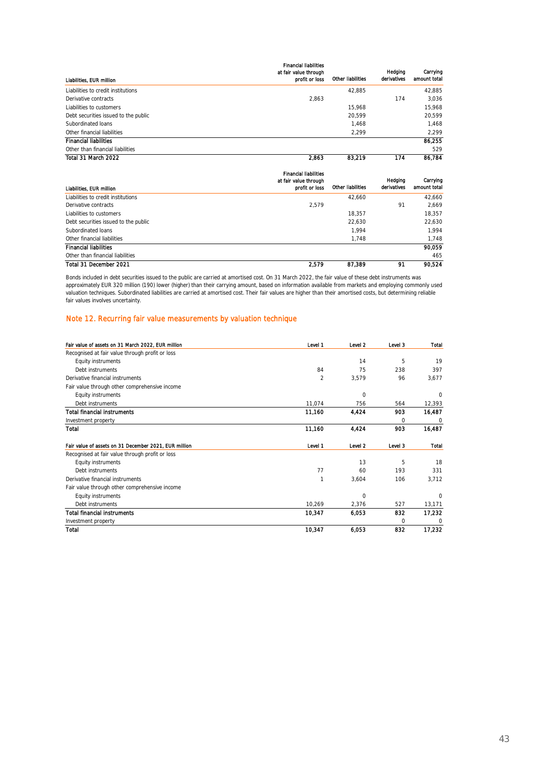| Liabilities, EUR million | Financial liabilities at fair value through profit or loss | Other liabilities | Hedging derivatives | Carrying amount total |
|---|---|---|---|---|
| Liabilities to credit institutions | | 42,885 | | 42,885 |
| Derivative contracts | 2,863 | | 174 | 3,036 |
| Liabilities to customers | | 15,968 | | 15,968 |
| Debt securities issued to the public | | 20,599 | | 20,599 |
| Subordinated loans | | 1,468 | | 1,468 |
| Other financial liabilities | | 2,299 | | 2,299 |
| **Financial liabilities** | | | | **86,255** |
| Other than financial liabilities | | | | 529 |
| **Total 31 March 2022** | **2,863** | **83,219** | **174** | **86,784** |

| Liabilities, EUR million | Financial liabilities at fair value through profit or loss | Other liabilities | Hedging derivatives | Carrying amount total |
|---|---|---|---|---|
| Liabilities to credit institutions | | 42,660 | | 42,660 |
| Derivative contracts | 2,579 | | 91 | 2,669 |
| Liabilities to customers | | 18,357 | | 18,357 |
| Debt securities issued to the public | | 22,630 | | 22,630 |
| Subordinated loans | | 1,994 | | 1,994 |
| Other financial liabilities | | 1,748 | | 1,748 |
| **Financial liabilities** | | | | **90,059** |
| Other than financial liabilities | | | | 465 |
| **Total 31 December 2021** | **2,579** | **87,389** | **91** | **90,524** |

Bonds included in debt securities issued to the public are carried at amortised cost. On 31 March 2022, the fair value of these debt instruments was approximately EUR 320 million (190) lower (higher) than their carrying amount, based on information available from markets and employing commonly used valuation techniques. Subordinated liabilities are carried at amortised cost. Their fair values are higher than their amortised costs, but determining reliable fair values involves uncertainty.

## Note 12. Recurring fair value measurements by valuation technique

| Fair value of assets on 31 March 2022, EUR million | Level 1 | Level 2 | Level 3 | Total |
|---|---|---|---|---|
| Recognised at fair value through profit or loss | | | | |
| Equity instruments | | 14 | 5 | 19 |
| Debt instruments | 84 | 75 | 238 | 397 |
| Derivative financial instruments | 2 | 3,579 | 96 | 3,677 |
| Fair value through other comprehensive income | | | | |
| Equity instruments | | 0 | | 0 |
| Debt instruments | 11,074 | 756 | 564 | 12,393 |
| **Total financial instruments** | **11,160** | **4,424** | **903** | **16,487** |
| Investment property | | | 0 | 0 |
| **Total** | **11,160** | **4,424** | **903** | **16,487** |

| Fair value of assets on 31 December 2021, EUR million | Level 1 | Level 2 | Level 3 | Total |
|---|---|---|---|---|
| Recognised at fair value through profit or loss | | | | |
| Equity instruments | | 13 | 5 | 18 |
| Debt instruments | 77 | 60 | 193 | 331 |
| Derivative financial instruments | 1 | 3,604 | 106 | 3,712 |
| Fair value through other comprehensive income | | | | |
| Equity instruments | | 0 | | 0 |
| Debt instruments | 10,269 | 2,376 | 527 | 13,171 |
| **Total financial instruments** | **10,347** | **6,053** | **832** | **17,232** |
| Investment property | | | 0 | 0 |
| **Total** | **10,347** | **6,053** | **832** | **17,232** |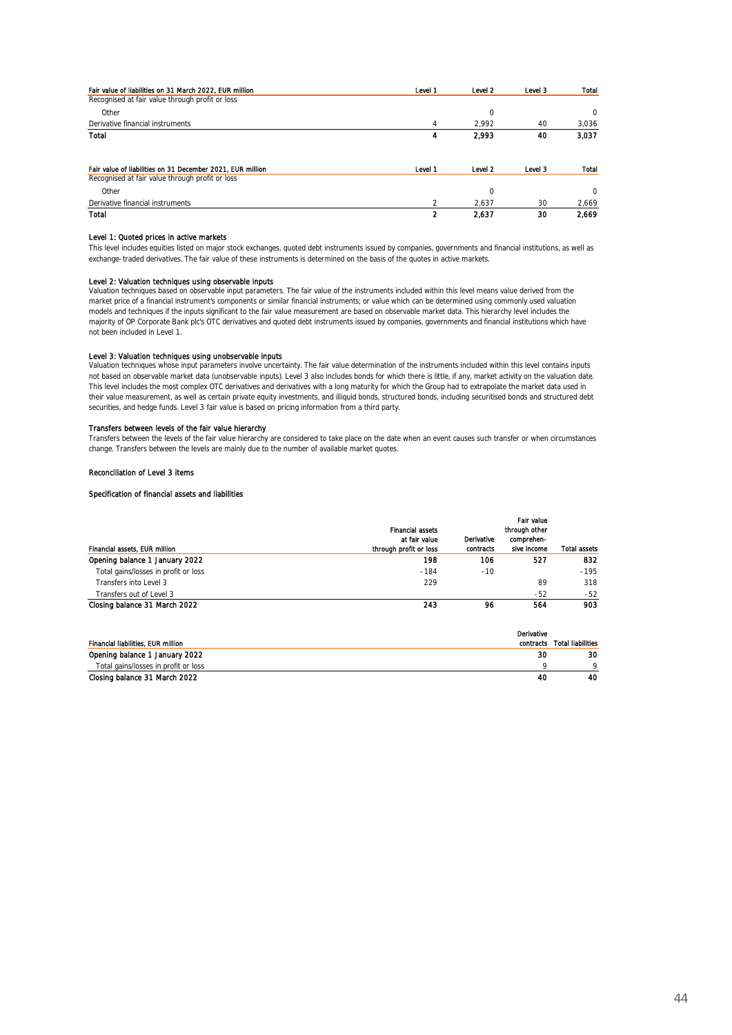| Fair value of liabilities on 31 March 2022, EUR million | Level 1 | Level 2 | Level 3 | Total |
|---|---|---|---|---|
| Recognised at fair value through profit or loss | | | | |
| Other | | 0 | | 0 |
| Derivative financial instruments | 4 | 2,992 | 40 | 3,036 |
| **Total** | **4** | **2,993** | **40** | **3,037** |

| Fair value of liabilities on 31 December 2021, EUR million | Level 1 | Level 2 | Level 3 | Total |
|---|---|---|---|---|
| Recognised at fair value through profit or loss | | | | |
| Other | | 0 | | 0 |
| Derivative financial instruments | 2 | 2,637 | 30 | 2,669 |
| **Total** | **2** | **2,637** | **30** | **2,669** |

**Level 1: Quoted prices in active markets**

This level includes equities listed on major stock exchanges, quoted debt instruments issued by companies, governments and financial institutions, as well as exchange-traded derivatives. The fair value of these instruments is determined on the basis of the quotes in active markets.

**Level 2: Valuation techniques using observable inputs**

Valuation techniques based on observable input parameters. The fair value of the instruments included within this level means value derived from the market price of a financial instrument's components or similar financial instruments; or value which can be determined using commonly used valuation models and techniques if the inputs significant to the fair value measurement are based on observable market data. This hierarchy level includes the majority of OP Corporate Bank plc's OTC derivatives and quoted debt instruments issued by companies, governments and financial institutions which have not been included in Level 1.

**Level 3: Valuation techniques using unobservable inputs**

Valuation techniques whose input parameters involve uncertainty. The fair value determination of the instruments included within this level contains inputs not based on observable market data (unobservable inputs). Level 3 also includes bonds for which there is little, if any, market activity on the valuation date. This level includes the most complex OTC derivatives and derivatives with a long maturity for which the Group had to extrapolate the market data used in their value measurement, as well as certain private equity investments, and illiquid bonds, structured bonds, including securitised bonds and structured debt securities, and hedge funds. Level 3 fair value is based on pricing information from a third party.

**Transfers between levels of the fair value hierarchy**

Transfers between the levels of the fair value hierarchy are considered to take place on the date when an event causes such transfer or when circumstances change. Transfers between the levels are mainly due to the number of available market quotes.

**Reconciliation of Level 3 items**

**Specification of financial assets and liabilities**

| Financial assets, EUR million | Financial assets at fair value through profit or loss | Derivative contracts | Fair value through other comprehensive income | Total assets |
|---|---|---|---|---|
| **Opening balance 1 January 2022** | **198** | **106** | **527** | **832** |
| Total gains/losses in profit or loss | -184 | -10 | | -195 |
| Transfers into Level 3 | 229 | | 89 | 318 |
| Transfers out of Level 3 | | | -52 | -52 |
| **Closing balance 31 March 2022** | **243** | **96** | **564** | **903** |

| Financial liabilities, EUR million | Derivative contracts | Total liabilities |
|---|---|---|
| **Opening balance 1 January 2022** | **30** | **30** |
| Total gains/losses in profit or loss | 9 | 9 |
| **Closing balance 31 March 2022** | **40** | **40** |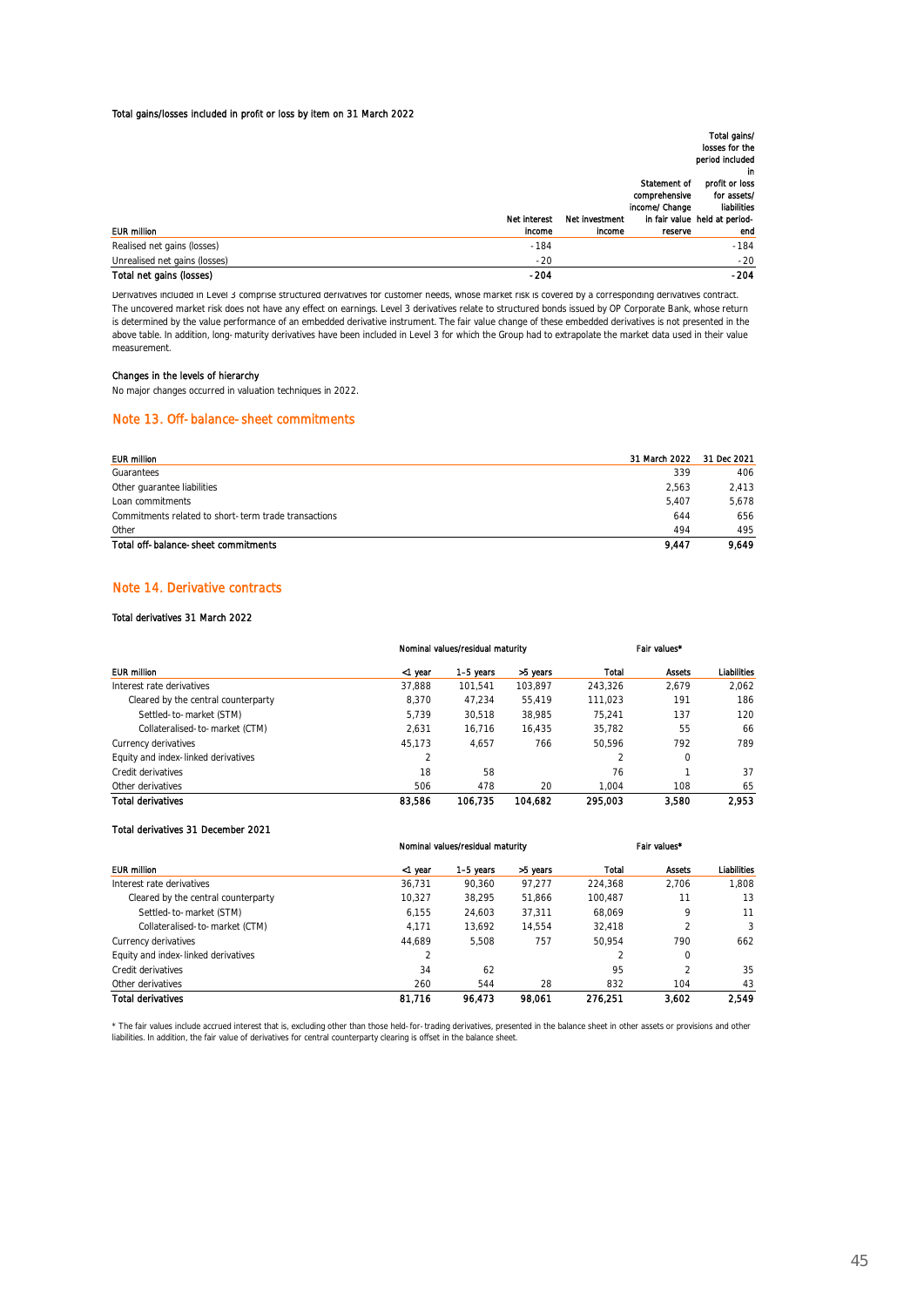#### Total gains/losses included in profit or loss by item on 31 March 2022

| EUR million | Net interest income | Net investment income | Statement of comprehensive income/ Change in fair value reserve | Total gains/ losses for the period included in profit or loss for assets/ liabilities held at period-end |
|---|---|---|---|---|
| Realised net gains (losses) | -184 | | | -184 |
| Unrealised net gains (losses) | -20 | | | -20 |
| **Total net gains (losses)** | **-204** | | | **-204** |

Derivatives included in Level 3 comprise structured derivatives for customer needs, whose market risk is covered by a corresponding derivatives contract. The uncovered market risk does not have any effect on earnings. Level 3 derivatives relate to structured bonds issued by OP Corporate Bank, whose return is determined by the value performance of an embedded derivative instrument. The fair value change of these embedded derivatives is not presented in the above table. In addition, long-maturity derivatives have been included in Level 3 for which the Group had to extrapolate the market data used in their value measurement.

#### Changes in the levels of hierarchy

No major changes occurred in valuation techniques in 2022.

## Note 13. Off-balance-sheet commitments

| EUR million | 31 March 2022 | 31 Dec 2021 |
|---|---|---|
| Guarantees | 339 | 406 |
| Other guarantee liabilities | 2,563 | 2,413 |
| Loan commitments | 5,407 | 5,678 |
| Commitments related to short-term trade transactions | 644 | 656 |
| Other | 494 | 495 |
| **Total off-balance-sheet commitments** | **9,447** | **9,649** |

## Note 14. Derivative contracts

#### Total derivatives 31 March 2022

| | Nominal values/residual maturity | | | | Fair values* | |
|---|---|---|---|---|---|---|
| EUR million | <1 year | 1–5 years | >5 years | Total | Assets | Liabilities |
| Interest rate derivatives | 37,888 | 101,541 | 103,897 | 243,326 | 2,679 | 2,062 |
| Cleared by the central counterparty | 8,370 | 47,234 | 55,419 | 111,023 | 191 | 186 |
| Settled-to-market (STM) | 5,739 | 30,518 | 38,985 | 75,241 | 137 | 120 |
| Collateralised-to-market (CTM) | 2,631 | 16,716 | 16,435 | 35,782 | 55 | 66 |
| Currency derivatives | 45,173 | 4,657 | 766 | 50,596 | 792 | 789 |
| Equity and index-linked derivatives | 2 | | | 2 | 0 | |
| Credit derivatives | 18 | 58 | | 76 | 1 | 37 |
| Other derivatives | 506 | 478 | 20 | 1,004 | 108 | 65 |
| **Total derivatives** | **83,586** | **106,735** | **104,682** | **295,003** | **3,580** | **2,953** |

#### Total derivatives 31 December 2021

| | Nominal values/residual maturity | | | | Fair values* | |
|---|---|---|---|---|---|---|
| EUR million | <1 year | 1–5 years | >5 years | Total | Assets | Liabilities |
| Interest rate derivatives | 36,731 | 90,360 | 97,277 | 224,368 | 2,706 | 1,808 |
| Cleared by the central counterparty | 10,327 | 38,295 | 51,866 | 100,487 | 11 | 13 |
| Settled-to-market (STM) | 6,155 | 24,603 | 37,311 | 68,069 | 9 | 11 |
| Collateralised-to-market (CTM) | 4,171 | 13,692 | 14,554 | 32,418 | 2 | 3 |
| Currency derivatives | 44,689 | 5,508 | 757 | 50,954 | 790 | 662 |
| Equity and index-linked derivatives | 2 | | | 2 | 0 | |
| Credit derivatives | 34 | 62 | | 95 | 2 | 35 |
| Other derivatives | 260 | 544 | 28 | 832 | 104 | 43 |
| **Total derivatives** | **81,716** | **96,473** | **98,061** | **276,251** | **3,602** | **2,549** |

* The fair values include accrued interest that is, excluding other than those held-for-trading derivatives, presented in the balance sheet in other assets or provisions and other liabilities. In addition, the fair value of derivatives for central counterparty clearing is offset in the balance sheet.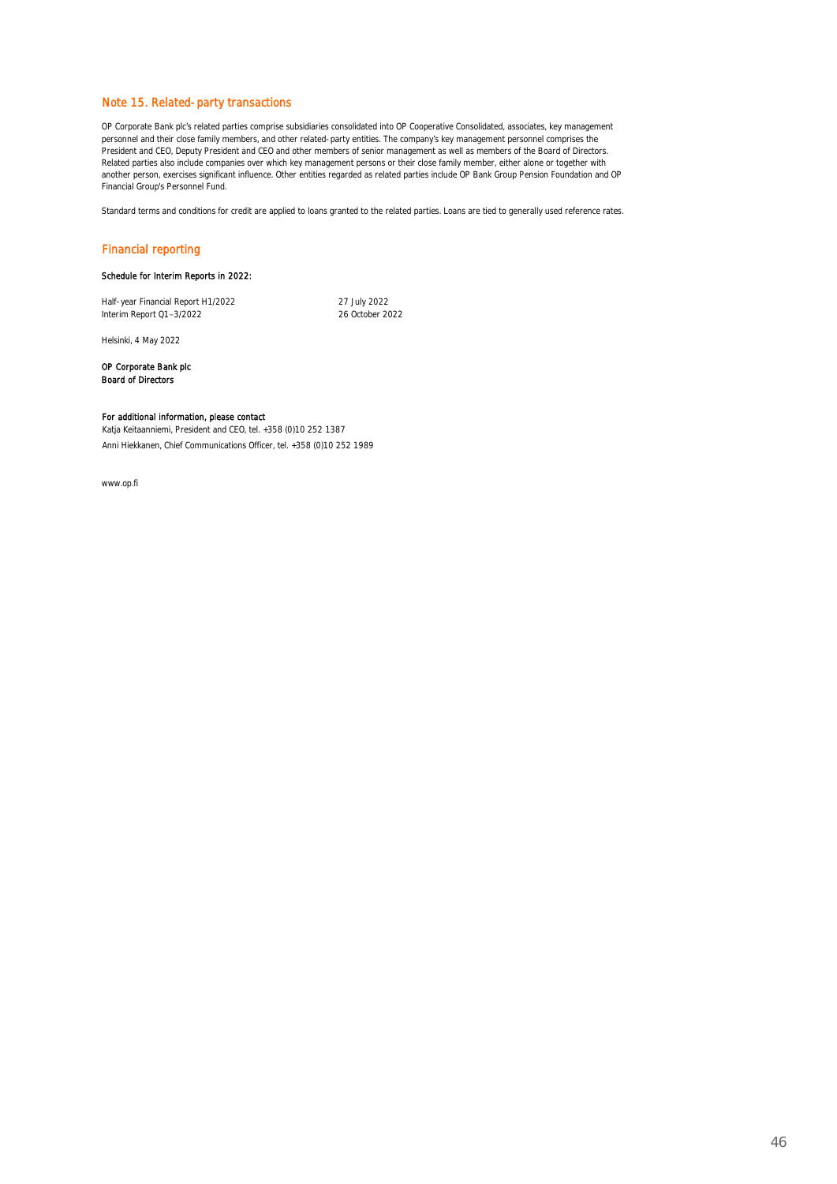## Note 15. Related-party transactions

OP Corporate Bank plc's related parties comprise subsidiaries consolidated into OP Cooperative Consolidated, associates, key management personnel and their close family members, and other related-party entities. The company's key management personnel comprises the President and CEO, Deputy President and CEO and other members of senior management as well as members of the Board of Directors. Related parties also include companies over which key management persons or their close family member, either alone or together with another person, exercises significant influence. Other entities regarded as related parties include OP Bank Group Pension Foundation and OP Financial Group's Personnel Fund.

Standard terms and conditions for credit are applied to loans granted to the related parties. Loans are tied to generally used reference rates.

## Financial reporting

Schedule for Interim Reports in 2022:

| | |
|---|---|
| Half-year Financial Report H1/2022 | 27 July 2022 |
| Interim Report Q1–3/2022 | 26 October 2022 |

Helsinki, 4 May 2022

OP Corporate Bank plc
Board of Directors

For additional information, please contact
Katja Keitaanniemi, President and CEO, tel. +358 (0)10 252 1387
Anni Hiekkanen, Chief Communications Officer, tel. +358 (0)10 252 1989

www.op.fi